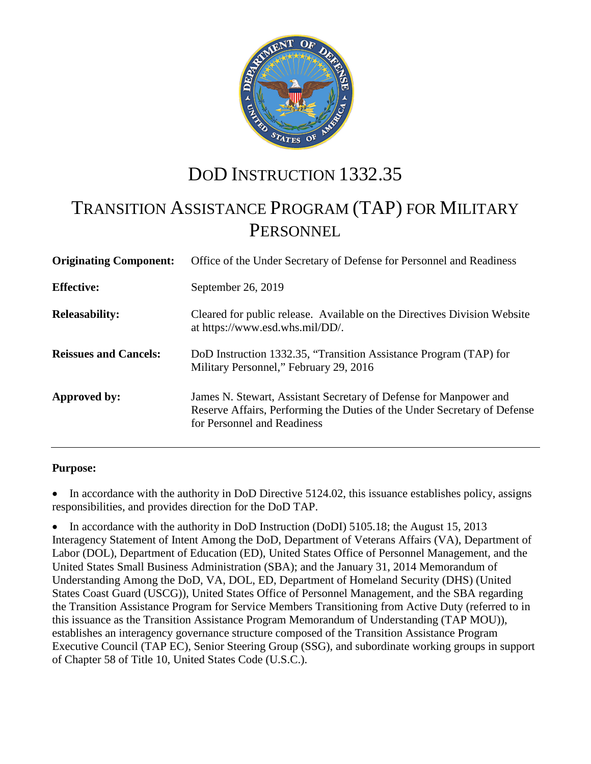# DoD INSTRUCTION 1332.35

# TRANSITION ASSISTANCE PROGRAM (TAP) FOR MILITARY PERSONNEL

| | |
|---|---|
| **Originating Component:** | Office of the Under Secretary of Defense for Personnel and Readiness |
| **Effective:** | September 26, 2019 |
| **Releasability:** | Cleared for public release. Available on the Directives Division Website at https://www.esd.whs.mil/DD/. |
| **Reissues and Cancels:** | DoD Instruction 1332.35, "Transition Assistance Program (TAP) for Military Personnel," February 29, 2016 |
| **Approved by:** | James N. Stewart, Assistant Secretary of Defense for Manpower and Reserve Affairs, Performing the Duties of the Under Secretary of Defense for Personnel and Readiness |

---

**Purpose:**

- In accordance with the authority in DoD Directive 5124.02, this issuance establishes policy, assigns responsibilities, and provides direction for the DoD TAP.
- In accordance with the authority in DoD Instruction (DoDI) 5105.18; the August 15, 2013 Interagency Statement of Intent Among the DoD, Department of Veterans Affairs (VA), Department of Labor (DOL), Department of Education (ED), United States Office of Personnel Management, and the United States Small Business Administration (SBA); and the January 31, 2014 Memorandum of Understanding Among the DoD, VA, DOL, ED, Department of Homeland Security (DHS) (United States Coast Guard (USCG)), United States Office of Personnel Management, and the SBA regarding the Transition Assistance Program for Service Members Transitioning from Active Duty (referred to in this issuance as the Transition Assistance Program Memorandum of Understanding (TAP MOU)), establishes an interagency governance structure composed of the Transition Assistance Program Executive Council (TAP EC), Senior Steering Group (SSG), and subordinate working groups in support of Chapter 58 of Title 10, United States Code (U.S.C.).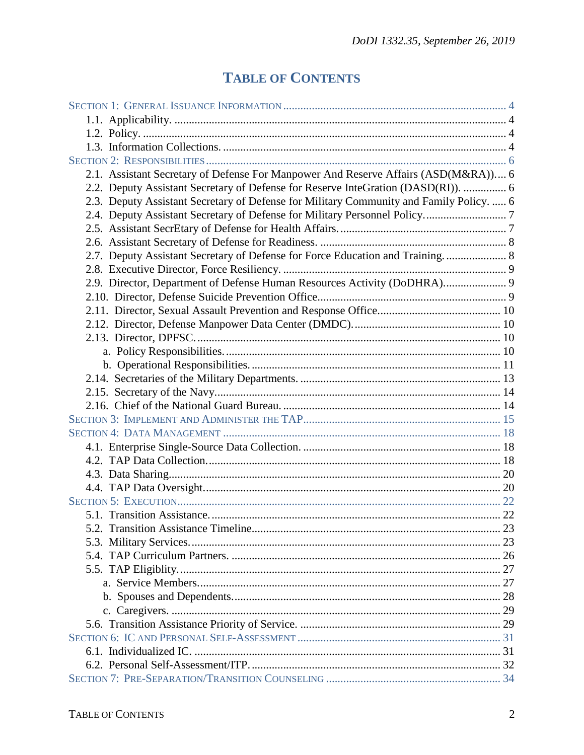# TABLE OF CONTENTS

SECTION 1: GENERAL ISSUANCE INFORMATION ............ 4
- 1.1. Applicability. ............ 4
- 1.2. Policy. ............ 4
- 1.3. Information Collections. ............ 4

SECTION 2: RESPONSIBILITIES ............ 6
- 2.1. Assistant Secretary of Defense For Manpower And Reserve Affairs (ASD(M&RA)).... 6
- 2.2. Deputy Assistant Secretary of Defense for Reserve InteGration (DASD(RI)). ............ 6
- 2.3. Deputy Assistant Secretary of Defense for Military Community and Family Policy. ..... 6
- 2.4. Deputy Assistant Secretary of Defense for Military Personnel Policy. ............ 7
- 2.5. Assistant SecrEtary of Defense for Health Affairs. ............ 7
- 2.6. Assistant Secretary of Defense for Readiness. ............ 8
- 2.7. Deputy Assistant Secretary of Defense for Force Education and Training. ............ 8
- 2.8. Executive Director, Force Resiliency. ............ 9
- 2.9. Director, Department of Defense Human Resources Activity (DoDHRA). ............ 9
- 2.10. Director, Defense Suicide Prevention Office. ............ 9
- 2.11. Director, Sexual Assault Prevention and Response Office. ............ 10
- 2.12. Director, Defense Manpower Data Center (DMDC). ............ 10
- 2.13. Director, DPFSC. ............ 10
  - a. Policy Responsibilities. ............ 10
  - b. Operational Responsibilities. ............ 11
- 2.14. Secretaries of the Military Departments. ............ 13
- 2.15. Secretary of the Navy. ............ 14
- 2.16. Chief of the National Guard Bureau. ............ 14

SECTION 3: IMPLEMENT AND ADMINISTER THE TAP ............ 15

SECTION 4: DATA MANAGEMENT ............ 18
- 4.1. Enterprise Single-Source Data Collection. ............ 18
- 4.2. TAP Data Collection. ............ 18
- 4.3. Data Sharing. ............ 20
- 4.4. TAP Data Oversight. ............ 20

SECTION 5: EXECUTION ............ 22
- 5.1. Transition Assistance. ............ 22
- 5.2. Transition Assistance Timeline. ............ 23
- 5.3. Military Services. ............ 23
- 5.4. TAP Curriculum Partners. ............ 26
- 5.5. TAP Eligiblity. ............ 27
  - a. Service Members. ............ 27
  - b. Spouses and Dependents. ............ 28
  - c. Caregivers. ............ 29
- 5.6. Transition Assistance Priority of Service. ............ 29

SECTION 6: IC AND PERSONAL SELF-ASSESSMENT ............ 31
- 6.1. Individualized IC. ............ 31
- 6.2. Personal Self-Assessment/ITP. ............ 32

SECTION 7: PRE-SEPARATION/TRANSITION COUNSELING ............ 34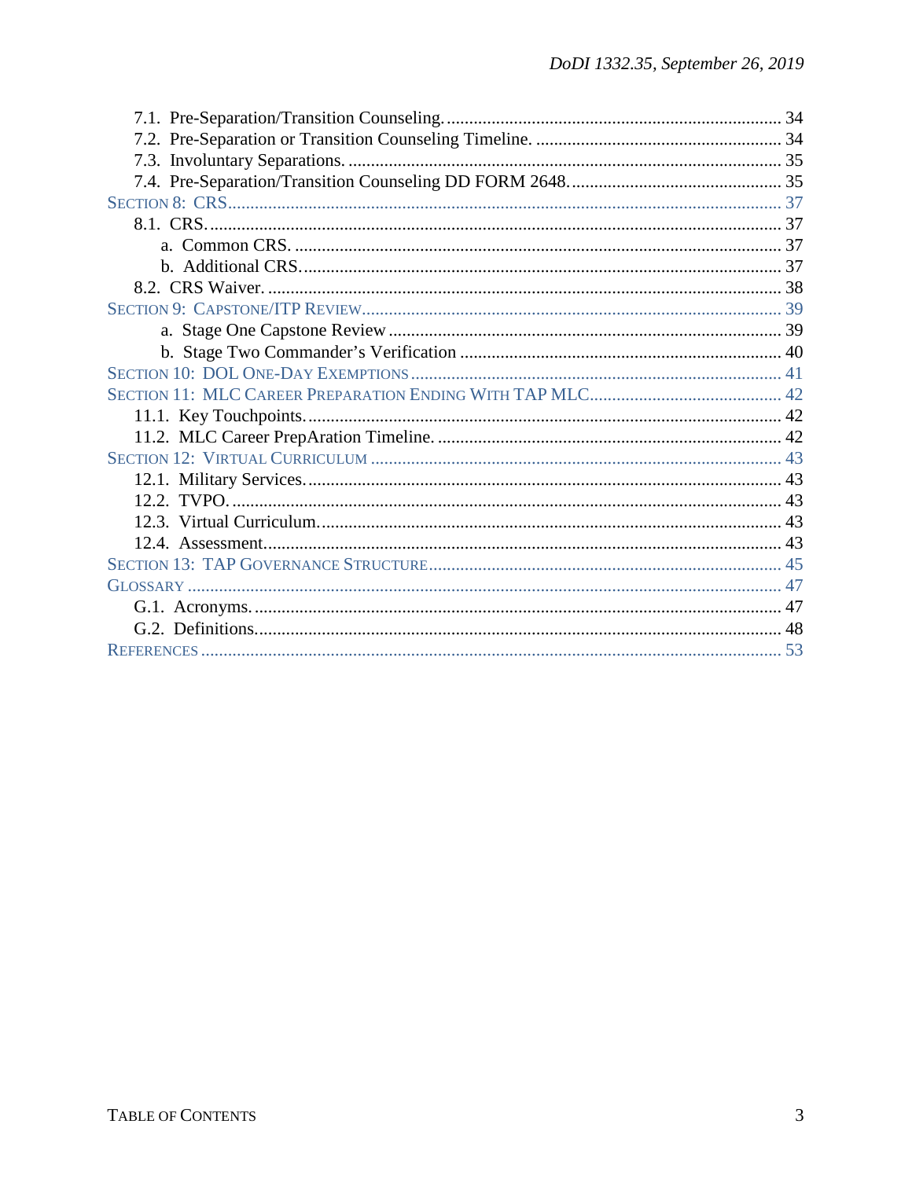7.1. Pre-Separation/Transition Counseling. .......... 34
7.2. Pre-Separation or Transition Counseling Timeline. .......... 34
7.3. Involuntary Separations. .......... 35
7.4. Pre-Separation/Transition Counseling DD FORM 2648. .......... 35

SECTION 8: CRS .......... 37
8.1. CRS. .......... 37
a. Common CRS. .......... 37
b. Additional CRS. .......... 37
8.2. CRS Waiver. .......... 38

SECTION 9: CAPSTONE/ITP REVIEW .......... 39
a. Stage One Capstone Review .......... 39
b. Stage Two Commander's Verification .......... 40

SECTION 10: DOL ONE-DAY EXEMPTIONS .......... 41

SECTION 11: MLC CAREER PREPARATION ENDING WITH TAP MLC .......... 42
11.1. Key Touchpoints. .......... 42
11.2. MLC Career PrepAration Timeline. .......... 42

SECTION 12: VIRTUAL CURRICULUM .......... 43
12.1. Military Services. .......... 43
12.2. TVPO. .......... 43
12.3. Virtual Curriculum. .......... 43
12.4. Assessment. .......... 43

SECTION 13: TAP GOVERNANCE STRUCTURE .......... 45

GLOSSARY .......... 47
G.1. Acronyms. .......... 47
G.2. Definitions. .......... 48

REFERENCES .......... 53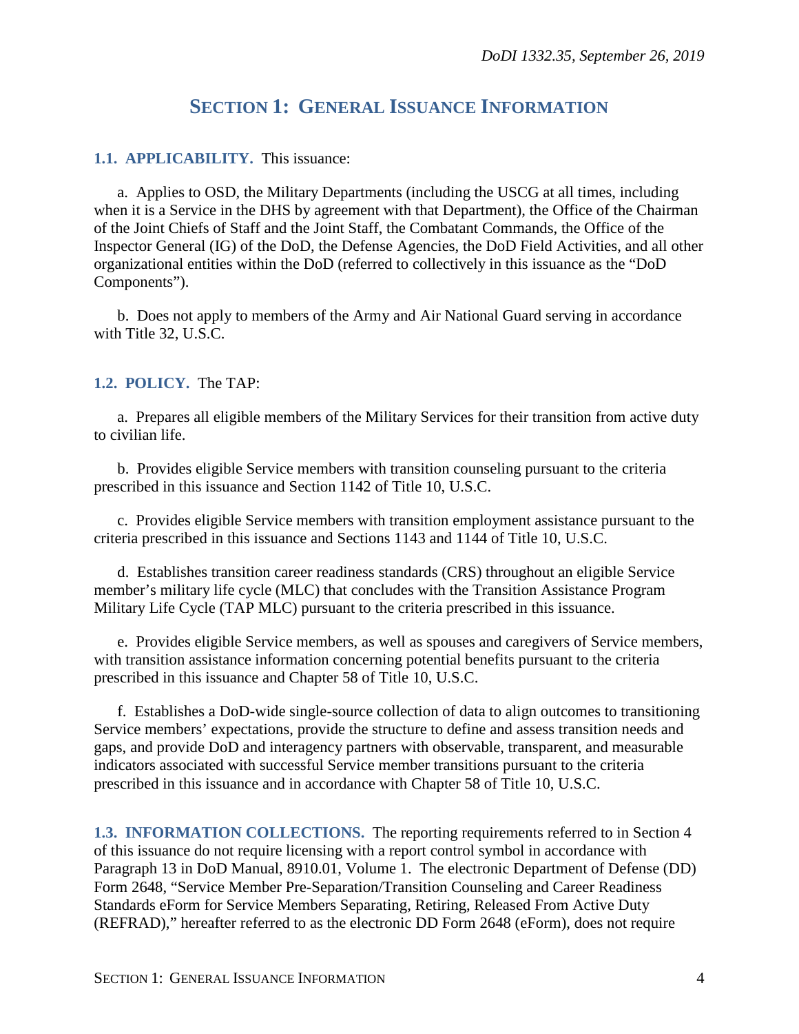## SECTION 1: GENERAL ISSUANCE INFORMATION

**1.1. APPLICABILITY.** This issuance:

a. Applies to OSD, the Military Departments (including the USCG at all times, including when it is a Service in the DHS by agreement with that Department), the Office of the Chairman of the Joint Chiefs of Staff and the Joint Staff, the Combatant Commands, the Office of the Inspector General (IG) of the DoD, the Defense Agencies, the DoD Field Activities, and all other organizational entities within the DoD (referred to collectively in this issuance as the "DoD Components").

b. Does not apply to members of the Army and Air National Guard serving in accordance with Title 32, U.S.C.

**1.2. POLICY.** The TAP:

a. Prepares all eligible members of the Military Services for their transition from active duty to civilian life.

b. Provides eligible Service members with transition counseling pursuant to the criteria prescribed in this issuance and Section 1142 of Title 10, U.S.C.

c. Provides eligible Service members with transition employment assistance pursuant to the criteria prescribed in this issuance and Sections 1143 and 1144 of Title 10, U.S.C.

d. Establishes transition career readiness standards (CRS) throughout an eligible Service member's military life cycle (MLC) that concludes with the Transition Assistance Program Military Life Cycle (TAP MLC) pursuant to the criteria prescribed in this issuance.

e. Provides eligible Service members, as well as spouses and caregivers of Service members, with transition assistance information concerning potential benefits pursuant to the criteria prescribed in this issuance and Chapter 58 of Title 10, U.S.C.

f. Establishes a DoD-wide single-source collection of data to align outcomes to transitioning Service members' expectations, provide the structure to define and assess transition needs and gaps, and provide DoD and interagency partners with observable, transparent, and measurable indicators associated with successful Service member transitions pursuant to the criteria prescribed in this issuance and in accordance with Chapter 58 of Title 10, U.S.C.

**1.3. INFORMATION COLLECTIONS.** The reporting requirements referred to in Section 4 of this issuance do not require licensing with a report control symbol in accordance with Paragraph 13 in DoD Manual, 8910.01, Volume 1. The electronic Department of Defense (DD) Form 2648, "Service Member Pre-Separation/Transition Counseling and Career Readiness Standards eForm for Service Members Separating, Retiring, Released From Active Duty (REFRAD)," hereafter referred to as the electronic DD Form 2648 (eForm), does not require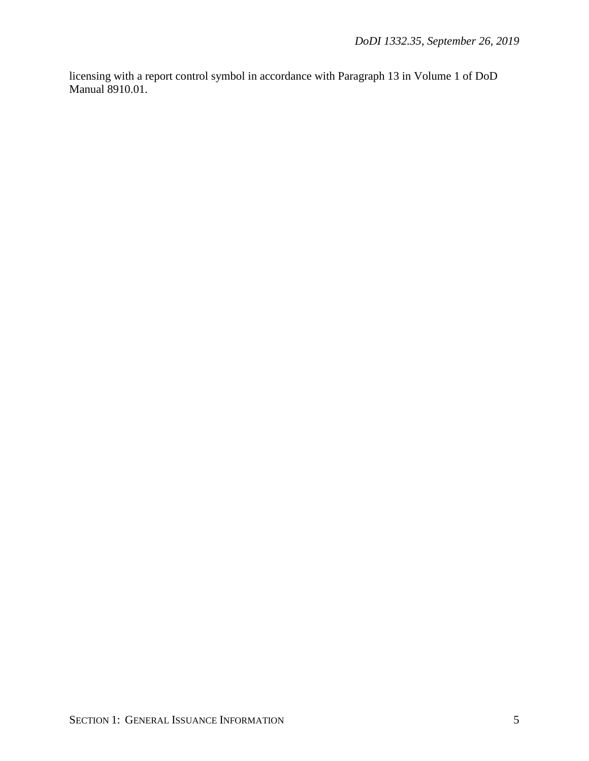licensing with a report control symbol in accordance with Paragraph 13 in Volume 1 of DoD Manual 8910.01.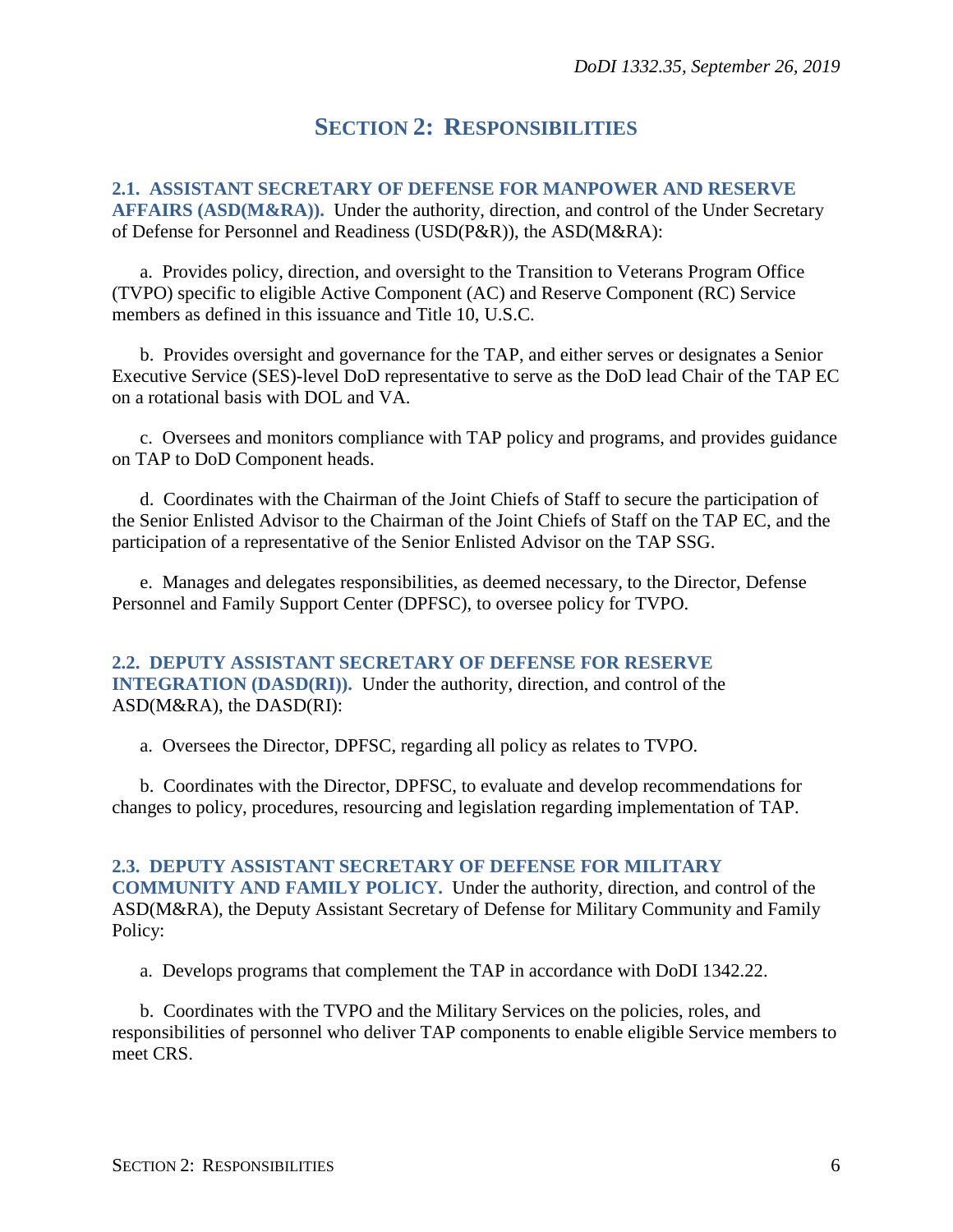# SECTION 2: RESPONSIBILITIES

**2.1. ASSISTANT SECRETARY OF DEFENSE FOR MANPOWER AND RESERVE AFFAIRS (ASD(M&RA)).** Under the authority, direction, and control of the Under Secretary of Defense for Personnel and Readiness (USD(P&R)), the ASD(M&RA):

a. Provides policy, direction, and oversight to the Transition to Veterans Program Office (TVPO) specific to eligible Active Component (AC) and Reserve Component (RC) Service members as defined in this issuance and Title 10, U.S.C.

b. Provides oversight and governance for the TAP, and either serves or designates a Senior Executive Service (SES)-level DoD representative to serve as the DoD lead Chair of the TAP EC on a rotational basis with DOL and VA.

c. Oversees and monitors compliance with TAP policy and programs, and provides guidance on TAP to DoD Component heads.

d. Coordinates with the Chairman of the Joint Chiefs of Staff to secure the participation of the Senior Enlisted Advisor to the Chairman of the Joint Chiefs of Staff on the TAP EC, and the participation of a representative of the Senior Enlisted Advisor on the TAP SSG.

e. Manages and delegates responsibilities, as deemed necessary, to the Director, Defense Personnel and Family Support Center (DPFSC), to oversee policy for TVPO.

**2.2. DEPUTY ASSISTANT SECRETARY OF DEFENSE FOR RESERVE INTEGRATION (DASD(RI)).** Under the authority, direction, and control of the ASD(M&RA), the DASD(RI):

a. Oversees the Director, DPFSC, regarding all policy as relates to TVPO.

b. Coordinates with the Director, DPFSC, to evaluate and develop recommendations for changes to policy, procedures, resourcing and legislation regarding implementation of TAP.

**2.3. DEPUTY ASSISTANT SECRETARY OF DEFENSE FOR MILITARY COMMUNITY AND FAMILY POLICY.** Under the authority, direction, and control of the ASD(M&RA), the Deputy Assistant Secretary of Defense for Military Community and Family Policy:

a. Develops programs that complement the TAP in accordance with DoDI 1342.22.

b. Coordinates with the TVPO and the Military Services on the policies, roles, and responsibilities of personnel who deliver TAP components to enable eligible Service members to meet CRS.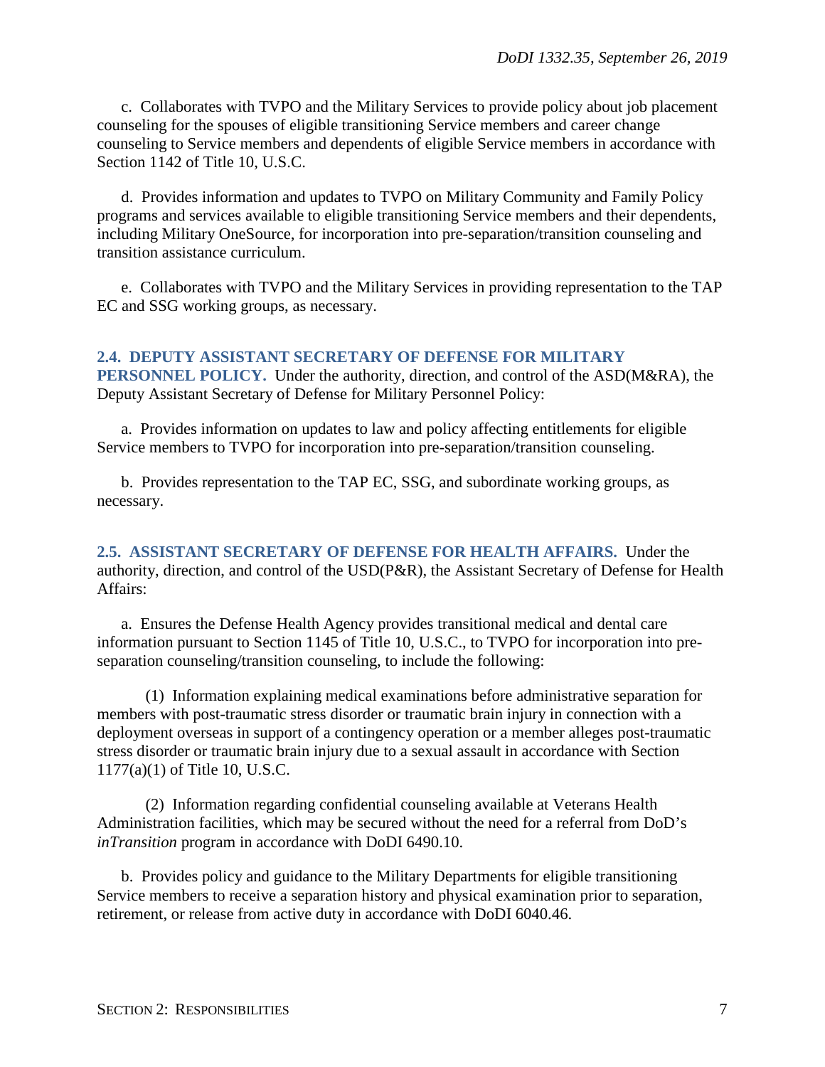c. Collaborates with TVPO and the Military Services to provide policy about job placement counseling for the spouses of eligible transitioning Service members and career change counseling to Service members and dependents of eligible Service members in accordance with Section 1142 of Title 10, U.S.C.

d. Provides information and updates to TVPO on Military Community and Family Policy programs and services available to eligible transitioning Service members and their dependents, including Military OneSource, for incorporation into pre-separation/transition counseling and transition assistance curriculum.

e. Collaborates with TVPO and the Military Services in providing representation to the TAP EC and SSG working groups, as necessary.

**2.4. DEPUTY ASSISTANT SECRETARY OF DEFENSE FOR MILITARY PERSONNEL POLICY.** Under the authority, direction, and control of the ASD(M&RA), the Deputy Assistant Secretary of Defense for Military Personnel Policy:

a. Provides information on updates to law and policy affecting entitlements for eligible Service members to TVPO for incorporation into pre-separation/transition counseling.

b. Provides representation to the TAP EC, SSG, and subordinate working groups, as necessary.

**2.5. ASSISTANT SECRETARY OF DEFENSE FOR HEALTH AFFAIRS.** Under the authority, direction, and control of the USD(P&R), the Assistant Secretary of Defense for Health Affairs:

a. Ensures the Defense Health Agency provides transitional medical and dental care information pursuant to Section 1145 of Title 10, U.S.C., to TVPO for incorporation into pre-separation counseling/transition counseling, to include the following:

(1) Information explaining medical examinations before administrative separation for members with post-traumatic stress disorder or traumatic brain injury in connection with a deployment overseas in support of a contingency operation or a member alleges post-traumatic stress disorder or traumatic brain injury due to a sexual assault in accordance with Section 1177(a)(1) of Title 10, U.S.C.

(2) Information regarding confidential counseling available at Veterans Health Administration facilities, which may be secured without the need for a referral from DoD's *inTransition* program in accordance with DoDI 6490.10.

b. Provides policy and guidance to the Military Departments for eligible transitioning Service members to receive a separation history and physical examination prior to separation, retirement, or release from active duty in accordance with DoDI 6040.46.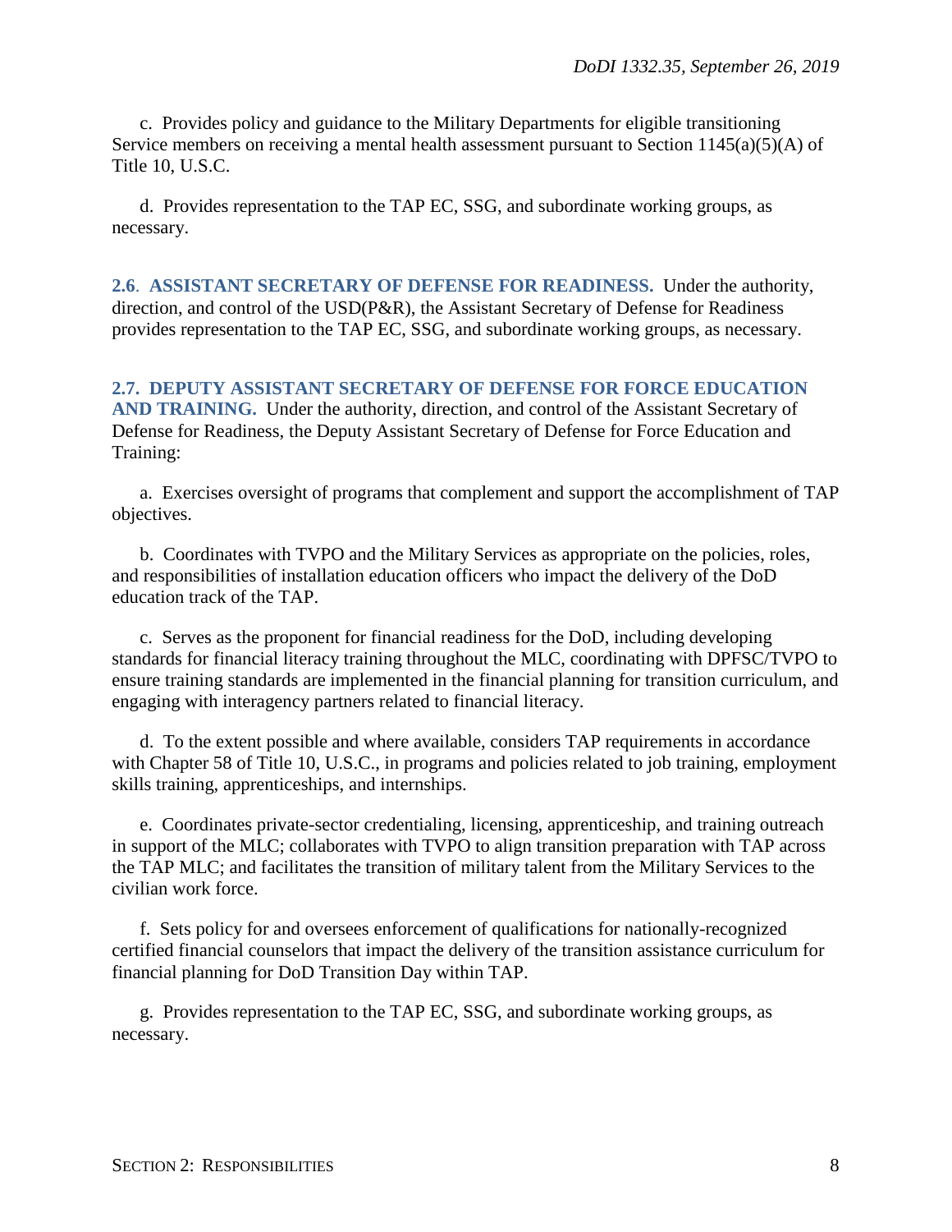c. Provides policy and guidance to the Military Departments for eligible transitioning Service members on receiving a mental health assessment pursuant to Section 1145(a)(5)(A) of Title 10, U.S.C.

d. Provides representation to the TAP EC, SSG, and subordinate working groups, as necessary.

**2.6. ASSISTANT SECRETARY OF DEFENSE FOR READINESS.** Under the authority, direction, and control of the USD(P&R), the Assistant Secretary of Defense for Readiness provides representation to the TAP EC, SSG, and subordinate working groups, as necessary.

**2.7. DEPUTY ASSISTANT SECRETARY OF DEFENSE FOR FORCE EDUCATION AND TRAINING.** Under the authority, direction, and control of the Assistant Secretary of Defense for Readiness, the Deputy Assistant Secretary of Defense for Force Education and Training:

a. Exercises oversight of programs that complement and support the accomplishment of TAP objectives.

b. Coordinates with TVPO and the Military Services as appropriate on the policies, roles, and responsibilities of installation education officers who impact the delivery of the DoD education track of the TAP.

c. Serves as the proponent for financial readiness for the DoD, including developing standards for financial literacy training throughout the MLC, coordinating with DPFSC/TVPO to ensure training standards are implemented in the financial planning for transition curriculum, and engaging with interagency partners related to financial literacy.

d. To the extent possible and where available, considers TAP requirements in accordance with Chapter 58 of Title 10, U.S.C., in programs and policies related to job training, employment skills training, apprenticeships, and internships.

e. Coordinates private-sector credentialing, licensing, apprenticeship, and training outreach in support of the MLC; collaborates with TVPO to align transition preparation with TAP across the TAP MLC; and facilitates the transition of military talent from the Military Services to the civilian work force.

f. Sets policy for and oversees enforcement of qualifications for nationally-recognized certified financial counselors that impact the delivery of the transition assistance curriculum for financial planning for DoD Transition Day within TAP.

g. Provides representation to the TAP EC, SSG, and subordinate working groups, as necessary.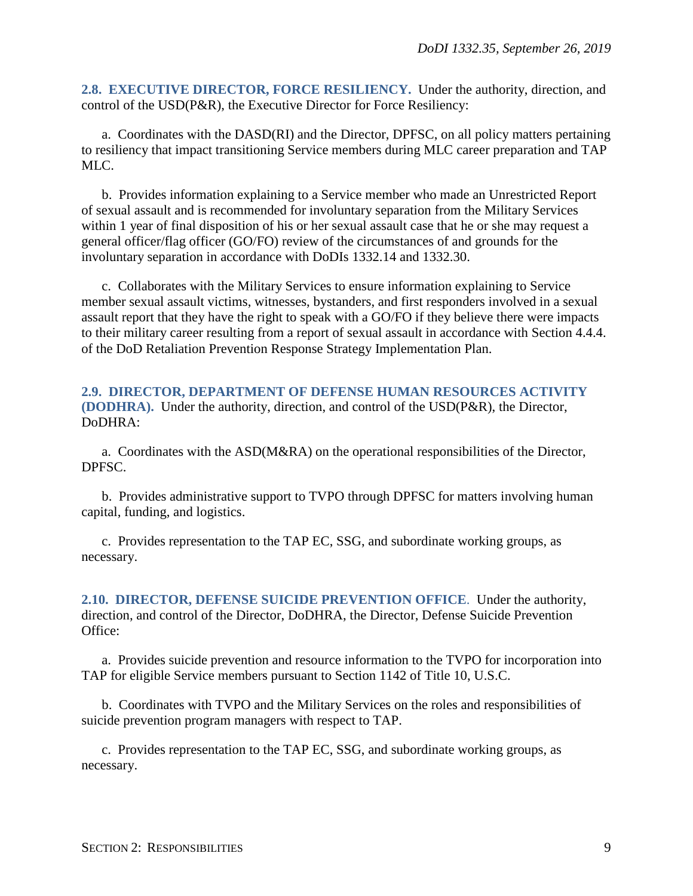**2.8. EXECUTIVE DIRECTOR, FORCE RESILIENCY.** Under the authority, direction, and control of the USD(P&R), the Executive Director for Force Resiliency:

a. Coordinates with the DASD(RI) and the Director, DPFSC, on all policy matters pertaining to resiliency that impact transitioning Service members during MLC career preparation and TAP MLC.

b. Provides information explaining to a Service member who made an Unrestricted Report of sexual assault and is recommended for involuntary separation from the Military Services within 1 year of final disposition of his or her sexual assault case that he or she may request a general officer/flag officer (GO/FO) review of the circumstances of and grounds for the involuntary separation in accordance with DoDIs 1332.14 and 1332.30.

c. Collaborates with the Military Services to ensure information explaining to Service member sexual assault victims, witnesses, bystanders, and first responders involved in a sexual assault report that they have the right to speak with a GO/FO if they believe there were impacts to their military career resulting from a report of sexual assault in accordance with Section 4.4.4. of the DoD Retaliation Prevention Response Strategy Implementation Plan.

**2.9. DIRECTOR, DEPARTMENT OF DEFENSE HUMAN RESOURCES ACTIVITY (DODHRA).** Under the authority, direction, and control of the USD(P&R), the Director, DoDHRA:

a. Coordinates with the ASD(M&RA) on the operational responsibilities of the Director, DPFSC.

b. Provides administrative support to TVPO through DPFSC for matters involving human capital, funding, and logistics.

c. Provides representation to the TAP EC, SSG, and subordinate working groups, as necessary.

**2.10. DIRECTOR, DEFENSE SUICIDE PREVENTION OFFICE**. Under the authority, direction, and control of the Director, DoDHRA, the Director, Defense Suicide Prevention Office:

a. Provides suicide prevention and resource information to the TVPO for incorporation into TAP for eligible Service members pursuant to Section 1142 of Title 10, U.S.C.

b. Coordinates with TVPO and the Military Services on the roles and responsibilities of suicide prevention program managers with respect to TAP.

c. Provides representation to the TAP EC, SSG, and subordinate working groups, as necessary.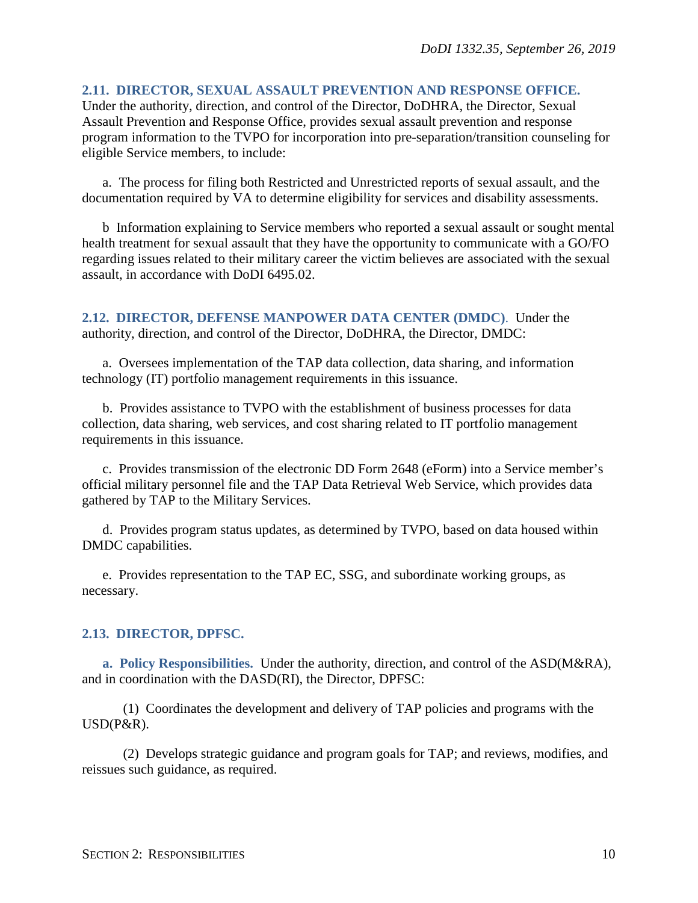## 2.11. DIRECTOR, SEXUAL ASSAULT PREVENTION AND RESPONSE OFFICE.

Under the authority, direction, and control of the Director, DoDHRA, the Director, Sexual Assault Prevention and Response Office, provides sexual assault prevention and response program information to the TVPO for incorporation into pre-separation/transition counseling for eligible Service members, to include:

a. The process for filing both Restricted and Unrestricted reports of sexual assault, and the documentation required by VA to determine eligibility for services and disability assessments.

b Information explaining to Service members who reported a sexual assault or sought mental health treatment for sexual assault that they have the opportunity to communicate with a GO/FO regarding issues related to their military career the victim believes are associated with the sexual assault, in accordance with DoDI 6495.02.

## 2.12. DIRECTOR, DEFENSE MANPOWER DATA CENTER (DMDC).

Under the authority, direction, and control of the Director, DoDHRA, the Director, DMDC:

a. Oversees implementation of the TAP data collection, data sharing, and information technology (IT) portfolio management requirements in this issuance.

b. Provides assistance to TVPO with the establishment of business processes for data collection, data sharing, web services, and cost sharing related to IT portfolio management requirements in this issuance.

c. Provides transmission of the electronic DD Form 2648 (eForm) into a Service member's official military personnel file and the TAP Data Retrieval Web Service, which provides data gathered by TAP to the Military Services.

d. Provides program status updates, as determined by TVPO, based on data housed within DMDC capabilities.

e. Provides representation to the TAP EC, SSG, and subordinate working groups, as necessary.

## 2.13. DIRECTOR, DPFSC.

**a. Policy Responsibilities.** Under the authority, direction, and control of the ASD(M&RA), and in coordination with the DASD(RI), the Director, DPFSC:

(1) Coordinates the development and delivery of TAP policies and programs with the USD(P&R).

(2) Develops strategic guidance and program goals for TAP; and reviews, modifies, and reissues such guidance, as required.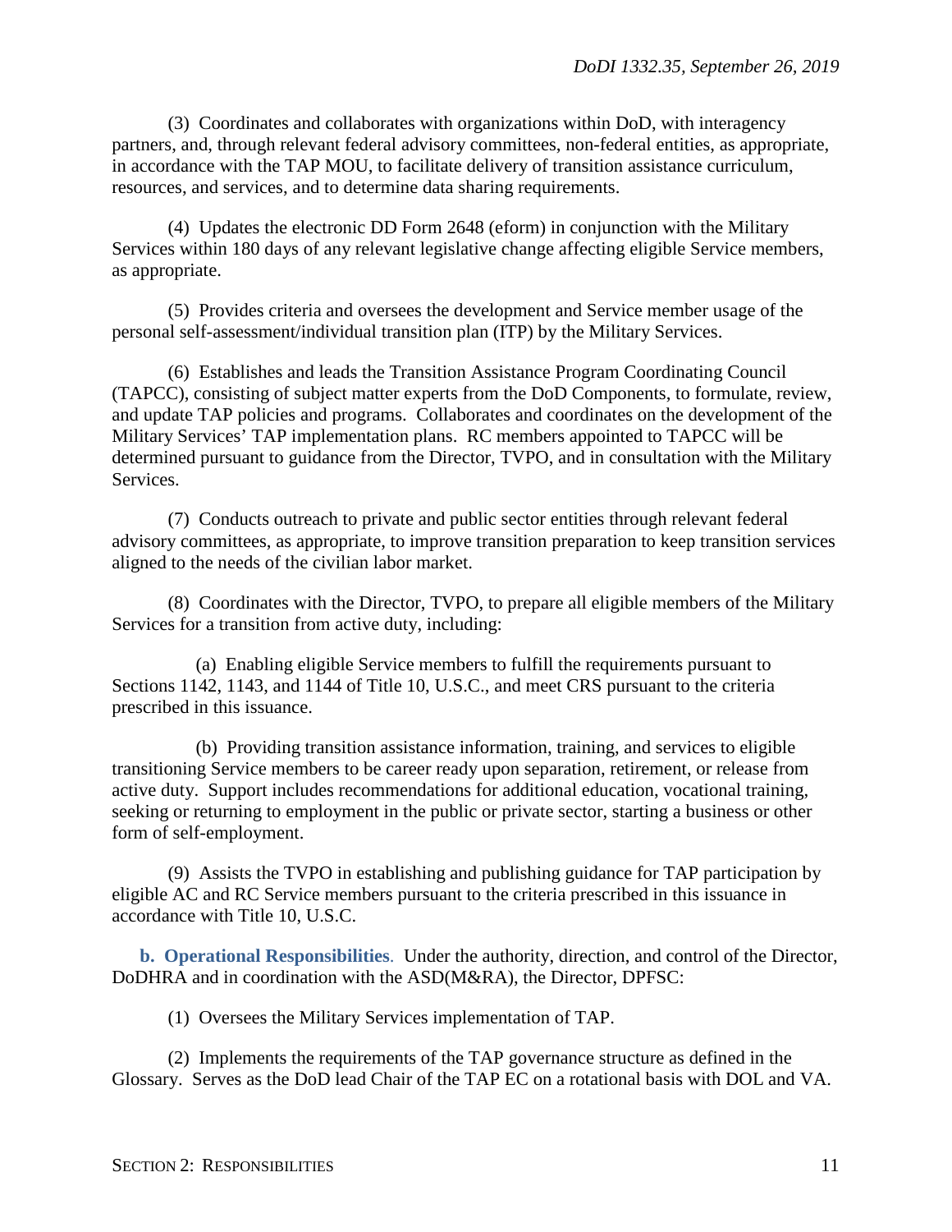(3) Coordinates and collaborates with organizations within DoD, with interagency partners, and, through relevant federal advisory committees, non-federal entities, as appropriate, in accordance with the TAP MOU, to facilitate delivery of transition assistance curriculum, resources, and services, and to determine data sharing requirements.

(4) Updates the electronic DD Form 2648 (eform) in conjunction with the Military Services within 180 days of any relevant legislative change affecting eligible Service members, as appropriate.

(5) Provides criteria and oversees the development and Service member usage of the personal self-assessment/individual transition plan (ITP) by the Military Services.

(6) Establishes and leads the Transition Assistance Program Coordinating Council (TAPCC), consisting of subject matter experts from the DoD Components, to formulate, review, and update TAP policies and programs. Collaborates and coordinates on the development of the Military Services' TAP implementation plans. RC members appointed to TAPCC will be determined pursuant to guidance from the Director, TVPO, and in consultation with the Military Services.

(7) Conducts outreach to private and public sector entities through relevant federal advisory committees, as appropriate, to improve transition preparation to keep transition services aligned to the needs of the civilian labor market.

(8) Coordinates with the Director, TVPO, to prepare all eligible members of the Military Services for a transition from active duty, including:

(a) Enabling eligible Service members to fulfill the requirements pursuant to Sections 1142, 1143, and 1144 of Title 10, U.S.C., and meet CRS pursuant to the criteria prescribed in this issuance.

(b) Providing transition assistance information, training, and services to eligible transitioning Service members to be career ready upon separation, retirement, or release from active duty. Support includes recommendations for additional education, vocational training, seeking or returning to employment in the public or private sector, starting a business or other form of self-employment.

(9) Assists the TVPO in establishing and publishing guidance for TAP participation by eligible AC and RC Service members pursuant to the criteria prescribed in this issuance in accordance with Title 10, U.S.C.

**b. Operational Responsibilities**. Under the authority, direction, and control of the Director, DoDHRA and in coordination with the ASD(M&RA), the Director, DPFSC:

(1) Oversees the Military Services implementation of TAP.

(2) Implements the requirements of the TAP governance structure as defined in the Glossary. Serves as the DoD lead Chair of the TAP EC on a rotational basis with DOL and VA.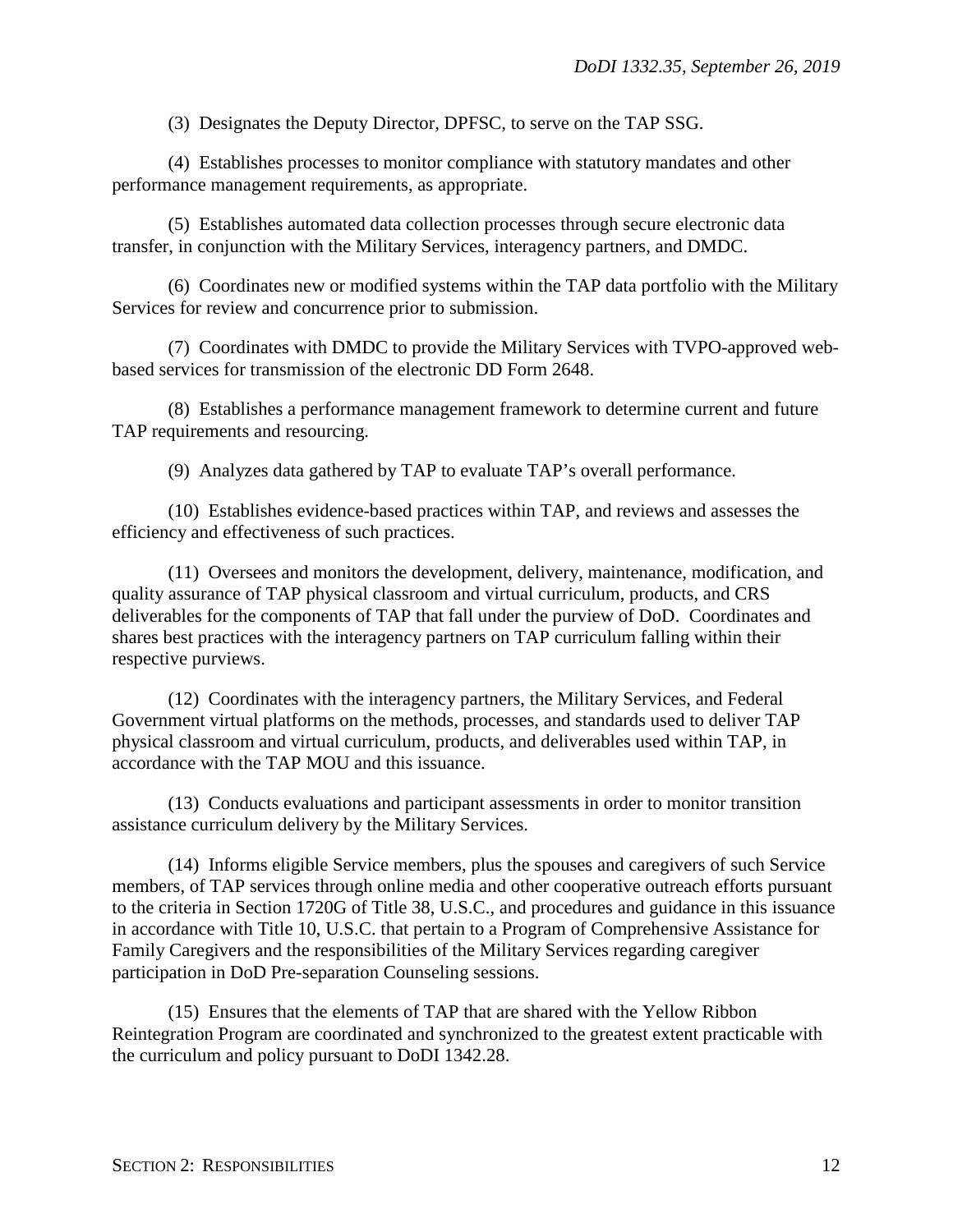(3) Designates the Deputy Director, DPFSC, to serve on the TAP SSG.

(4) Establishes processes to monitor compliance with statutory mandates and other performance management requirements, as appropriate.

(5) Establishes automated data collection processes through secure electronic data transfer, in conjunction with the Military Services, interagency partners, and DMDC.

(6) Coordinates new or modified systems within the TAP data portfolio with the Military Services for review and concurrence prior to submission.

(7) Coordinates with DMDC to provide the Military Services with TVPO-approved web-based services for transmission of the electronic DD Form 2648.

(8) Establishes a performance management framework to determine current and future TAP requirements and resourcing.

(9) Analyzes data gathered by TAP to evaluate TAP's overall performance.

(10) Establishes evidence-based practices within TAP, and reviews and assesses the efficiency and effectiveness of such practices.

(11) Oversees and monitors the development, delivery, maintenance, modification, and quality assurance of TAP physical classroom and virtual curriculum, products, and CRS deliverables for the components of TAP that fall under the purview of DoD. Coordinates and shares best practices with the interagency partners on TAP curriculum falling within their respective purviews.

(12) Coordinates with the interagency partners, the Military Services, and Federal Government virtual platforms on the methods, processes, and standards used to deliver TAP physical classroom and virtual curriculum, products, and deliverables used within TAP, in accordance with the TAP MOU and this issuance.

(13) Conducts evaluations and participant assessments in order to monitor transition assistance curriculum delivery by the Military Services.

(14) Informs eligible Service members, plus the spouses and caregivers of such Service members, of TAP services through online media and other cooperative outreach efforts pursuant to the criteria in Section 1720G of Title 38, U.S.C., and procedures and guidance in this issuance in accordance with Title 10, U.S.C. that pertain to a Program of Comprehensive Assistance for Family Caregivers and the responsibilities of the Military Services regarding caregiver participation in DoD Pre-separation Counseling sessions.

(15) Ensures that the elements of TAP that are shared with the Yellow Ribbon Reintegration Program are coordinated and synchronized to the greatest extent practicable with the curriculum and policy pursuant to DoDI 1342.28.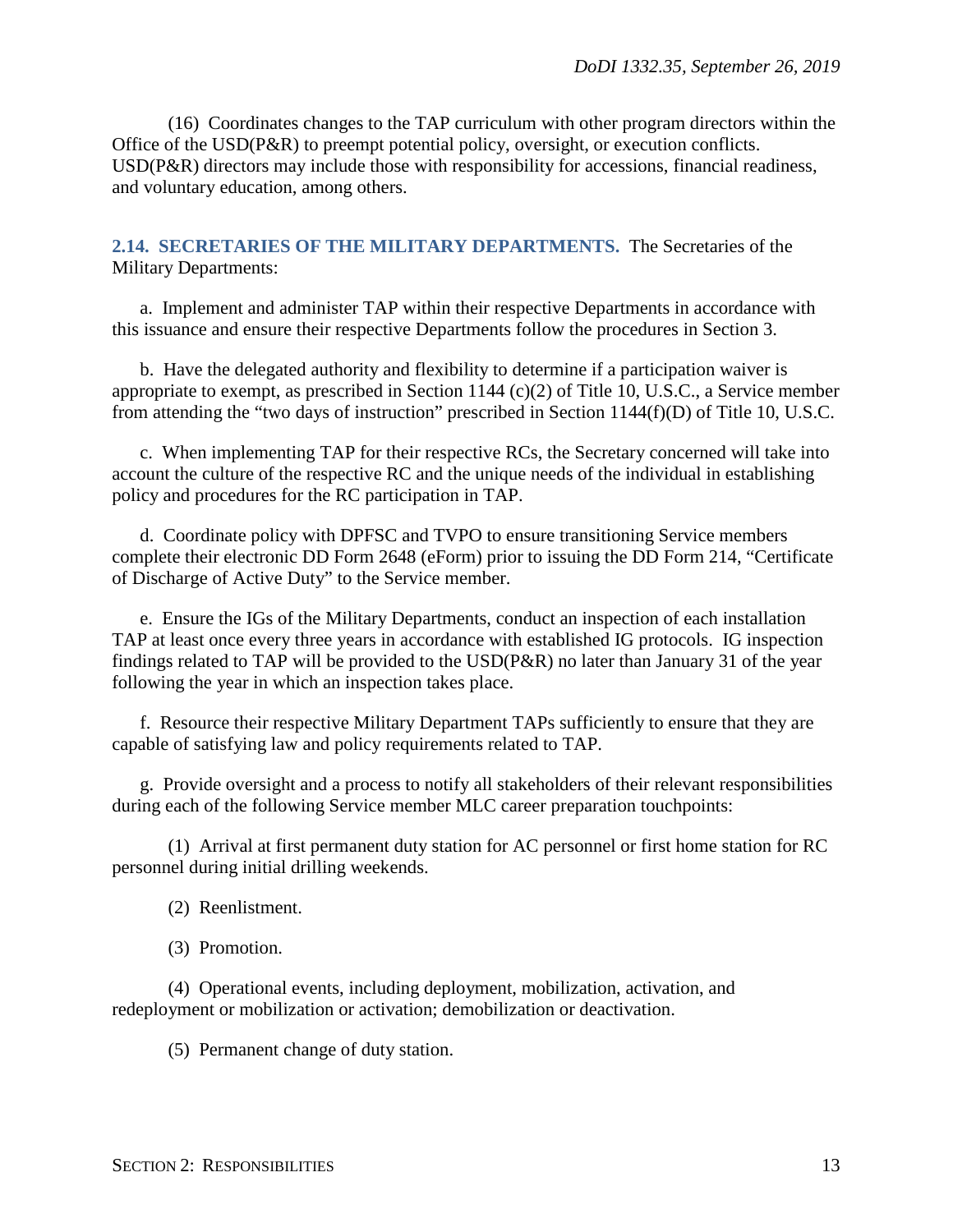(16) Coordinates changes to the TAP curriculum with other program directors within the Office of the USD(P&R) to preempt potential policy, oversight, or execution conflicts. USD(P&R) directors may include those with responsibility for accessions, financial readiness, and voluntary education, among others.

## 2.14. SECRETARIES OF THE MILITARY DEPARTMENTS.

The Secretaries of the Military Departments:

a. Implement and administer TAP within their respective Departments in accordance with this issuance and ensure their respective Departments follow the procedures in Section 3.

b. Have the delegated authority and flexibility to determine if a participation waiver is appropriate to exempt, as prescribed in Section 1144 (c)(2) of Title 10, U.S.C., a Service member from attending the "two days of instruction" prescribed in Section 1144(f)(D) of Title 10, U.S.C.

c. When implementing TAP for their respective RCs, the Secretary concerned will take into account the culture of the respective RC and the unique needs of the individual in establishing policy and procedures for the RC participation in TAP.

d. Coordinate policy with DPFSC and TVPO to ensure transitioning Service members complete their electronic DD Form 2648 (eForm) prior to issuing the DD Form 214, "Certificate of Discharge of Active Duty" to the Service member.

e. Ensure the IGs of the Military Departments, conduct an inspection of each installation TAP at least once every three years in accordance with established IG protocols. IG inspection findings related to TAP will be provided to the USD(P&R) no later than January 31 of the year following the year in which an inspection takes place.

f. Resource their respective Military Department TAPs sufficiently to ensure that they are capable of satisfying law and policy requirements related to TAP.

g. Provide oversight and a process to notify all stakeholders of their relevant responsibilities during each of the following Service member MLC career preparation touchpoints:

(1) Arrival at first permanent duty station for AC personnel or first home station for RC personnel during initial drilling weekends.

(2) Reenlistment.

(3) Promotion.

(4) Operational events, including deployment, mobilization, activation, and redeployment or mobilization or activation; demobilization or deactivation.

(5) Permanent change of duty station.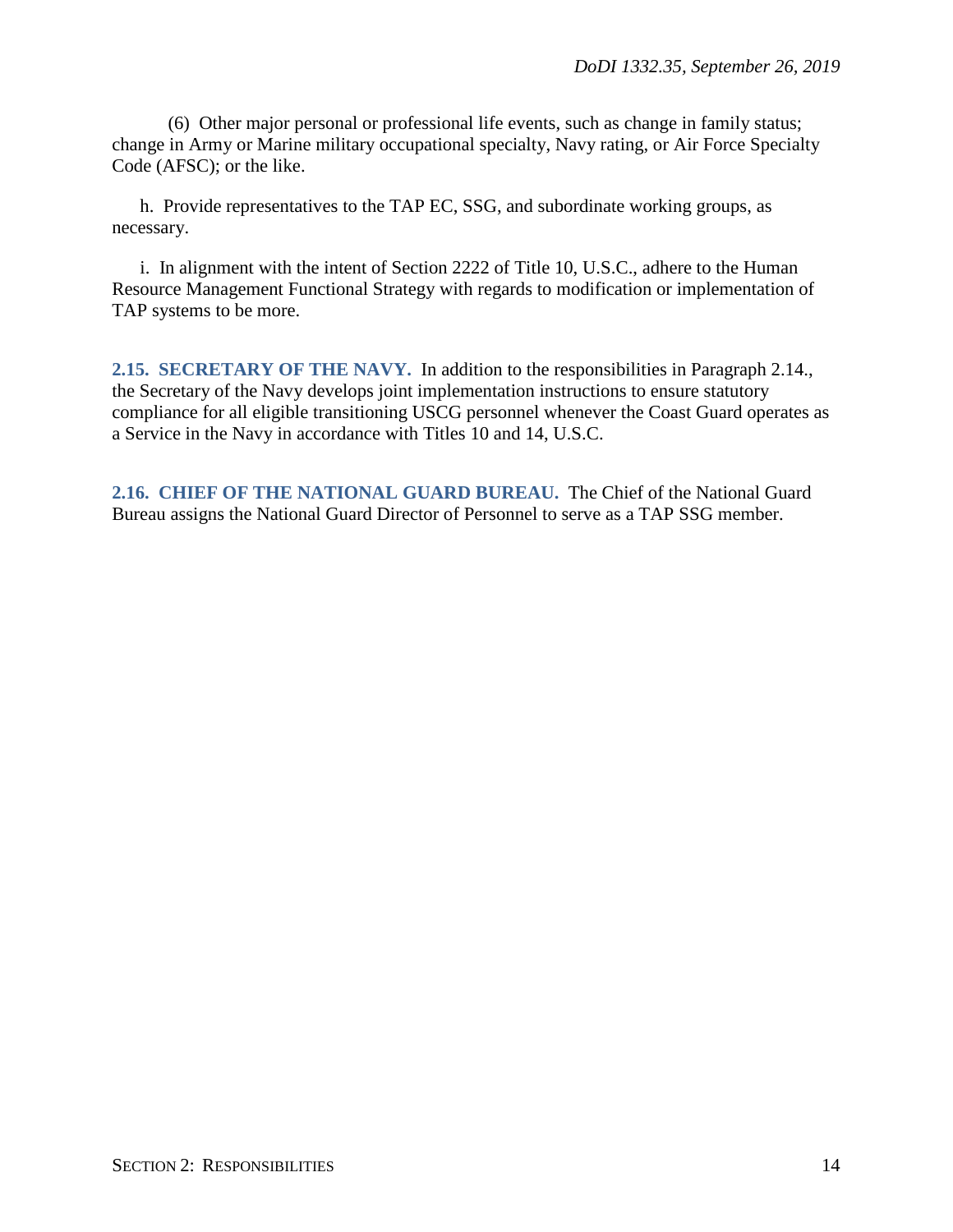(6) Other major personal or professional life events, such as change in family status; change in Army or Marine military occupational specialty, Navy rating, or Air Force Specialty Code (AFSC); or the like.

h. Provide representatives to the TAP EC, SSG, and subordinate working groups, as necessary.

i. In alignment with the intent of Section 2222 of Title 10, U.S.C., adhere to the Human Resource Management Functional Strategy with regards to modification or implementation of TAP systems to be more.

**2.15. SECRETARY OF THE NAVY.** In addition to the responsibilities in Paragraph 2.14., the Secretary of the Navy develops joint implementation instructions to ensure statutory compliance for all eligible transitioning USCG personnel whenever the Coast Guard operates as a Service in the Navy in accordance with Titles 10 and 14, U.S.C.

**2.16. CHIEF OF THE NATIONAL GUARD BUREAU.** The Chief of the National Guard Bureau assigns the National Guard Director of Personnel to serve as a TAP SSG member.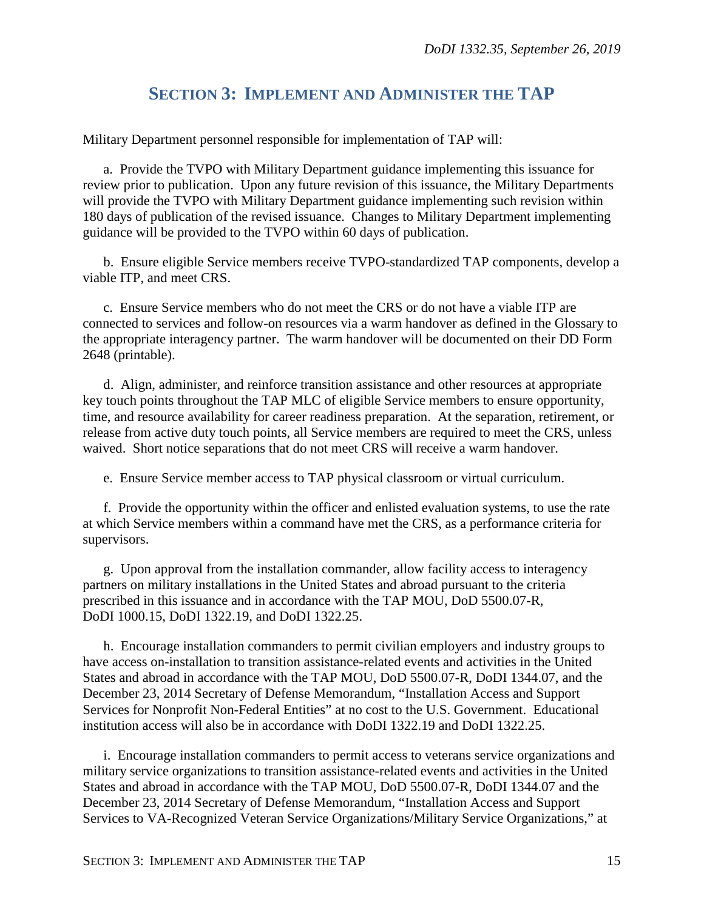## SECTION 3: IMPLEMENT AND ADMINISTER THE TAP

Military Department personnel responsible for implementation of TAP will:

a. Provide the TVPO with Military Department guidance implementing this issuance for review prior to publication. Upon any future revision of this issuance, the Military Departments will provide the TVPO with Military Department guidance implementing such revision within 180 days of publication of the revised issuance. Changes to Military Department implementing guidance will be provided to the TVPO within 60 days of publication.

b. Ensure eligible Service members receive TVPO-standardized TAP components, develop a viable ITP, and meet CRS.

c. Ensure Service members who do not meet the CRS or do not have a viable ITP are connected to services and follow-on resources via a warm handover as defined in the Glossary to the appropriate interagency partner. The warm handover will be documented on their DD Form 2648 (printable).

d. Align, administer, and reinforce transition assistance and other resources at appropriate key touch points throughout the TAP MLC of eligible Service members to ensure opportunity, time, and resource availability for career readiness preparation. At the separation, retirement, or release from active duty touch points, all Service members are required to meet the CRS, unless waived. Short notice separations that do not meet CRS will receive a warm handover.

e. Ensure Service member access to TAP physical classroom or virtual curriculum.

f. Provide the opportunity within the officer and enlisted evaluation systems, to use the rate at which Service members within a command have met the CRS, as a performance criteria for supervisors.

g. Upon approval from the installation commander, allow facility access to interagency partners on military installations in the United States and abroad pursuant to the criteria prescribed in this issuance and in accordance with the TAP MOU, DoD 5500.07-R, DoDI 1000.15, DoDI 1322.19, and DoDI 1322.25.

h. Encourage installation commanders to permit civilian employers and industry groups to have access on-installation to transition assistance-related events and activities in the United States and abroad in accordance with the TAP MOU, DoD 5500.07-R, DoDI 1344.07, and the December 23, 2014 Secretary of Defense Memorandum, "Installation Access and Support Services for Nonprofit Non-Federal Entities" at no cost to the U.S. Government. Educational institution access will also be in accordance with DoDI 1322.19 and DoDI 1322.25.

i. Encourage installation commanders to permit access to veterans service organizations and military service organizations to transition assistance-related events and activities in the United States and abroad in accordance with the TAP MOU, DoD 5500.07-R, DoDI 1344.07 and the December 23, 2014 Secretary of Defense Memorandum, "Installation Access and Support Services to VA-Recognized Veteran Service Organizations/Military Service Organizations," at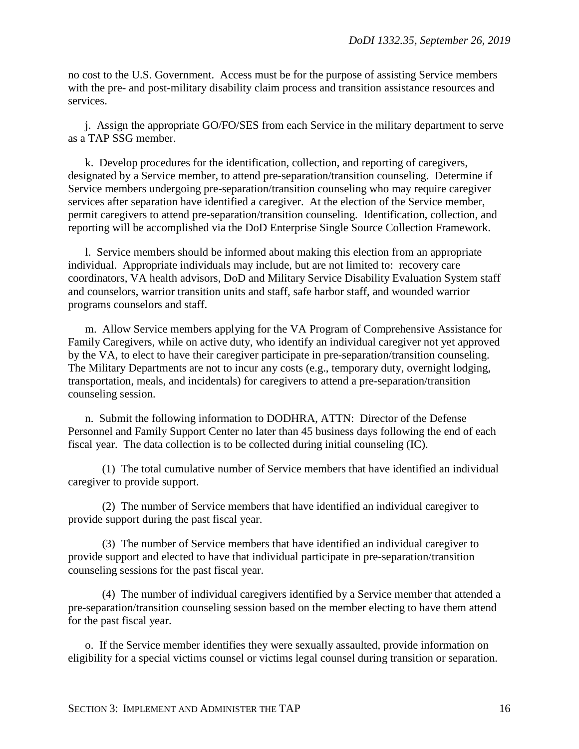no cost to the U.S. Government. Access must be for the purpose of assisting Service members with the pre- and post-military disability claim process and transition assistance resources and services.

j. Assign the appropriate GO/FO/SES from each Service in the military department to serve as a TAP SSG member.

k. Develop procedures for the identification, collection, and reporting of caregivers, designated by a Service member, to attend pre-separation/transition counseling. Determine if Service members undergoing pre-separation/transition counseling who may require caregiver services after separation have identified a caregiver. At the election of the Service member, permit caregivers to attend pre-separation/transition counseling. Identification, collection, and reporting will be accomplished via the DoD Enterprise Single Source Collection Framework.

l. Service members should be informed about making this election from an appropriate individual. Appropriate individuals may include, but are not limited to: recovery care coordinators, VA health advisors, DoD and Military Service Disability Evaluation System staff and counselors, warrior transition units and staff, safe harbor staff, and wounded warrior programs counselors and staff.

m. Allow Service members applying for the VA Program of Comprehensive Assistance for Family Caregivers, while on active duty, who identify an individual caregiver not yet approved by the VA, to elect to have their caregiver participate in pre-separation/transition counseling. The Military Departments are not to incur any costs (e.g., temporary duty, overnight lodging, transportation, meals, and incidentals) for caregivers to attend a pre-separation/transition counseling session.

n. Submit the following information to DODHRA, ATTN: Director of the Defense Personnel and Family Support Center no later than 45 business days following the end of each fiscal year. The data collection is to be collected during initial counseling (IC).

(1) The total cumulative number of Service members that have identified an individual caregiver to provide support.

(2) The number of Service members that have identified an individual caregiver to provide support during the past fiscal year.

(3) The number of Service members that have identified an individual caregiver to provide support and elected to have that individual participate in pre-separation/transition counseling sessions for the past fiscal year.

(4) The number of individual caregivers identified by a Service member that attended a pre-separation/transition counseling session based on the member electing to have them attend for the past fiscal year.

o. If the Service member identifies they were sexually assaulted, provide information on eligibility for a special victims counsel or victims legal counsel during transition or separation.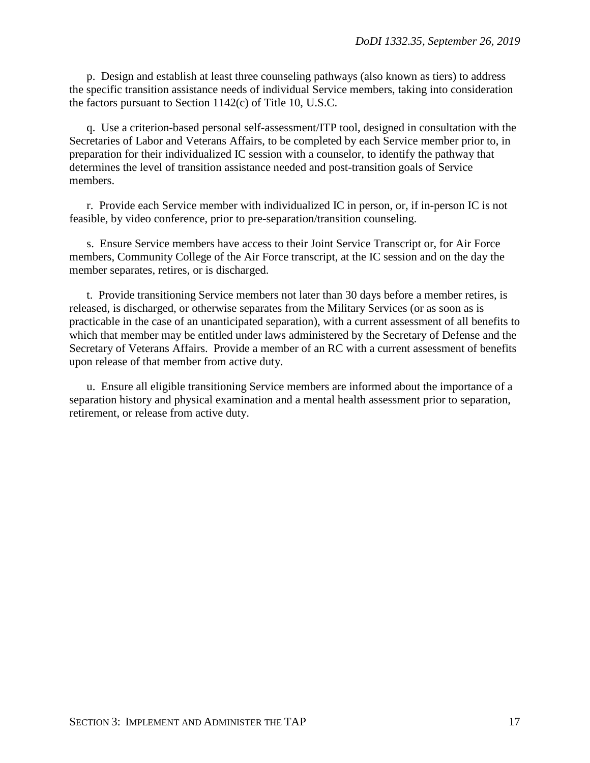p. Design and establish at least three counseling pathways (also known as tiers) to address the specific transition assistance needs of individual Service members, taking into consideration the factors pursuant to Section 1142(c) of Title 10, U.S.C.

q. Use a criterion-based personal self-assessment/ITP tool, designed in consultation with the Secretaries of Labor and Veterans Affairs, to be completed by each Service member prior to, in preparation for their individualized IC session with a counselor, to identify the pathway that determines the level of transition assistance needed and post-transition goals of Service members.

r. Provide each Service member with individualized IC in person, or, if in-person IC is not feasible, by video conference, prior to pre-separation/transition counseling.

s. Ensure Service members have access to their Joint Service Transcript or, for Air Force members, Community College of the Air Force transcript, at the IC session and on the day the member separates, retires, or is discharged.

t. Provide transitioning Service members not later than 30 days before a member retires, is released, is discharged, or otherwise separates from the Military Services (or as soon as is practicable in the case of an unanticipated separation), with a current assessment of all benefits to which that member may be entitled under laws administered by the Secretary of Defense and the Secretary of Veterans Affairs. Provide a member of an RC with a current assessment of benefits upon release of that member from active duty.

u. Ensure all eligible transitioning Service members are informed about the importance of a separation history and physical examination and a mental health assessment prior to separation, retirement, or release from active duty.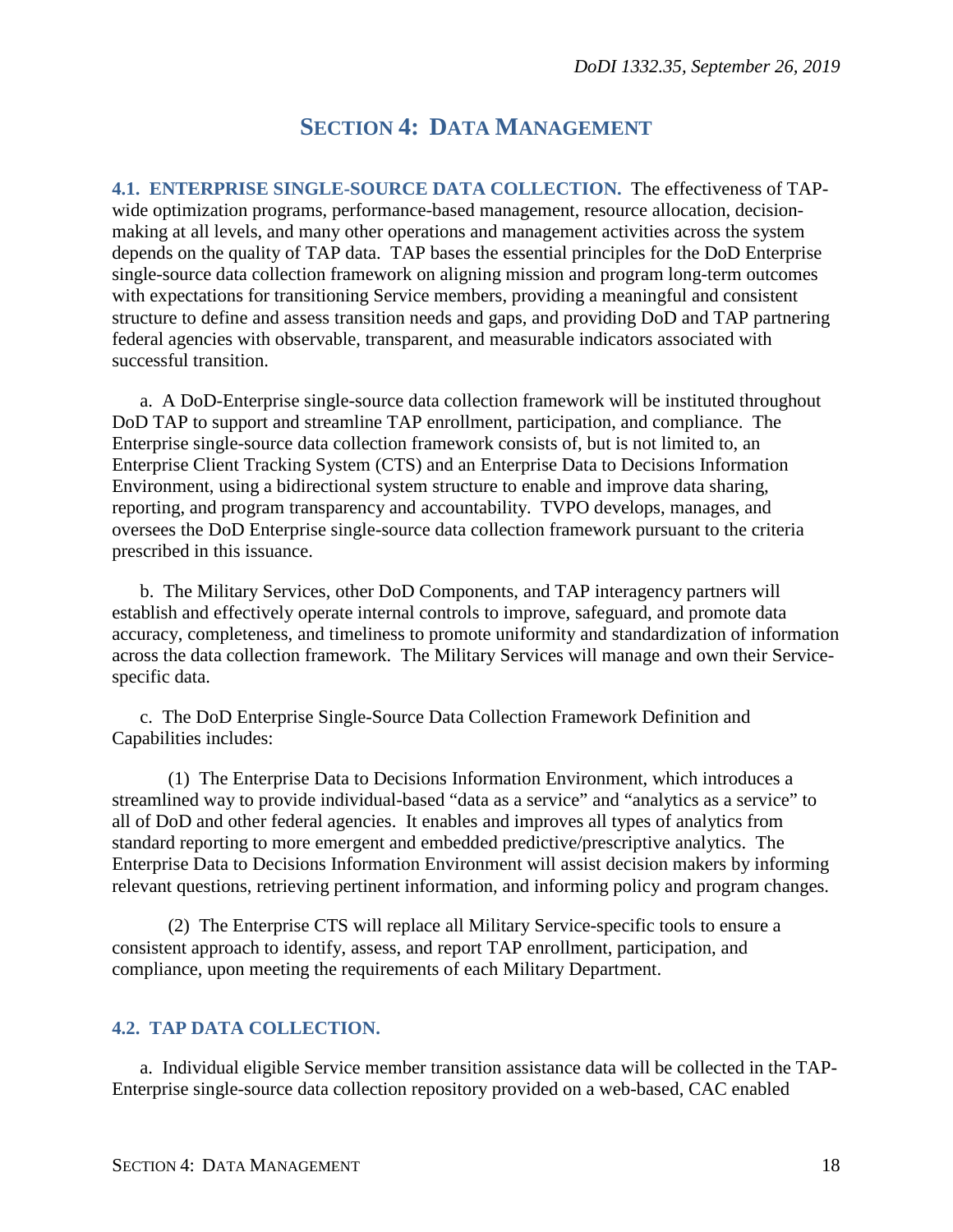# SECTION 4: DATA MANAGEMENT

**4.1. ENTERPRISE SINGLE-SOURCE DATA COLLECTION.** The effectiveness of TAP-wide optimization programs, performance-based management, resource allocation, decision-making at all levels, and many other operations and management activities across the system depends on the quality of TAP data. TAP bases the essential principles for the DoD Enterprise single-source data collection framework on aligning mission and program long-term outcomes with expectations for transitioning Service members, providing a meaningful and consistent structure to define and assess transition needs and gaps, and providing DoD and TAP partnering federal agencies with observable, transparent, and measurable indicators associated with successful transition.

a. A DoD-Enterprise single-source data collection framework will be instituted throughout DoD TAP to support and streamline TAP enrollment, participation, and compliance. The Enterprise single-source data collection framework consists of, but is not limited to, an Enterprise Client Tracking System (CTS) and an Enterprise Data to Decisions Information Environment, using a bidirectional system structure to enable and improve data sharing, reporting, and program transparency and accountability. TVPO develops, manages, and oversees the DoD Enterprise single-source data collection framework pursuant to the criteria prescribed in this issuance.

b. The Military Services, other DoD Components, and TAP interagency partners will establish and effectively operate internal controls to improve, safeguard, and promote data accuracy, completeness, and timeliness to promote uniformity and standardization of information across the data collection framework. The Military Services will manage and own their Service-specific data.

c. The DoD Enterprise Single-Source Data Collection Framework Definition and Capabilities includes:

(1) The Enterprise Data to Decisions Information Environment, which introduces a streamlined way to provide individual-based "data as a service" and "analytics as a service" to all of DoD and other federal agencies. It enables and improves all types of analytics from standard reporting to more emergent and embedded predictive/prescriptive analytics. The Enterprise Data to Decisions Information Environment will assist decision makers by informing relevant questions, retrieving pertinent information, and informing policy and program changes.

(2) The Enterprise CTS will replace all Military Service-specific tools to ensure a consistent approach to identify, assess, and report TAP enrollment, participation, and compliance, upon meeting the requirements of each Military Department.

**4.2. TAP DATA COLLECTION.**

a. Individual eligible Service member transition assistance data will be collected in the TAP-Enterprise single-source data collection repository provided on a web-based, CAC enabled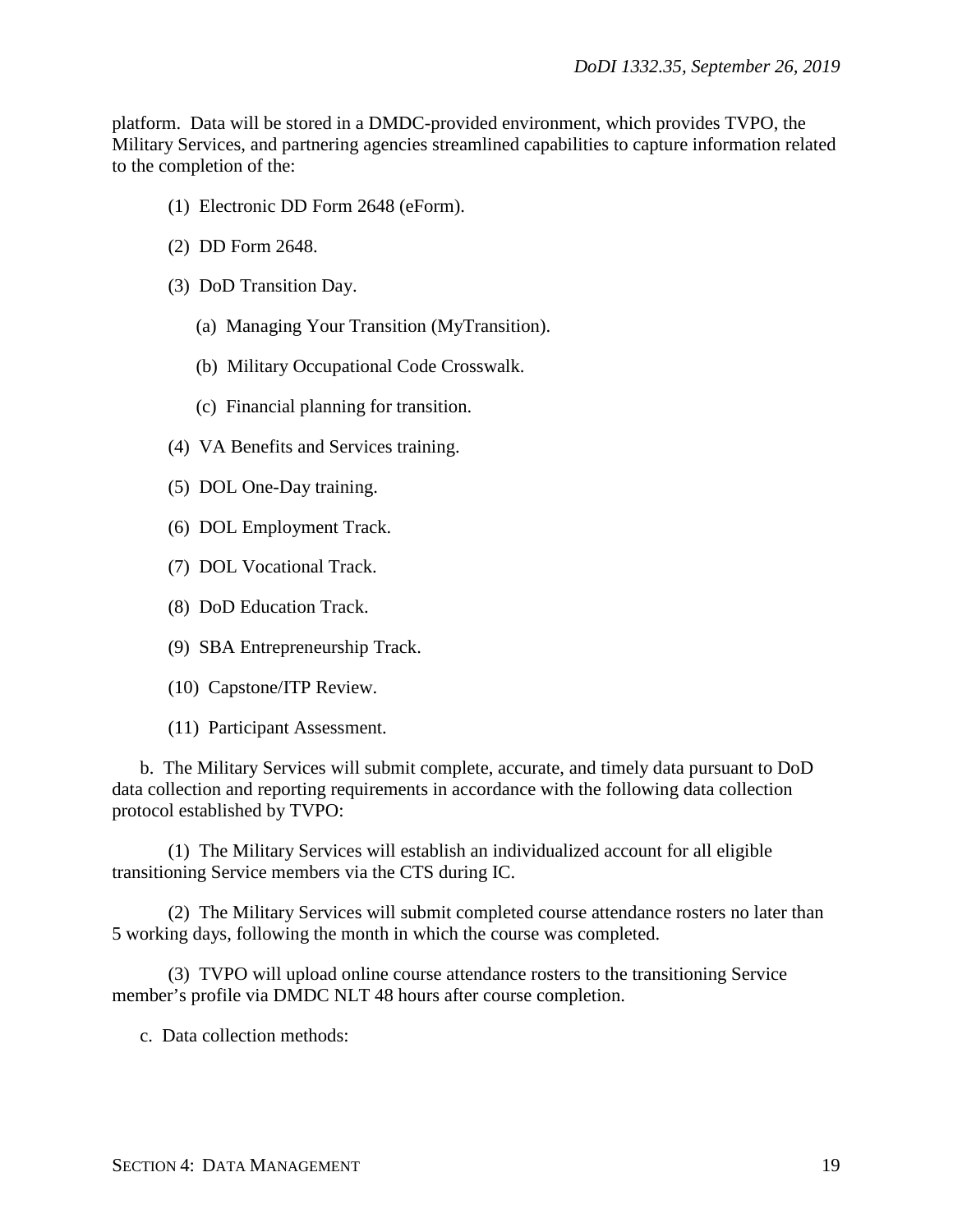platform. Data will be stored in a DMDC-provided environment, which provides TVPO, the Military Services, and partnering agencies streamlined capabilities to capture information related to the completion of the:

(1) Electronic DD Form 2648 (eForm).

(2) DD Form 2648.

(3) DoD Transition Day.

(a) Managing Your Transition (MyTransition).

(b) Military Occupational Code Crosswalk.

(c) Financial planning for transition.

(4) VA Benefits and Services training.

(5) DOL One-Day training.

(6) DOL Employment Track.

(7) DOL Vocational Track.

(8) DoD Education Track.

(9) SBA Entrepreneurship Track.

(10) Capstone/ITP Review.

(11) Participant Assessment.

b. The Military Services will submit complete, accurate, and timely data pursuant to DoD data collection and reporting requirements in accordance with the following data collection protocol established by TVPO:

(1) The Military Services will establish an individualized account for all eligible transitioning Service members via the CTS during IC.

(2) The Military Services will submit completed course attendance rosters no later than 5 working days, following the month in which the course was completed.

(3) TVPO will upload online course attendance rosters to the transitioning Service member's profile via DMDC NLT 48 hours after course completion.

c. Data collection methods: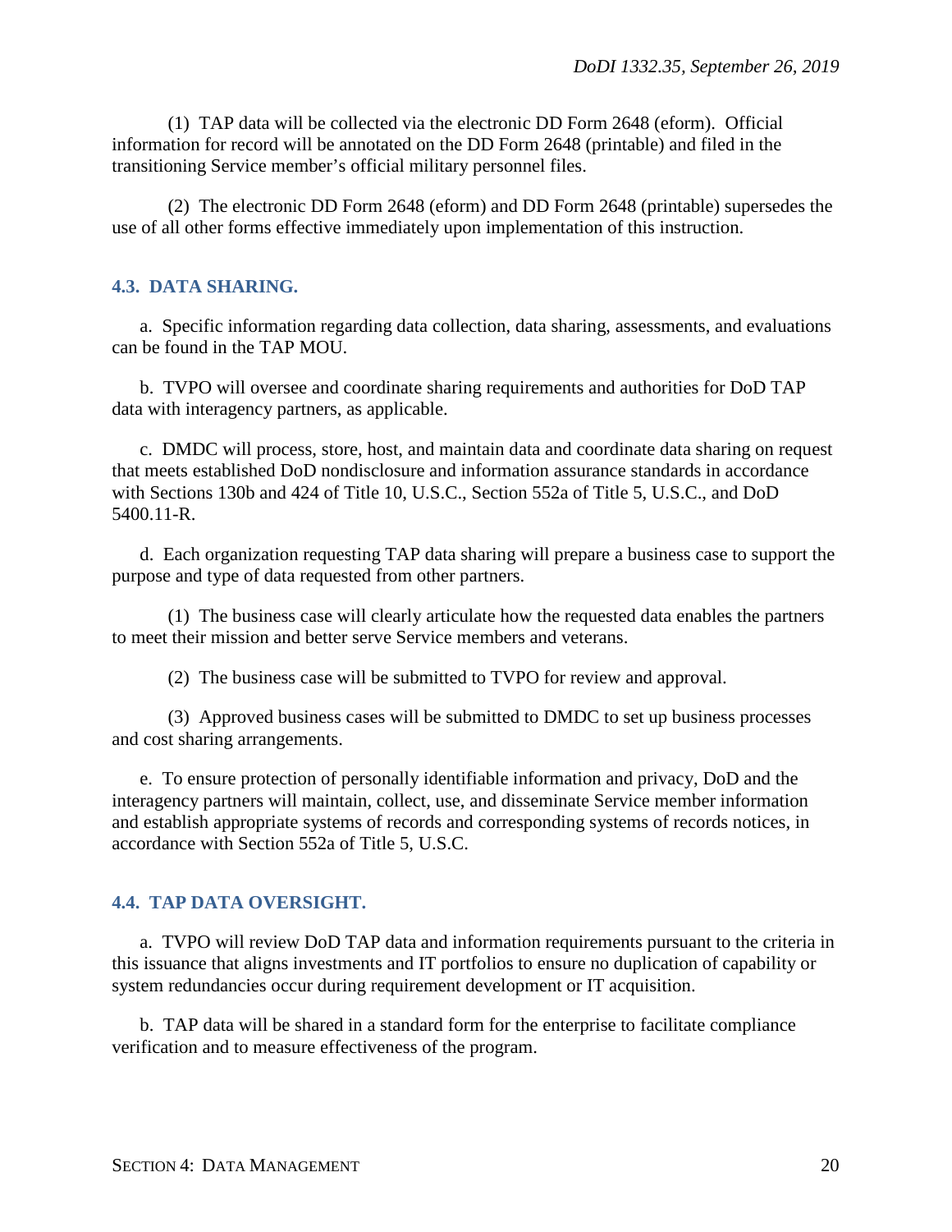(1) TAP data will be collected via the electronic DD Form 2648 (eform). Official information for record will be annotated on the DD Form 2648 (printable) and filed in the transitioning Service member's official military personnel files.

(2) The electronic DD Form 2648 (eform) and DD Form 2648 (printable) supersedes the use of all other forms effective immediately upon implementation of this instruction.

## 4.3. DATA SHARING.

a. Specific information regarding data collection, data sharing, assessments, and evaluations can be found in the TAP MOU.

b. TVPO will oversee and coordinate sharing requirements and authorities for DoD TAP data with interagency partners, as applicable.

c. DMDC will process, store, host, and maintain data and coordinate data sharing on request that meets established DoD nondisclosure and information assurance standards in accordance with Sections 130b and 424 of Title 10, U.S.C., Section 552a of Title 5, U.S.C., and DoD 5400.11-R.

d. Each organization requesting TAP data sharing will prepare a business case to support the purpose and type of data requested from other partners.

(1) The business case will clearly articulate how the requested data enables the partners to meet their mission and better serve Service members and veterans.

(2) The business case will be submitted to TVPO for review and approval.

(3) Approved business cases will be submitted to DMDC to set up business processes and cost sharing arrangements.

e. To ensure protection of personally identifiable information and privacy, DoD and the interagency partners will maintain, collect, use, and disseminate Service member information and establish appropriate systems of records and corresponding systems of records notices, in accordance with Section 552a of Title 5, U.S.C.

## 4.4. TAP DATA OVERSIGHT.

a. TVPO will review DoD TAP data and information requirements pursuant to the criteria in this issuance that aligns investments and IT portfolios to ensure no duplication of capability or system redundancies occur during requirement development or IT acquisition.

b. TAP data will be shared in a standard form for the enterprise to facilitate compliance verification and to measure effectiveness of the program.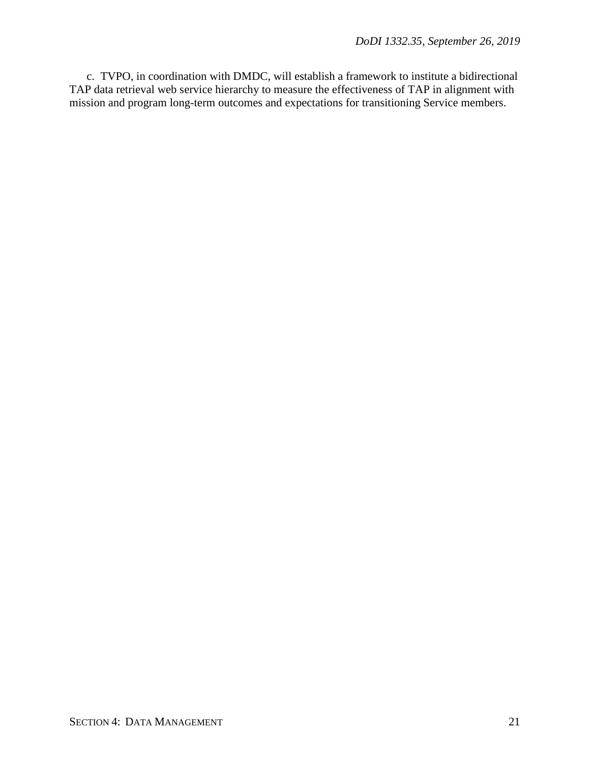c. TVPO, in coordination with DMDC, will establish a framework to institute a bidirectional TAP data retrieval web service hierarchy to measure the effectiveness of TAP in alignment with mission and program long-term outcomes and expectations for transitioning Service members.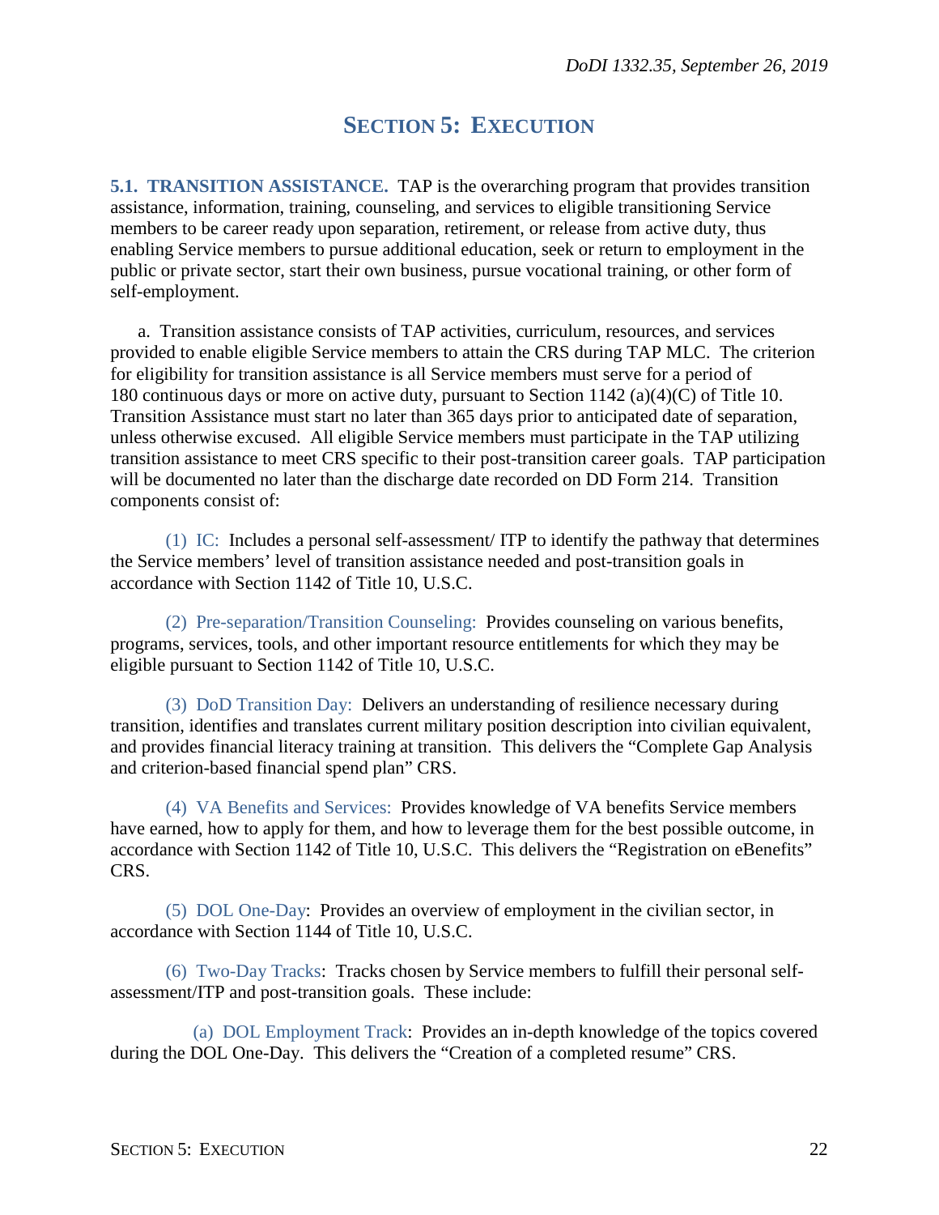# SECTION 5: EXECUTION

**5.1. TRANSITION ASSISTANCE.** TAP is the overarching program that provides transition assistance, information, training, counseling, and services to eligible transitioning Service members to be career ready upon separation, retirement, or release from active duty, thus enabling Service members to pursue additional education, seek or return to employment in the public or private sector, start their own business, pursue vocational training, or other form of self-employment.

a. Transition assistance consists of TAP activities, curriculum, resources, and services provided to enable eligible Service members to attain the CRS during TAP MLC. The criterion for eligibility for transition assistance is all Service members must serve for a period of 180 continuous days or more on active duty, pursuant to Section 1142 (a)(4)(C) of Title 10. Transition Assistance must start no later than 365 days prior to anticipated date of separation, unless otherwise excused. All eligible Service members must participate in the TAP utilizing transition assistance to meet CRS specific to their post-transition career goals. TAP participation will be documented no later than the discharge date recorded on DD Form 214. Transition components consist of:

(1) IC: Includes a personal self-assessment/ ITP to identify the pathway that determines the Service members' level of transition assistance needed and post-transition goals in accordance with Section 1142 of Title 10, U.S.C.

(2) Pre-separation/Transition Counseling: Provides counseling on various benefits, programs, services, tools, and other important resource entitlements for which they may be eligible pursuant to Section 1142 of Title 10, U.S.C.

(3) DoD Transition Day: Delivers an understanding of resilience necessary during transition, identifies and translates current military position description into civilian equivalent, and provides financial literacy training at transition. This delivers the "Complete Gap Analysis and criterion-based financial spend plan" CRS.

(4) VA Benefits and Services: Provides knowledge of VA benefits Service members have earned, how to apply for them, and how to leverage them for the best possible outcome, in accordance with Section 1142 of Title 10, U.S.C. This delivers the "Registration on eBenefits" CRS.

(5) DOL One-Day: Provides an overview of employment in the civilian sector, in accordance with Section 1144 of Title 10, U.S.C.

(6) Two-Day Tracks: Tracks chosen by Service members to fulfill their personal self-assessment/ITP and post-transition goals. These include:

(a) DOL Employment Track: Provides an in-depth knowledge of the topics covered during the DOL One-Day. This delivers the "Creation of a completed resume" CRS.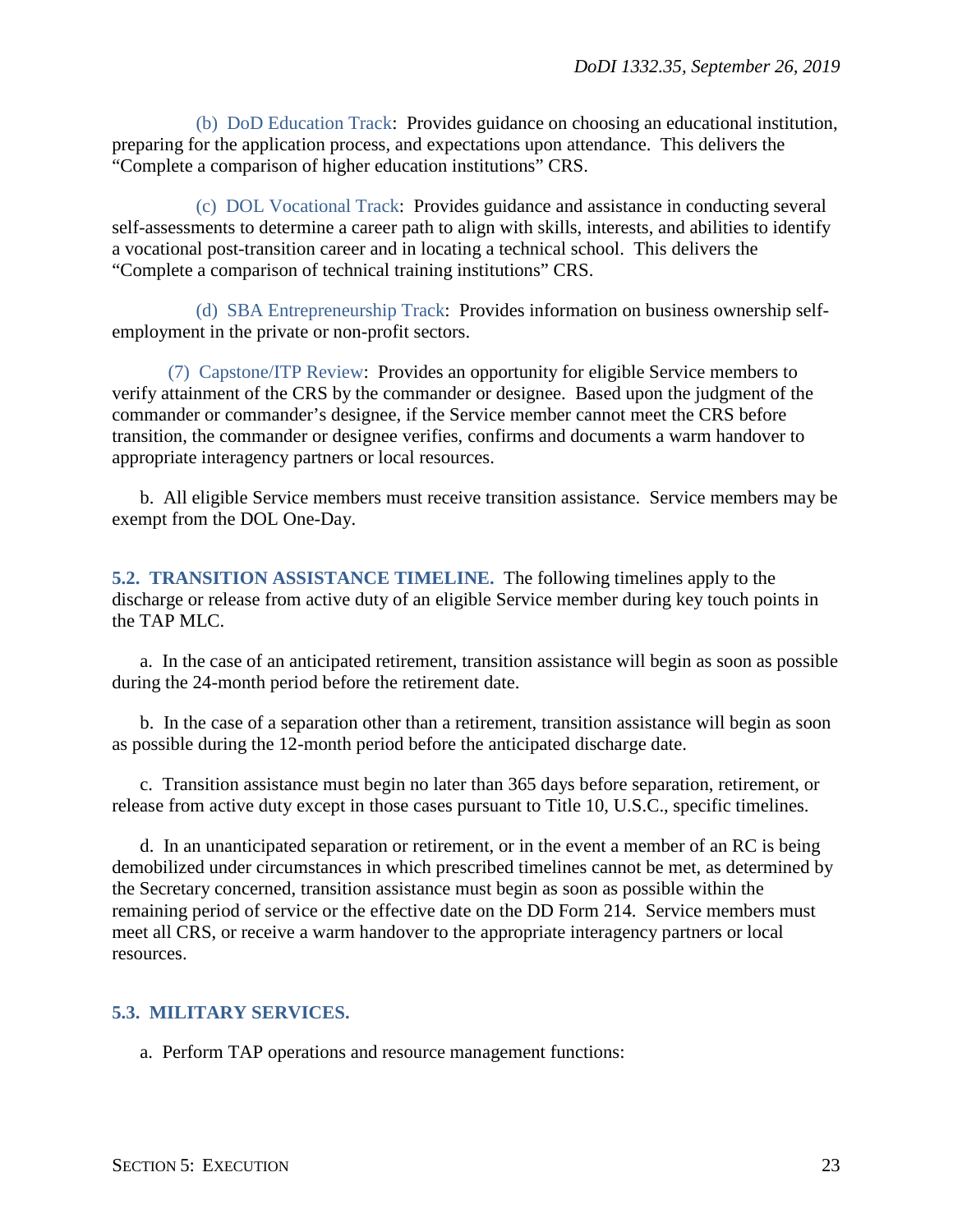(b) DoD Education Track: Provides guidance on choosing an educational institution, preparing for the application process, and expectations upon attendance. This delivers the "Complete a comparison of higher education institutions" CRS.

(c) DOL Vocational Track: Provides guidance and assistance in conducting several self-assessments to determine a career path to align with skills, interests, and abilities to identify a vocational post-transition career and in locating a technical school. This delivers the "Complete a comparison of technical training institutions" CRS.

(d) SBA Entrepreneurship Track: Provides information on business ownership self-employment in the private or non-profit sectors.

(7) Capstone/ITP Review: Provides an opportunity for eligible Service members to verify attainment of the CRS by the commander or designee. Based upon the judgment of the commander or commander's designee, if the Service member cannot meet the CRS before transition, the commander or designee verifies, confirms and documents a warm handover to appropriate interagency partners or local resources.

b. All eligible Service members must receive transition assistance. Service members may be exempt from the DOL One-Day.

## 5.2. TRANSITION ASSISTANCE TIMELINE.

The following timelines apply to the discharge or release from active duty of an eligible Service member during key touch points in the TAP MLC.

a. In the case of an anticipated retirement, transition assistance will begin as soon as possible during the 24-month period before the retirement date.

b. In the case of a separation other than a retirement, transition assistance will begin as soon as possible during the 12-month period before the anticipated discharge date.

c. Transition assistance must begin no later than 365 days before separation, retirement, or release from active duty except in those cases pursuant to Title 10, U.S.C., specific timelines.

d. In an unanticipated separation or retirement, or in the event a member of an RC is being demobilized under circumstances in which prescribed timelines cannot be met, as determined by the Secretary concerned, transition assistance must begin as soon as possible within the remaining period of service or the effective date on the DD Form 214. Service members must meet all CRS, or receive a warm handover to the appropriate interagency partners or local resources.

## 5.3. MILITARY SERVICES.

a. Perform TAP operations and resource management functions: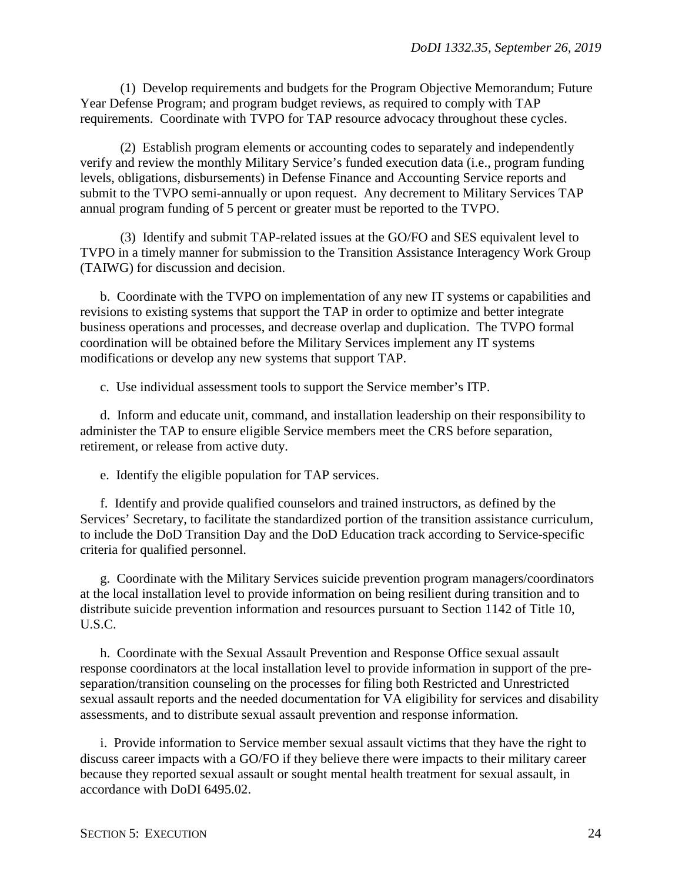(1) Develop requirements and budgets for the Program Objective Memorandum; Future Year Defense Program; and program budget reviews, as required to comply with TAP requirements. Coordinate with TVPO for TAP resource advocacy throughout these cycles.

(2) Establish program elements or accounting codes to separately and independently verify and review the monthly Military Service's funded execution data (i.e., program funding levels, obligations, disbursements) in Defense Finance and Accounting Service reports and submit to the TVPO semi-annually or upon request. Any decrement to Military Services TAP annual program funding of 5 percent or greater must be reported to the TVPO.

(3) Identify and submit TAP-related issues at the GO/FO and SES equivalent level to TVPO in a timely manner for submission to the Transition Assistance Interagency Work Group (TAIWG) for discussion and decision.

b. Coordinate with the TVPO on implementation of any new IT systems or capabilities and revisions to existing systems that support the TAP in order to optimize and better integrate business operations and processes, and decrease overlap and duplication. The TVPO formal coordination will be obtained before the Military Services implement any IT systems modifications or develop any new systems that support TAP.

c. Use individual assessment tools to support the Service member's ITP.

d. Inform and educate unit, command, and installation leadership on their responsibility to administer the TAP to ensure eligible Service members meet the CRS before separation, retirement, or release from active duty.

e. Identify the eligible population for TAP services.

f. Identify and provide qualified counselors and trained instructors, as defined by the Services' Secretary, to facilitate the standardized portion of the transition assistance curriculum, to include the DoD Transition Day and the DoD Education track according to Service-specific criteria for qualified personnel.

g. Coordinate with the Military Services suicide prevention program managers/coordinators at the local installation level to provide information on being resilient during transition and to distribute suicide prevention information and resources pursuant to Section 1142 of Title 10, U.S.C.

h. Coordinate with the Sexual Assault Prevention and Response Office sexual assault response coordinators at the local installation level to provide information in support of the pre-separation/transition counseling on the processes for filing both Restricted and Unrestricted sexual assault reports and the needed documentation for VA eligibility for services and disability assessments, and to distribute sexual assault prevention and response information.

i. Provide information to Service member sexual assault victims that they have the right to discuss career impacts with a GO/FO if they believe there were impacts to their military career because they reported sexual assault or sought mental health treatment for sexual assault, in accordance with DoDI 6495.02.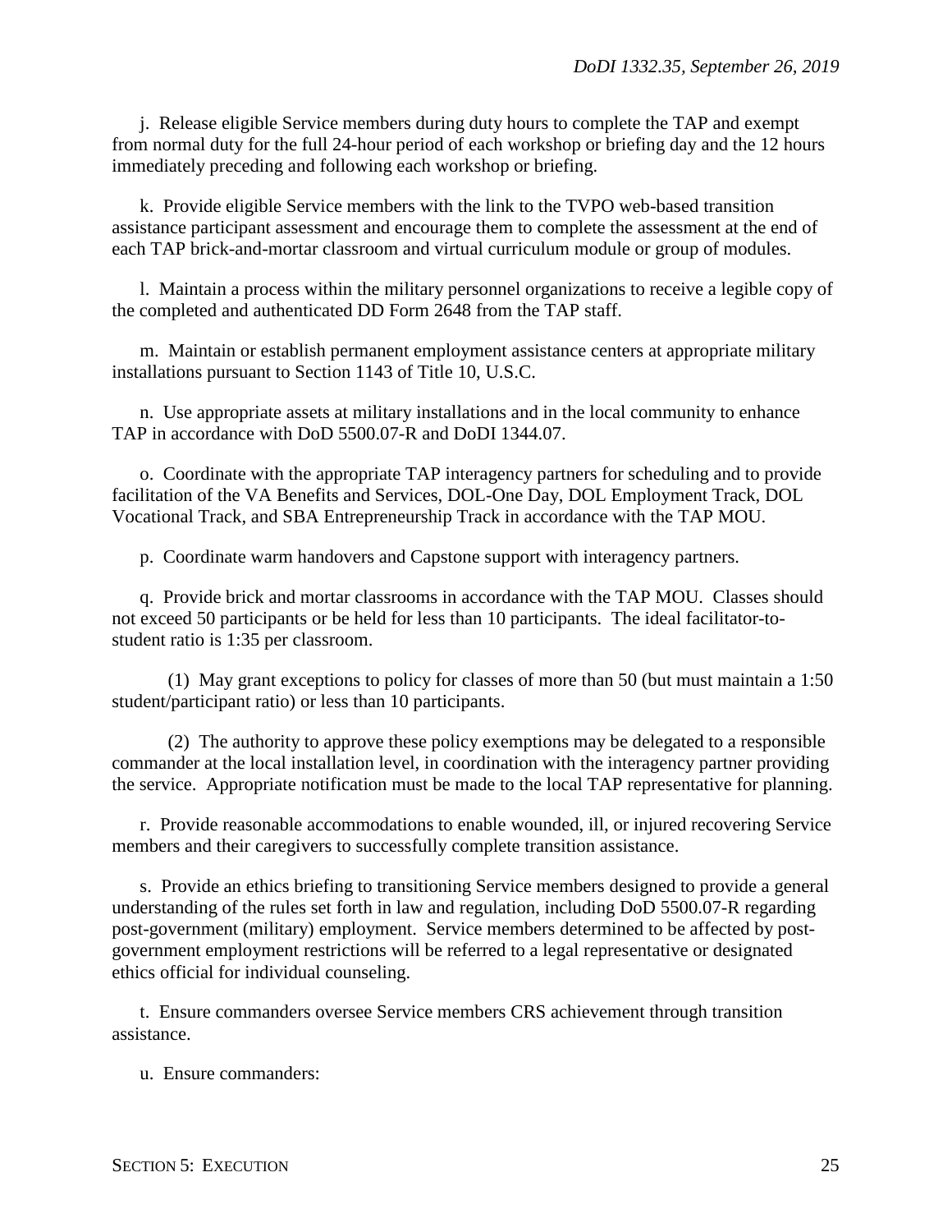j. Release eligible Service members during duty hours to complete the TAP and exempt from normal duty for the full 24-hour period of each workshop or briefing day and the 12 hours immediately preceding and following each workshop or briefing.

k. Provide eligible Service members with the link to the TVPO web-based transition assistance participant assessment and encourage them to complete the assessment at the end of each TAP brick-and-mortar classroom and virtual curriculum module or group of modules.

l. Maintain a process within the military personnel organizations to receive a legible copy of the completed and authenticated DD Form 2648 from the TAP staff.

m. Maintain or establish permanent employment assistance centers at appropriate military installations pursuant to Section 1143 of Title 10, U.S.C.

n. Use appropriate assets at military installations and in the local community to enhance TAP in accordance with DoD 5500.07-R and DoDI 1344.07.

o. Coordinate with the appropriate TAP interagency partners for scheduling and to provide facilitation of the VA Benefits and Services, DOL-One Day, DOL Employment Track, DOL Vocational Track, and SBA Entrepreneurship Track in accordance with the TAP MOU.

p. Coordinate warm handovers and Capstone support with interagency partners.

q. Provide brick and mortar classrooms in accordance with the TAP MOU. Classes should not exceed 50 participants or be held for less than 10 participants. The ideal facilitator-to-student ratio is 1:35 per classroom.

(1) May grant exceptions to policy for classes of more than 50 (but must maintain a 1:50 student/participant ratio) or less than 10 participants.

(2) The authority to approve these policy exemptions may be delegated to a responsible commander at the local installation level, in coordination with the interagency partner providing the service. Appropriate notification must be made to the local TAP representative for planning.

r. Provide reasonable accommodations to enable wounded, ill, or injured recovering Service members and their caregivers to successfully complete transition assistance.

s. Provide an ethics briefing to transitioning Service members designed to provide a general understanding of the rules set forth in law and regulation, including DoD 5500.07-R regarding post-government (military) employment. Service members determined to be affected by post-government employment restrictions will be referred to a legal representative or designated ethics official for individual counseling.

t. Ensure commanders oversee Service members CRS achievement through transition assistance.

u. Ensure commanders: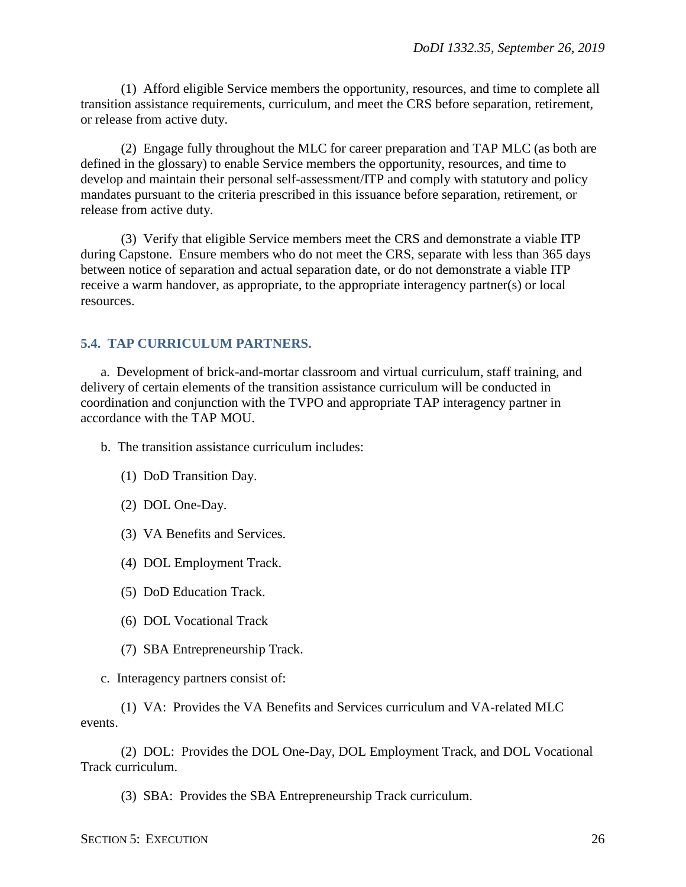(1) Afford eligible Service members the opportunity, resources, and time to complete all transition assistance requirements, curriculum, and meet the CRS before separation, retirement, or release from active duty.

(2) Engage fully throughout the MLC for career preparation and TAP MLC (as both are defined in the glossary) to enable Service members the opportunity, resources, and time to develop and maintain their personal self-assessment/ITP and comply with statutory and policy mandates pursuant to the criteria prescribed in this issuance before separation, retirement, or release from active duty.

(3) Verify that eligible Service members meet the CRS and demonstrate a viable ITP during Capstone. Ensure members who do not meet the CRS, separate with less than 365 days between notice of separation and actual separation date, or do not demonstrate a viable ITP receive a warm handover, as appropriate, to the appropriate interagency partner(s) or local resources.

## 5.4. TAP CURRICULUM PARTNERS.

a. Development of brick-and-mortar classroom and virtual curriculum, staff training, and delivery of certain elements of the transition assistance curriculum will be conducted in coordination and conjunction with the TVPO and appropriate TAP interagency partner in accordance with the TAP MOU.

b. The transition assistance curriculum includes:

(1) DoD Transition Day.

(2) DOL One-Day.

(3) VA Benefits and Services.

(4) DOL Employment Track.

(5) DoD Education Track.

(6) DOL Vocational Track

(7) SBA Entrepreneurship Track.

c. Interagency partners consist of:

(1) VA: Provides the VA Benefits and Services curriculum and VA-related MLC events.

(2) DOL: Provides the DOL One-Day, DOL Employment Track, and DOL Vocational Track curriculum.

(3) SBA: Provides the SBA Entrepreneurship Track curriculum.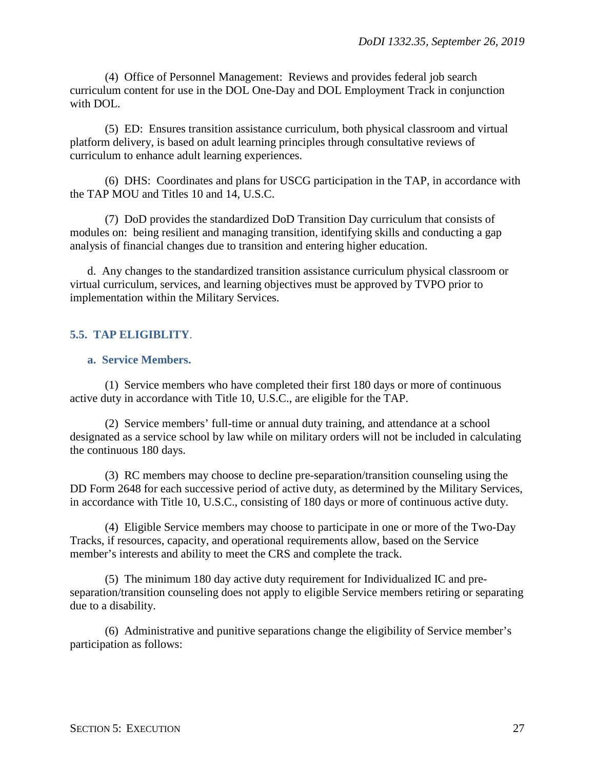(4) Office of Personnel Management: Reviews and provides federal job search curriculum content for use in the DOL One-Day and DOL Employment Track in conjunction with DOL.

(5) ED: Ensures transition assistance curriculum, both physical classroom and virtual platform delivery, is based on adult learning principles through consultative reviews of curriculum to enhance adult learning experiences.

(6) DHS: Coordinates and plans for USCG participation in the TAP, in accordance with the TAP MOU and Titles 10 and 14, U.S.C.

(7) DoD provides the standardized DoD Transition Day curriculum that consists of modules on: being resilient and managing transition, identifying skills and conducting a gap analysis of financial changes due to transition and entering higher education.

d. Any changes to the standardized transition assistance curriculum physical classroom or virtual curriculum, services, and learning objectives must be approved by TVPO prior to implementation within the Military Services.

## 5.5. TAP ELIGIBLITY.

### a. Service Members.

(1) Service members who have completed their first 180 days or more of continuous active duty in accordance with Title 10, U.S.C., are eligible for the TAP.

(2) Service members' full-time or annual duty training, and attendance at a school designated as a service school by law while on military orders will not be included in calculating the continuous 180 days.

(3) RC members may choose to decline pre-separation/transition counseling using the DD Form 2648 for each successive period of active duty, as determined by the Military Services, in accordance with Title 10, U.S.C., consisting of 180 days or more of continuous active duty.

(4) Eligible Service members may choose to participate in one or more of the Two-Day Tracks, if resources, capacity, and operational requirements allow, based on the Service member's interests and ability to meet the CRS and complete the track.

(5) The minimum 180 day active duty requirement for Individualized IC and pre-separation/transition counseling does not apply to eligible Service members retiring or separating due to a disability.

(6) Administrative and punitive separations change the eligibility of Service member's participation as follows: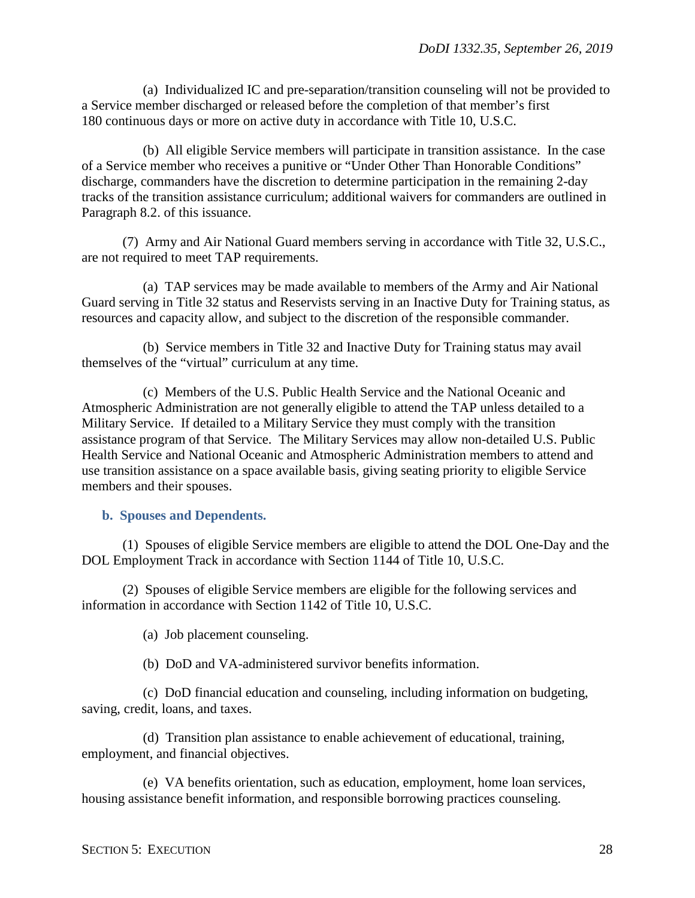(a) Individualized IC and pre-separation/transition counseling will not be provided to a Service member discharged or released before the completion of that member's first 180 continuous days or more on active duty in accordance with Title 10, U.S.C.

(b) All eligible Service members will participate in transition assistance. In the case of a Service member who receives a punitive or "Under Other Than Honorable Conditions" discharge, commanders have the discretion to determine participation in the remaining 2-day tracks of the transition assistance curriculum; additional waivers for commanders are outlined in Paragraph 8.2. of this issuance.

(7) Army and Air National Guard members serving in accordance with Title 32, U.S.C., are not required to meet TAP requirements.

(a) TAP services may be made available to members of the Army and Air National Guard serving in Title 32 status and Reservists serving in an Inactive Duty for Training status, as resources and capacity allow, and subject to the discretion of the responsible commander.

(b) Service members in Title 32 and Inactive Duty for Training status may avail themselves of the "virtual" curriculum at any time.

(c) Members of the U.S. Public Health Service and the National Oceanic and Atmospheric Administration are not generally eligible to attend the TAP unless detailed to a Military Service. If detailed to a Military Service they must comply with the transition assistance program of that Service. The Military Services may allow non-detailed U.S. Public Health Service and National Oceanic and Atmospheric Administration members to attend and use transition assistance on a space available basis, giving seating priority to eligible Service members and their spouses.

**b. Spouses and Dependents.**

(1) Spouses of eligible Service members are eligible to attend the DOL One-Day and the DOL Employment Track in accordance with Section 1144 of Title 10, U.S.C.

(2) Spouses of eligible Service members are eligible for the following services and information in accordance with Section 1142 of Title 10, U.S.C.

(a) Job placement counseling.

(b) DoD and VA-administered survivor benefits information.

(c) DoD financial education and counseling, including information on budgeting, saving, credit, loans, and taxes.

(d) Transition plan assistance to enable achievement of educational, training, employment, and financial objectives.

(e) VA benefits orientation, such as education, employment, home loan services, housing assistance benefit information, and responsible borrowing practices counseling.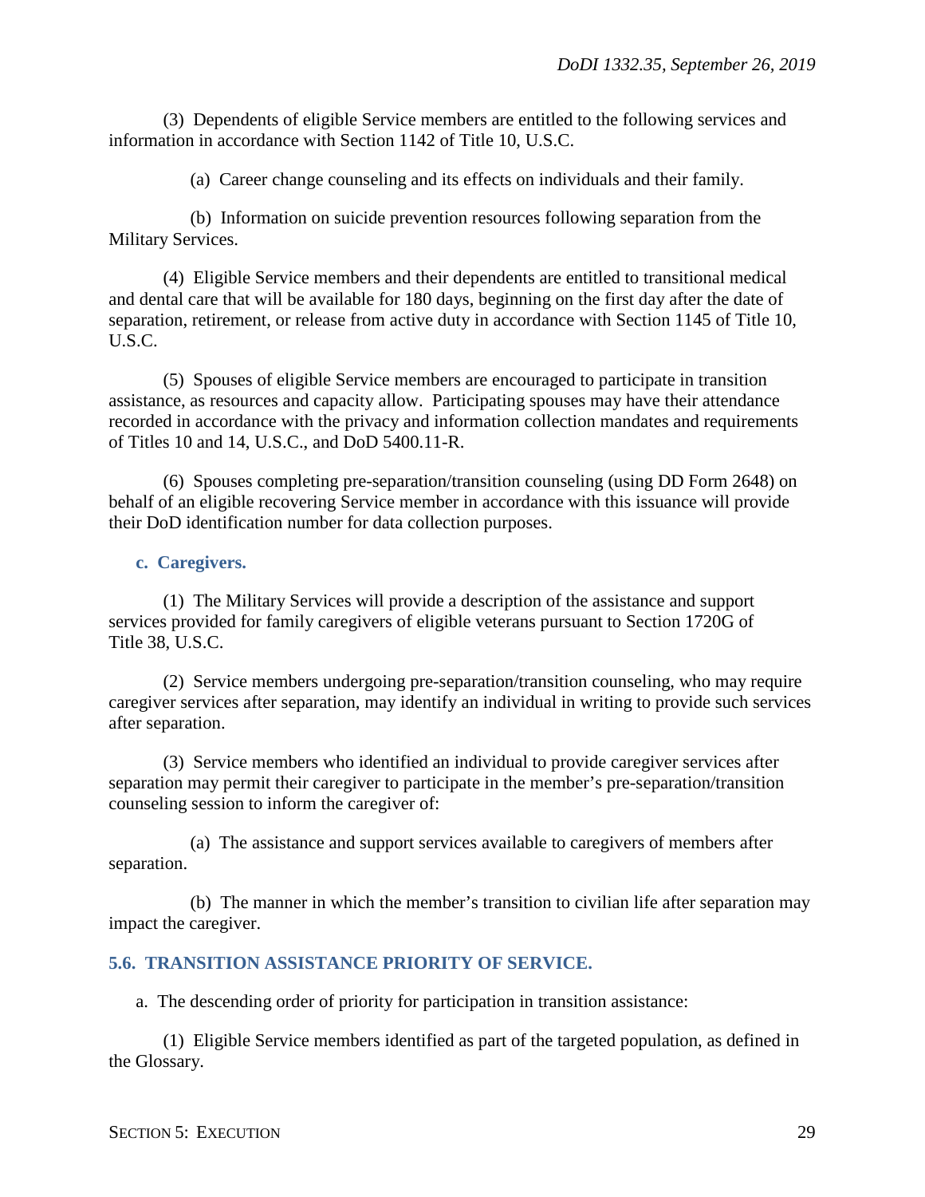(3) Dependents of eligible Service members are entitled to the following services and information in accordance with Section 1142 of Title 10, U.S.C.

(a) Career change counseling and its effects on individuals and their family.

(b) Information on suicide prevention resources following separation from the Military Services.

(4) Eligible Service members and their dependents are entitled to transitional medical and dental care that will be available for 180 days, beginning on the first day after the date of separation, retirement, or release from active duty in accordance with Section 1145 of Title 10, U.S.C.

(5) Spouses of eligible Service members are encouraged to participate in transition assistance, as resources and capacity allow. Participating spouses may have their attendance recorded in accordance with the privacy and information collection mandates and requirements of Titles 10 and 14, U.S.C., and DoD 5400.11-R.

(6) Spouses completing pre-separation/transition counseling (using DD Form 2648) on behalf of an eligible recovering Service member in accordance with this issuance will provide their DoD identification number for data collection purposes.

**c. Caregivers.**

(1) The Military Services will provide a description of the assistance and support services provided for family caregivers of eligible veterans pursuant to Section 1720G of Title 38, U.S.C.

(2) Service members undergoing pre-separation/transition counseling, who may require caregiver services after separation, may identify an individual in writing to provide such services after separation.

(3) Service members who identified an individual to provide caregiver services after separation may permit their caregiver to participate in the member's pre-separation/transition counseling session to inform the caregiver of:

(a) The assistance and support services available to caregivers of members after separation.

(b) The manner in which the member's transition to civilian life after separation may impact the caregiver.

## 5.6. TRANSITION ASSISTANCE PRIORITY OF SERVICE.

a. The descending order of priority for participation in transition assistance:

(1) Eligible Service members identified as part of the targeted population, as defined in the Glossary.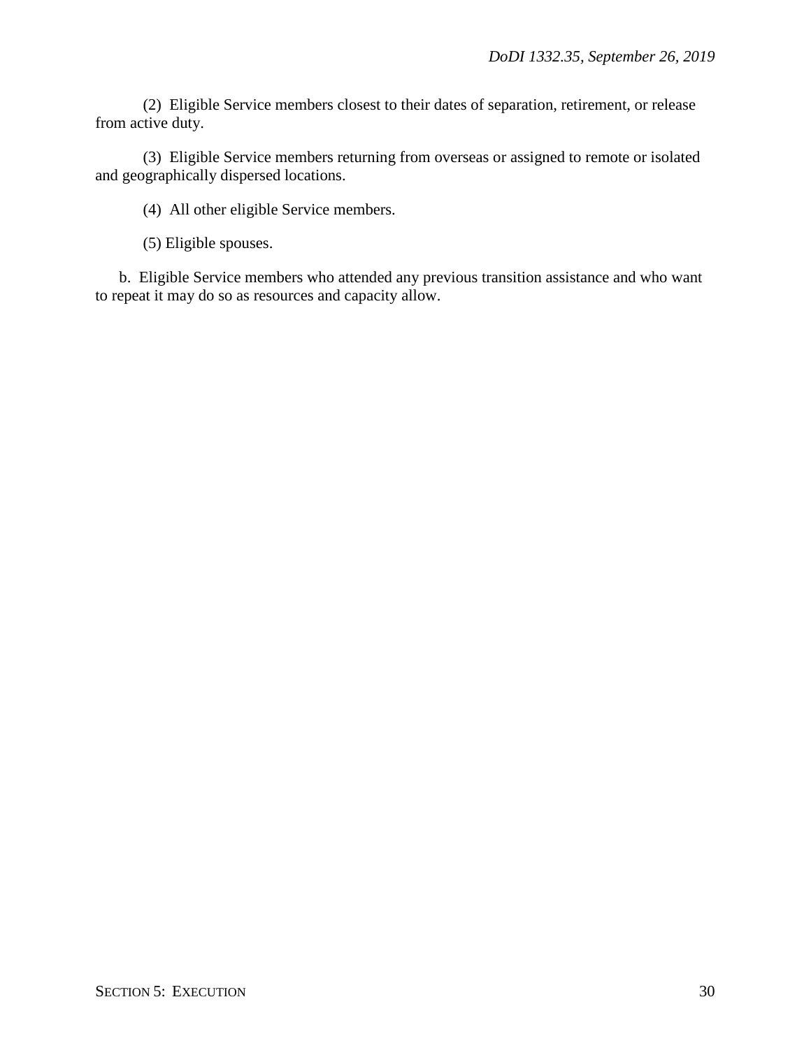(2) Eligible Service members closest to their dates of separation, retirement, or release from active duty.

(3) Eligible Service members returning from overseas or assigned to remote or isolated and geographically dispersed locations.

(4) All other eligible Service members.

(5) Eligible spouses.

b. Eligible Service members who attended any previous transition assistance and who want to repeat it may do so as resources and capacity allow.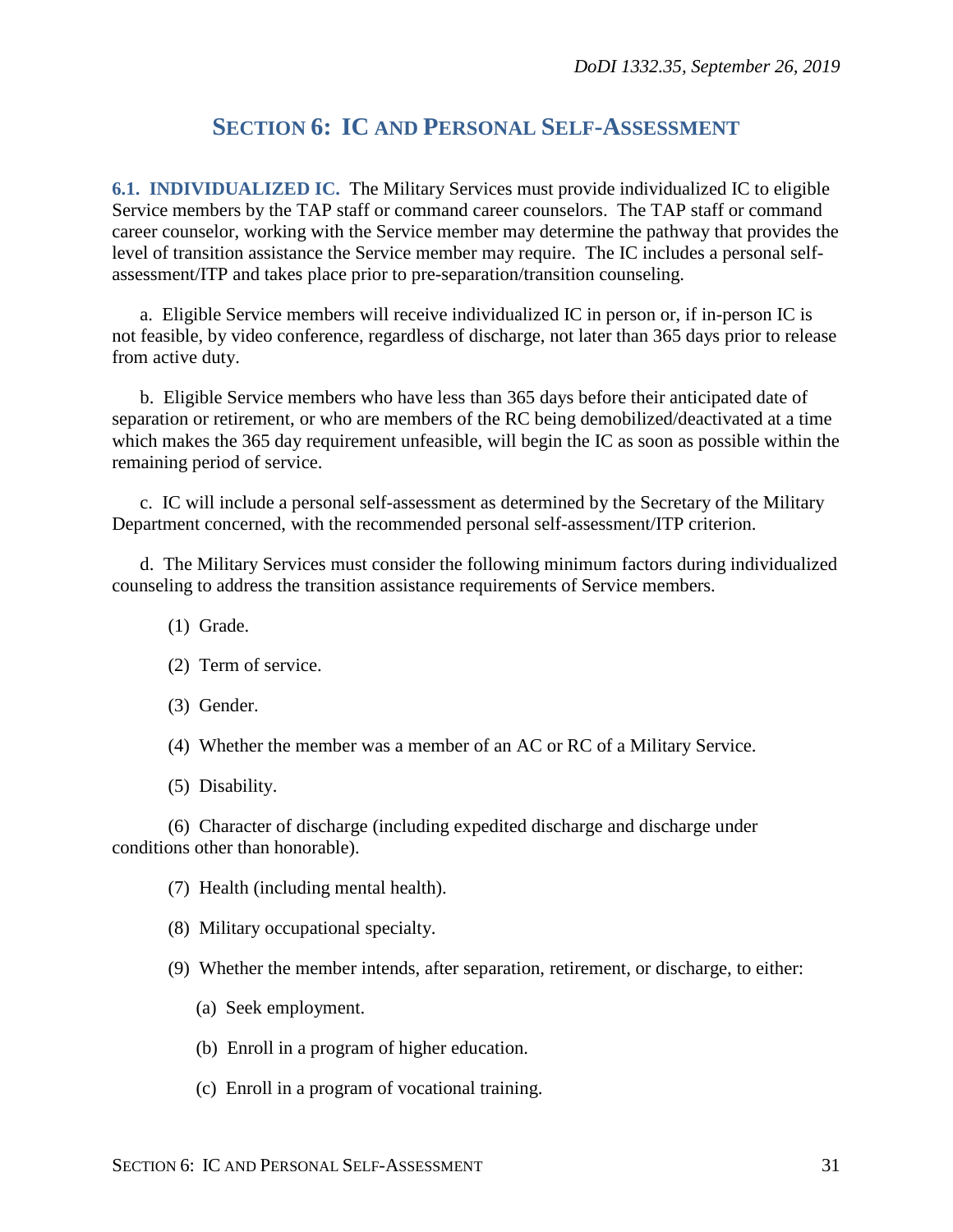## SECTION 6: IC AND PERSONAL SELF-ASSESSMENT

**6.1. INDIVIDUALIZED IC.** The Military Services must provide individualized IC to eligible Service members by the TAP staff or command career counselors. The TAP staff or command career counselor, working with the Service member may determine the pathway that provides the level of transition assistance the Service member may require. The IC includes a personal self-assessment/ITP and takes place prior to pre-separation/transition counseling.

a. Eligible Service members will receive individualized IC in person or, if in-person IC is not feasible, by video conference, regardless of discharge, not later than 365 days prior to release from active duty.

b. Eligible Service members who have less than 365 days before their anticipated date of separation or retirement, or who are members of the RC being demobilized/deactivated at a time which makes the 365 day requirement unfeasible, will begin the IC as soon as possible within the remaining period of service.

c. IC will include a personal self-assessment as determined by the Secretary of the Military Department concerned, with the recommended personal self-assessment/ITP criterion.

d. The Military Services must consider the following minimum factors during individualized counseling to address the transition assistance requirements of Service members.

(1) Grade.

(2) Term of service.

(3) Gender.

(4) Whether the member was a member of an AC or RC of a Military Service.

(5) Disability.

(6) Character of discharge (including expedited discharge and discharge under conditions other than honorable).

(7) Health (including mental health).

(8) Military occupational specialty.

(9) Whether the member intends, after separation, retirement, or discharge, to either:

(a) Seek employment.

(b) Enroll in a program of higher education.

(c) Enroll in a program of vocational training.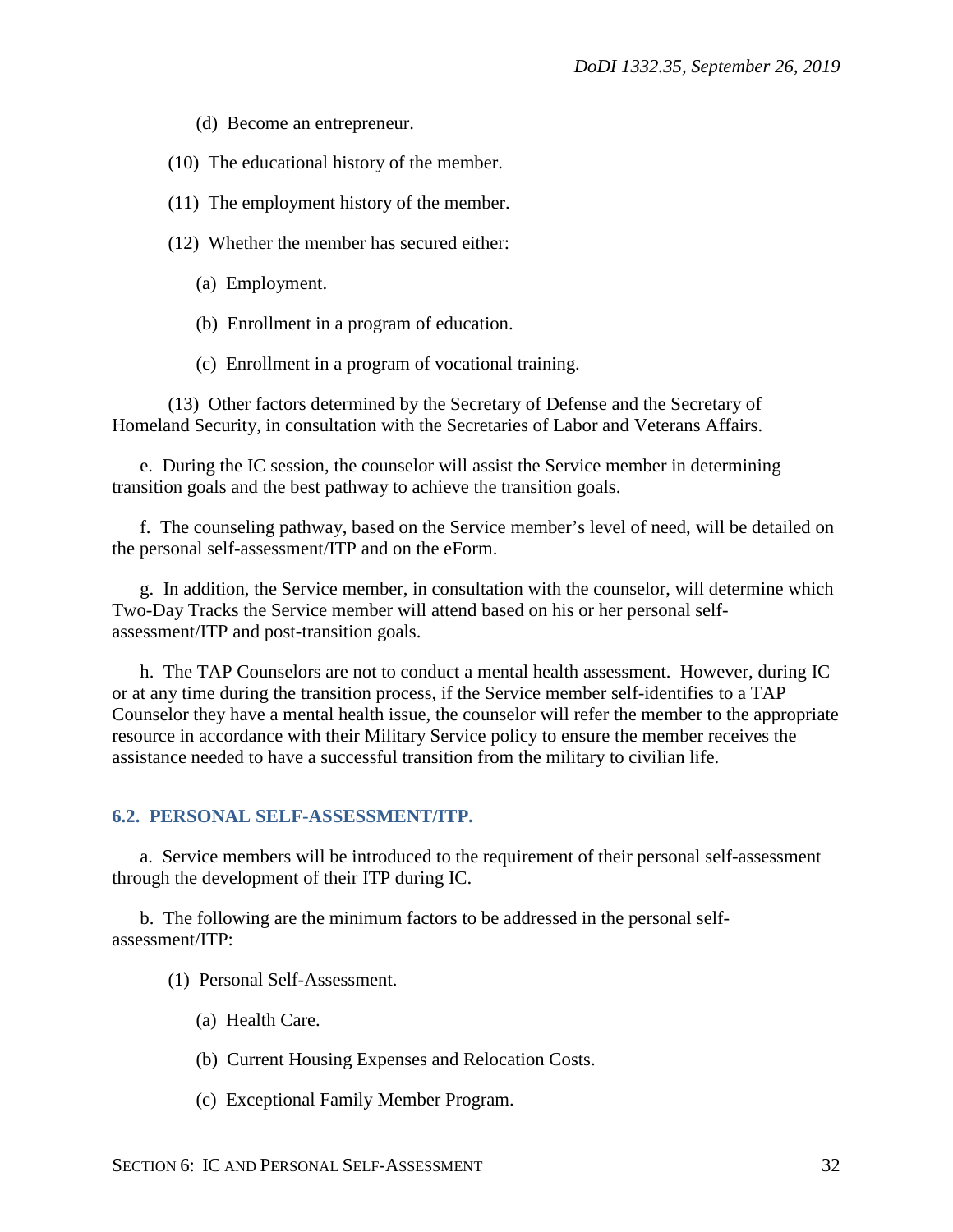(d) Become an entrepreneur.

(10) The educational history of the member.

(11) The employment history of the member.

(12) Whether the member has secured either:

(a) Employment.

(b) Enrollment in a program of education.

(c) Enrollment in a program of vocational training.

(13) Other factors determined by the Secretary of Defense and the Secretary of Homeland Security, in consultation with the Secretaries of Labor and Veterans Affairs.

e. During the IC session, the counselor will assist the Service member in determining transition goals and the best pathway to achieve the transition goals.

f. The counseling pathway, based on the Service member's level of need, will be detailed on the personal self-assessment/ITP and on the eForm.

g. In addition, the Service member, in consultation with the counselor, will determine which Two-Day Tracks the Service member will attend based on his or her personal self-assessment/ITP and post-transition goals.

h. The TAP Counselors are not to conduct a mental health assessment. However, during IC or at any time during the transition process, if the Service member self-identifies to a TAP Counselor they have a mental health issue, the counselor will refer the member to the appropriate resource in accordance with their Military Service policy to ensure the member receives the assistance needed to have a successful transition from the military to civilian life.

## 6.2. PERSONAL SELF-ASSESSMENT/ITP.

a. Service members will be introduced to the requirement of their personal self-assessment through the development of their ITP during IC.

b. The following are the minimum factors to be addressed in the personal self-assessment/ITP:

(1) Personal Self-Assessment.

(a) Health Care.

(b) Current Housing Expenses and Relocation Costs.

(c) Exceptional Family Member Program.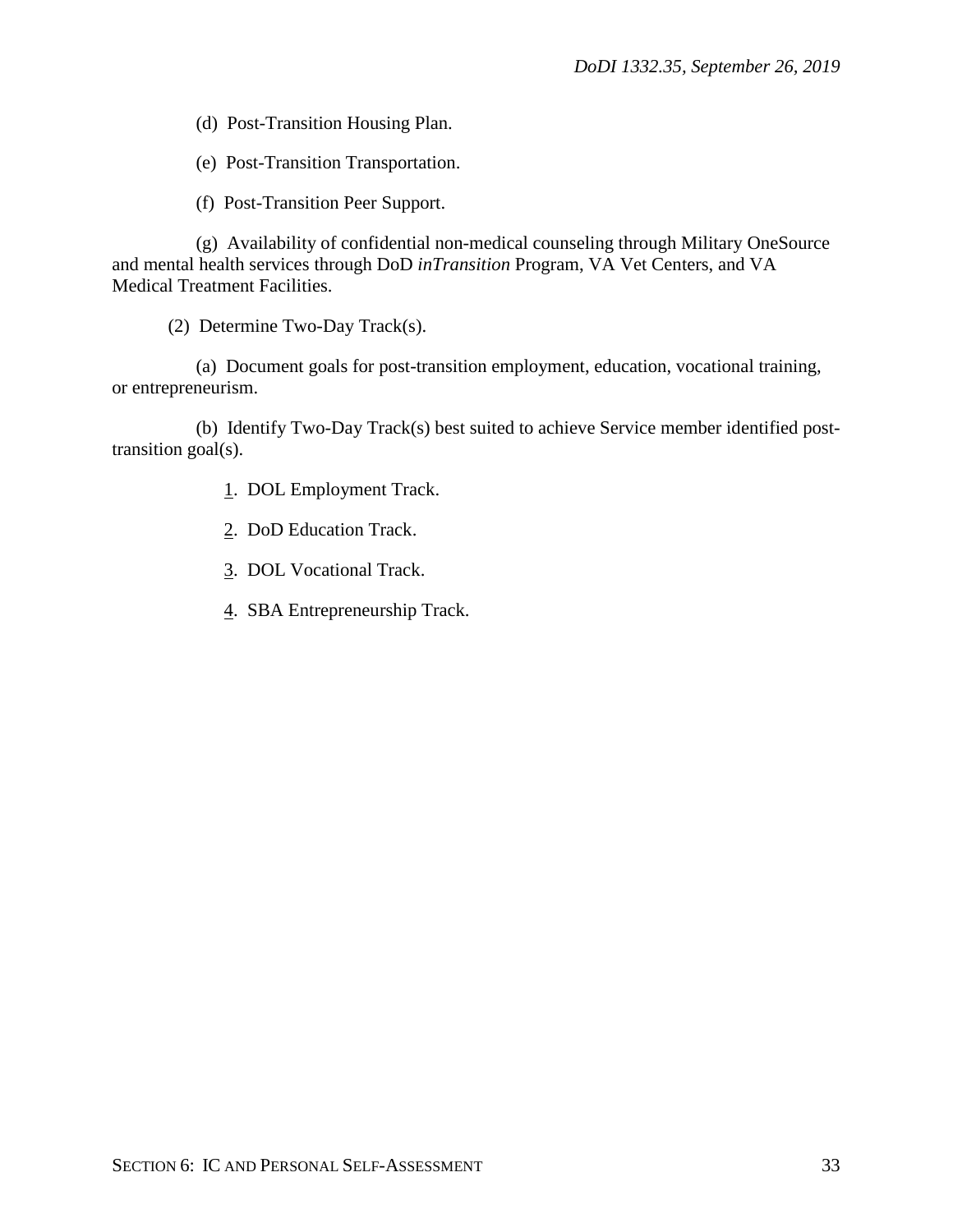(d) Post-Transition Housing Plan.

(e) Post-Transition Transportation.

(f) Post-Transition Peer Support.

(g) Availability of confidential non-medical counseling through Military OneSource and mental health services through DoD *inTransition* Program, VA Vet Centers, and VA Medical Treatment Facilities.

(2) Determine Two-Day Track(s).

(a) Document goals for post-transition employment, education, vocational training, or entrepreneurism.

(b) Identify Two-Day Track(s) best suited to achieve Service member identified post-transition goal(s).

1. DOL Employment Track.

2. DoD Education Track.

3. DOL Vocational Track.

4. SBA Entrepreneurship Track.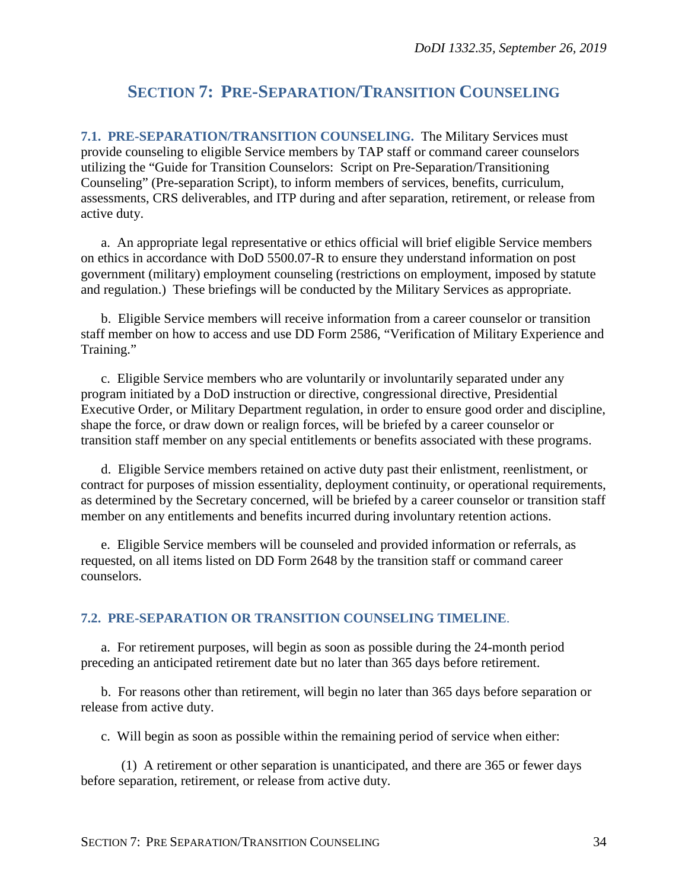# SECTION 7: PRE-SEPARATION/TRANSITION COUNSELING

**7.1. PRE-SEPARATION/TRANSITION COUNSELING.** The Military Services must provide counseling to eligible Service members by TAP staff or command career counselors utilizing the "Guide for Transition Counselors: Script on Pre-Separation/Transitioning Counseling" (Pre-separation Script), to inform members of services, benefits, curriculum, assessments, CRS deliverables, and ITP during and after separation, retirement, or release from active duty.

a. An appropriate legal representative or ethics official will brief eligible Service members on ethics in accordance with DoD 5500.07-R to ensure they understand information on post government (military) employment counseling (restrictions on employment, imposed by statute and regulation.) These briefings will be conducted by the Military Services as appropriate.

b. Eligible Service members will receive information from a career counselor or transition staff member on how to access and use DD Form 2586, "Verification of Military Experience and Training."

c. Eligible Service members who are voluntarily or involuntarily separated under any program initiated by a DoD instruction or directive, congressional directive, Presidential Executive Order, or Military Department regulation, in order to ensure good order and discipline, shape the force, or draw down or realign forces, will be briefed by a career counselor or transition staff member on any special entitlements or benefits associated with these programs.

d. Eligible Service members retained on active duty past their enlistment, reenlistment, or contract for purposes of mission essentiality, deployment continuity, or operational requirements, as determined by the Secretary concerned, will be briefed by a career counselor or transition staff member on any entitlements and benefits incurred during involuntary retention actions.

e. Eligible Service members will be counseled and provided information or referrals, as requested, on all items listed on DD Form 2648 by the transition staff or command career counselors.

**7.2. PRE-SEPARATION OR TRANSITION COUNSELING TIMELINE.**

a. For retirement purposes, will begin as soon as possible during the 24-month period preceding an anticipated retirement date but no later than 365 days before retirement.

b. For reasons other than retirement, will begin no later than 365 days before separation or release from active duty.

c. Will begin as soon as possible within the remaining period of service when either:

(1) A retirement or other separation is unanticipated, and there are 365 or fewer days before separation, retirement, or release from active duty.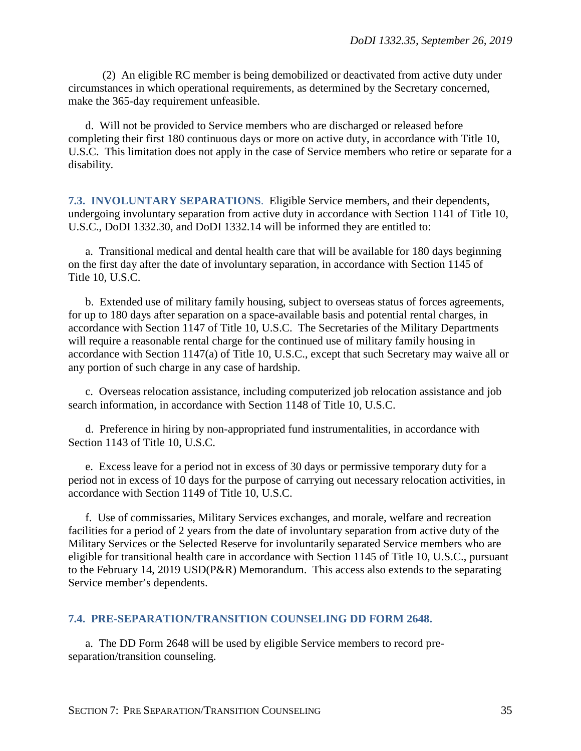(2) An eligible RC member is being demobilized or deactivated from active duty under circumstances in which operational requirements, as determined by the Secretary concerned, make the 365-day requirement unfeasible.

d. Will not be provided to Service members who are discharged or released before completing their first 180 continuous days or more on active duty, in accordance with Title 10, U.S.C. This limitation does not apply in the case of Service members who retire or separate for a disability.

## 7.3. INVOLUNTARY SEPARATIONS.

Eligible Service members, and their dependents, undergoing involuntary separation from active duty in accordance with Section 1141 of Title 10, U.S.C., DoDI 1332.30, and DoDI 1332.14 will be informed they are entitled to:

a. Transitional medical and dental health care that will be available for 180 days beginning on the first day after the date of involuntary separation, in accordance with Section 1145 of Title 10, U.S.C.

b. Extended use of military family housing, subject to overseas status of forces agreements, for up to 180 days after separation on a space-available basis and potential rental charges, in accordance with Section 1147 of Title 10, U.S.C. The Secretaries of the Military Departments will require a reasonable rental charge for the continued use of military family housing in accordance with Section 1147(a) of Title 10, U.S.C., except that such Secretary may waive all or any portion of such charge in any case of hardship.

c. Overseas relocation assistance, including computerized job relocation assistance and job search information, in accordance with Section 1148 of Title 10, U.S.C.

d. Preference in hiring by non-appropriated fund instrumentalities, in accordance with Section 1143 of Title 10, U.S.C.

e. Excess leave for a period not in excess of 30 days or permissive temporary duty for a period not in excess of 10 days for the purpose of carrying out necessary relocation activities, in accordance with Section 1149 of Title 10, U.S.C.

f. Use of commissaries, Military Services exchanges, and morale, welfare and recreation facilities for a period of 2 years from the date of involuntary separation from active duty of the Military Services or the Selected Reserve for involuntarily separated Service members who are eligible for transitional health care in accordance with Section 1145 of Title 10, U.S.C., pursuant to the February 14, 2019 USD(P&R) Memorandum. This access also extends to the separating Service member's dependents.

## 7.4. PRE-SEPARATION/TRANSITION COUNSELING DD FORM 2648.

a. The DD Form 2648 will be used by eligible Service members to record pre-separation/transition counseling.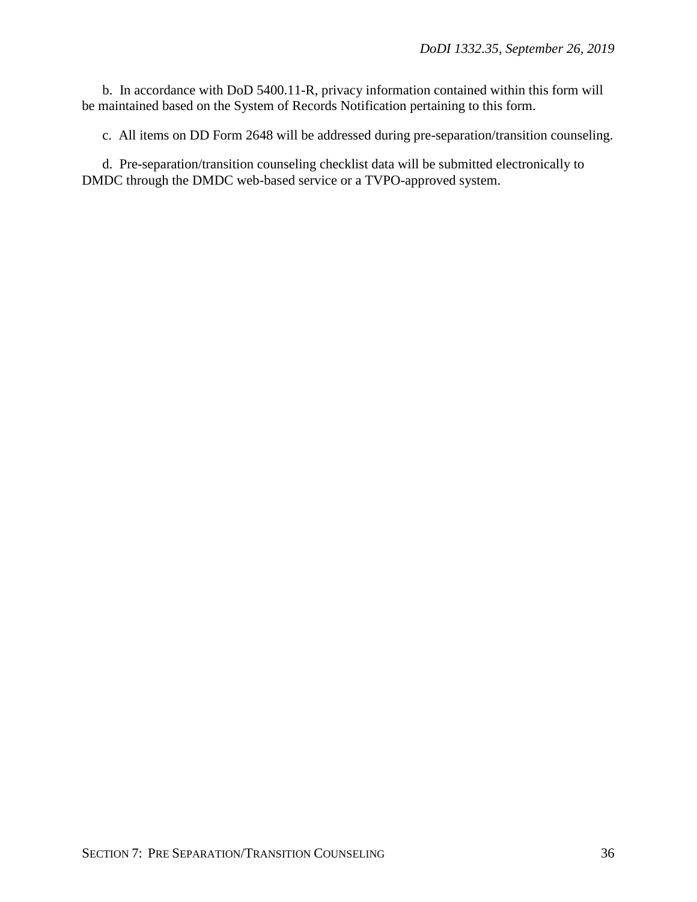b. In accordance with DoD 5400.11-R, privacy information contained within this form will be maintained based on the System of Records Notification pertaining to this form.

c. All items on DD Form 2648 will be addressed during pre-separation/transition counseling.

d. Pre-separation/transition counseling checklist data will be submitted electronically to DMDC through the DMDC web-based service or a TVPO-approved system.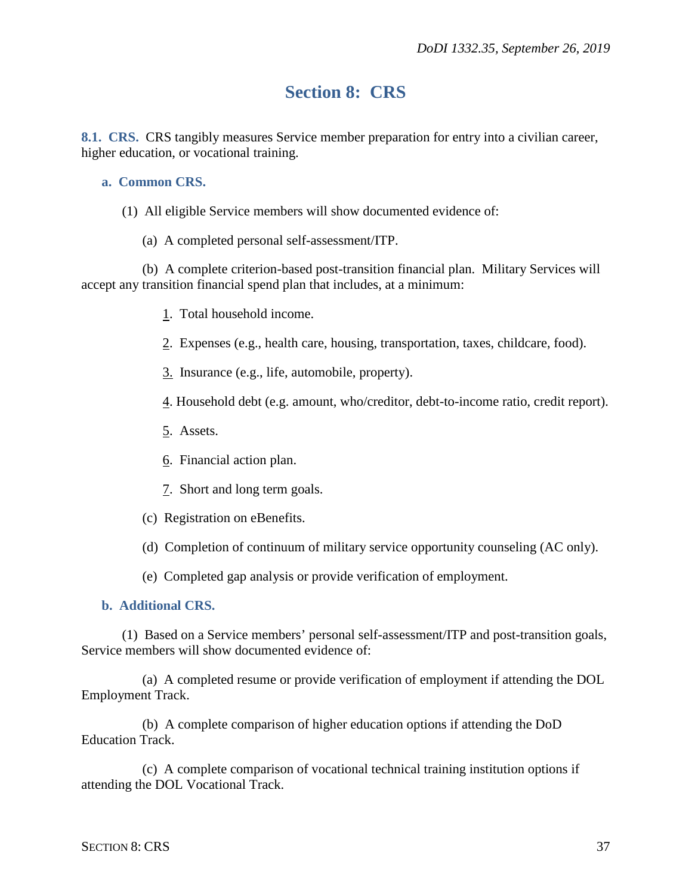# Section 8: CRS

**8.1. CRS.** CRS tangibly measures Service member preparation for entry into a civilian career, higher education, or vocational training.

**a. Common CRS.**

(1) All eligible Service members will show documented evidence of:

(a) A completed personal self-assessment/ITP.

(b) A complete criterion-based post-transition financial plan. Military Services will accept any transition financial spend plan that includes, at a minimum:

1. Total household income.

2. Expenses (e.g., health care, housing, transportation, taxes, childcare, food).

3. Insurance (e.g., life, automobile, property).

4. Household debt (e.g. amount, who/creditor, debt-to-income ratio, credit report).

5. Assets.

6. Financial action plan.

7. Short and long term goals.

(c) Registration on eBenefits.

(d) Completion of continuum of military service opportunity counseling (AC only).

(e) Completed gap analysis or provide verification of employment.

**b. Additional CRS.**

(1) Based on a Service members' personal self-assessment/ITP and post-transition goals, Service members will show documented evidence of:

(a) A completed resume or provide verification of employment if attending the DOL Employment Track.

(b) A complete comparison of higher education options if attending the DoD Education Track.

(c) A complete comparison of vocational technical training institution options if attending the DOL Vocational Track.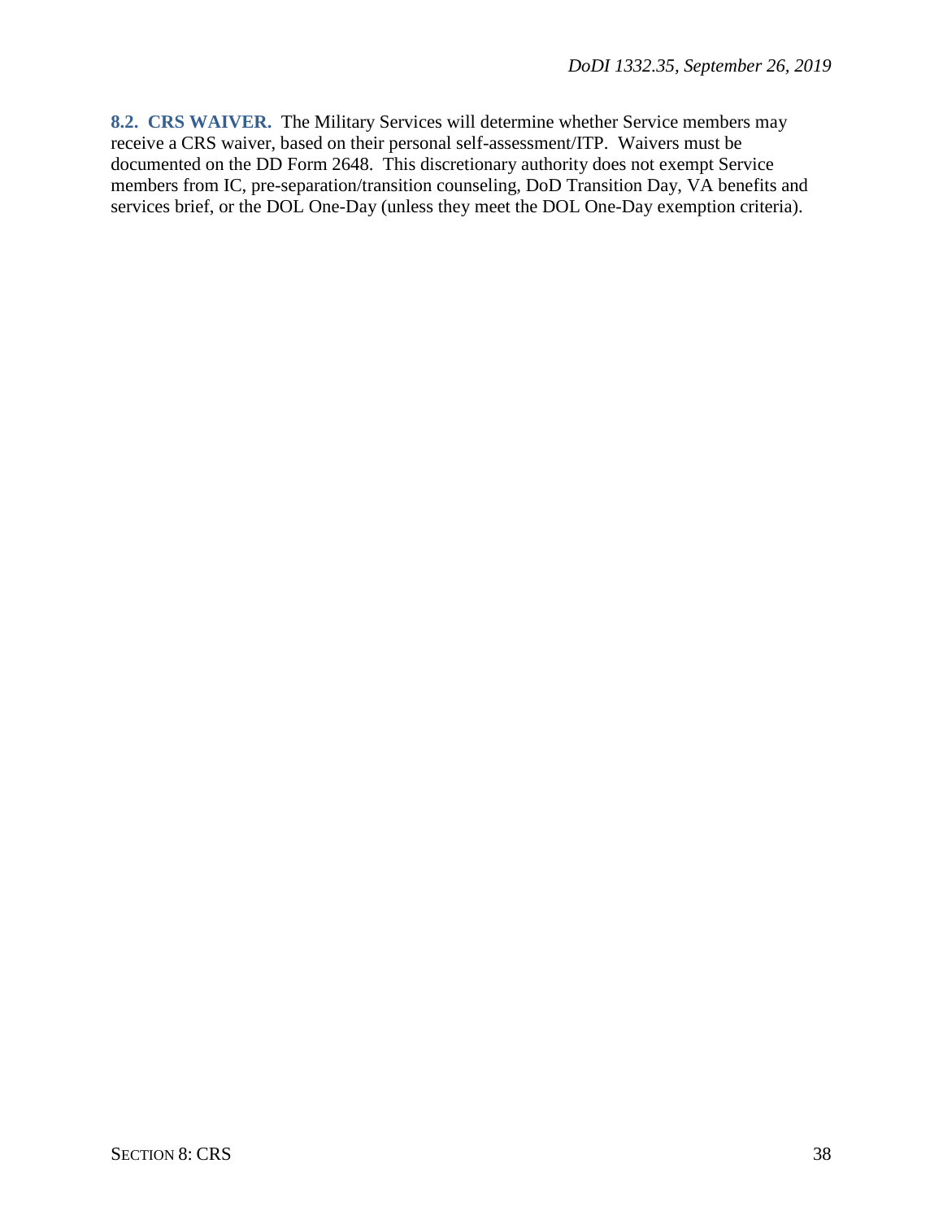**8.2. CRS WAIVER.** The Military Services will determine whether Service members may receive a CRS waiver, based on their personal self-assessment/ITP. Waivers must be documented on the DD Form 2648. This discretionary authority does not exempt Service members from IC, pre-separation/transition counseling, DoD Transition Day, VA benefits and services brief, or the DOL One-Day (unless they meet the DOL One-Day exemption criteria).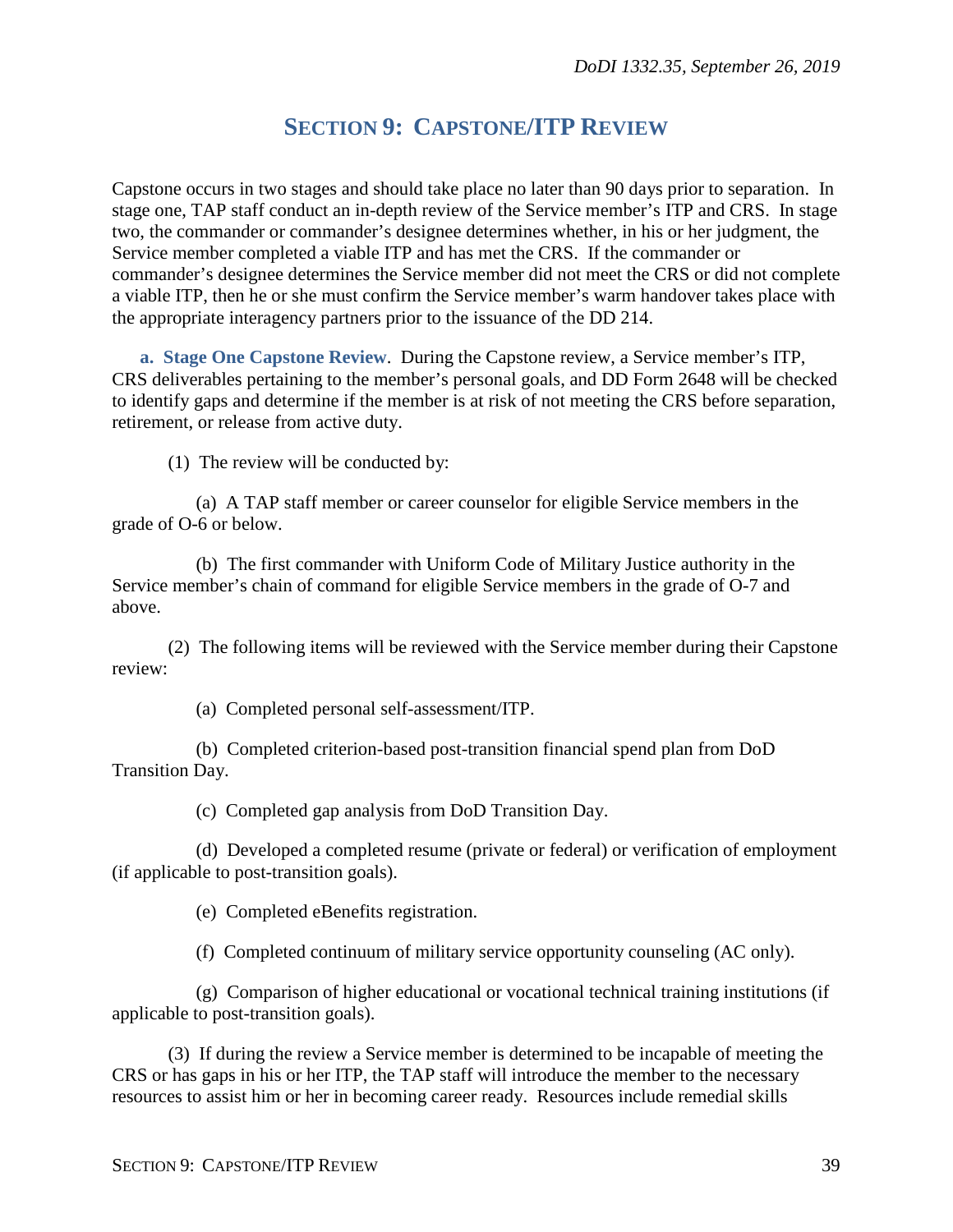# SECTION 9: CAPSTONE/ITP REVIEW

Capstone occurs in two stages and should take place no later than 90 days prior to separation. In stage one, TAP staff conduct an in-depth review of the Service member's ITP and CRS. In stage two, the commander or commander's designee determines whether, in his or her judgment, the Service member completed a viable ITP and has met the CRS. If the commander or commander's designee determines the Service member did not meet the CRS or did not complete a viable ITP, then he or she must confirm the Service member's warm handover takes place with the appropriate interagency partners prior to the issuance of the DD 214.

**a. Stage One Capstone Review**. During the Capstone review, a Service member's ITP, CRS deliverables pertaining to the member's personal goals, and DD Form 2648 will be checked to identify gaps and determine if the member is at risk of not meeting the CRS before separation, retirement, or release from active duty.

(1) The review will be conducted by:

(a) A TAP staff member or career counselor for eligible Service members in the grade of O-6 or below.

(b) The first commander with Uniform Code of Military Justice authority in the Service member's chain of command for eligible Service members in the grade of O-7 and above.

(2) The following items will be reviewed with the Service member during their Capstone review:

(a) Completed personal self-assessment/ITP.

(b) Completed criterion-based post-transition financial spend plan from DoD Transition Day.

(c) Completed gap analysis from DoD Transition Day.

(d) Developed a completed resume (private or federal) or verification of employment (if applicable to post-transition goals).

(e) Completed eBenefits registration.

(f) Completed continuum of military service opportunity counseling (AC only).

(g) Comparison of higher educational or vocational technical training institutions (if applicable to post-transition goals).

(3) If during the review a Service member is determined to be incapable of meeting the CRS or has gaps in his or her ITP, the TAP staff will introduce the member to the necessary resources to assist him or her in becoming career ready. Resources include remedial skills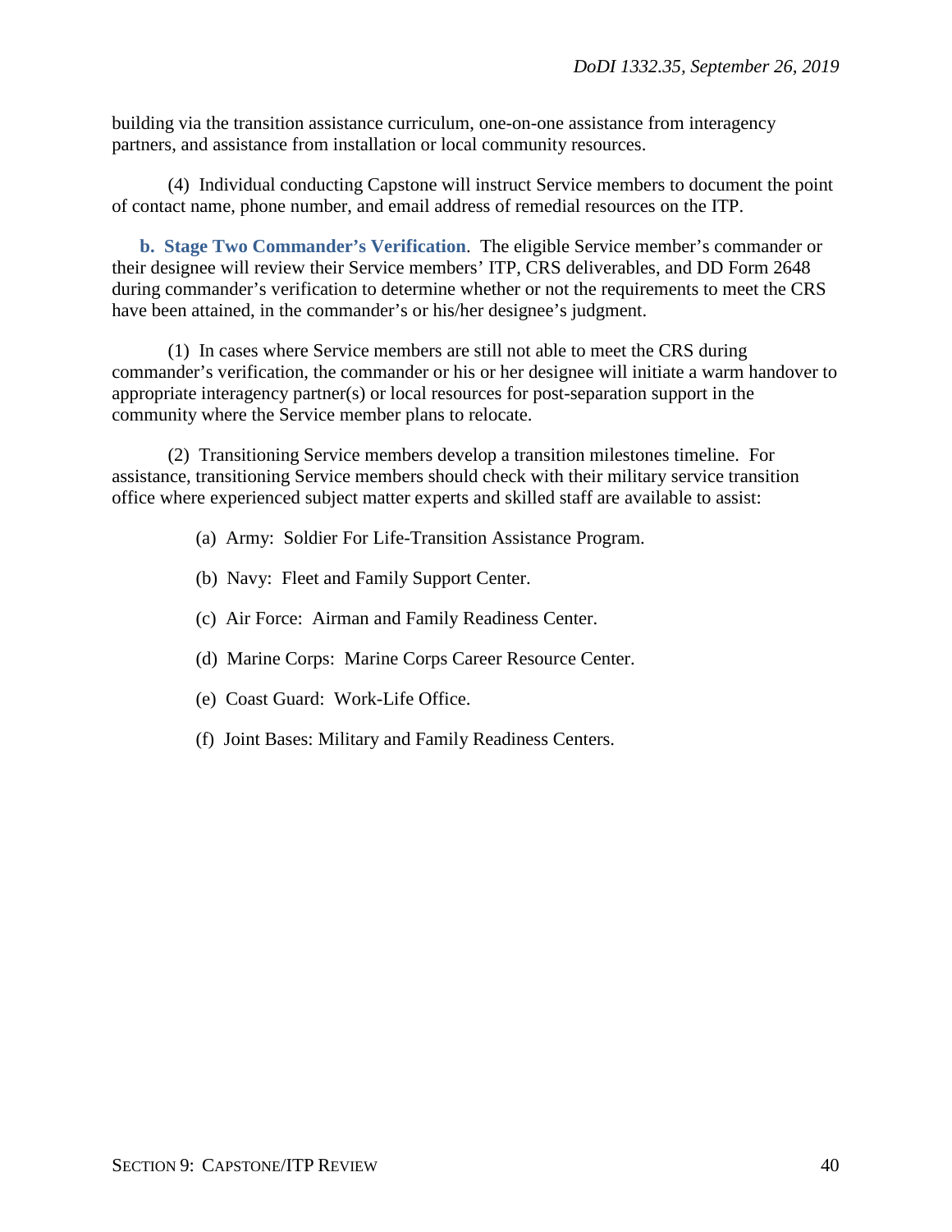building via the transition assistance curriculum, one-on-one assistance from interagency partners, and assistance from installation or local community resources.

(4) Individual conducting Capstone will instruct Service members to document the point of contact name, phone number, and email address of remedial resources on the ITP.

**b. Stage Two Commander's Verification**. The eligible Service member's commander or their designee will review their Service members' ITP, CRS deliverables, and DD Form 2648 during commander's verification to determine whether or not the requirements to meet the CRS have been attained, in the commander's or his/her designee's judgment.

(1) In cases where Service members are still not able to meet the CRS during commander's verification, the commander or his or her designee will initiate a warm handover to appropriate interagency partner(s) or local resources for post-separation support in the community where the Service member plans to relocate.

(2) Transitioning Service members develop a transition milestones timeline. For assistance, transitioning Service members should check with their military service transition office where experienced subject matter experts and skilled staff are available to assist:

(a) Army: Soldier For Life-Transition Assistance Program.

(b) Navy: Fleet and Family Support Center.

(c) Air Force: Airman and Family Readiness Center.

(d) Marine Corps: Marine Corps Career Resource Center.

(e) Coast Guard: Work-Life Office.

(f) Joint Bases: Military and Family Readiness Centers.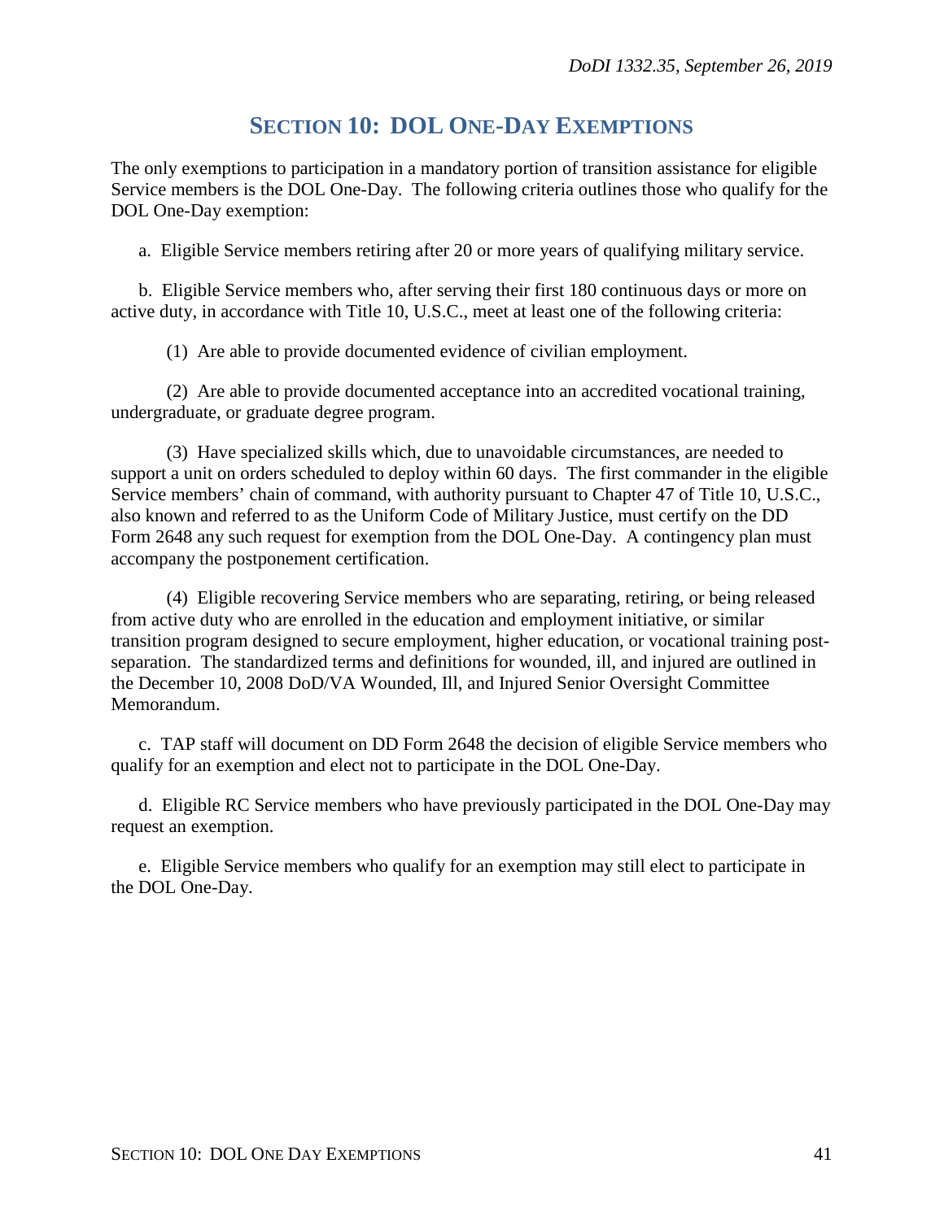# SECTION 10: DOL ONE-DAY EXEMPTIONS

The only exemptions to participation in a mandatory portion of transition assistance for eligible Service members is the DOL One-Day. The following criteria outlines those who qualify for the DOL One-Day exemption:

a. Eligible Service members retiring after 20 or more years of qualifying military service.

b. Eligible Service members who, after serving their first 180 continuous days or more on active duty, in accordance with Title 10, U.S.C., meet at least one of the following criteria:

(1) Are able to provide documented evidence of civilian employment.

(2) Are able to provide documented acceptance into an accredited vocational training, undergraduate, or graduate degree program.

(3) Have specialized skills which, due to unavoidable circumstances, are needed to support a unit on orders scheduled to deploy within 60 days. The first commander in the eligible Service members' chain of command, with authority pursuant to Chapter 47 of Title 10, U.S.C., also known and referred to as the Uniform Code of Military Justice, must certify on the DD Form 2648 any such request for exemption from the DOL One-Day. A contingency plan must accompany the postponement certification.

(4) Eligible recovering Service members who are separating, retiring, or being released from active duty who are enrolled in the education and employment initiative, or similar transition program designed to secure employment, higher education, or vocational training post-separation. The standardized terms and definitions for wounded, ill, and injured are outlined in the December 10, 2008 DoD/VA Wounded, Ill, and Injured Senior Oversight Committee Memorandum.

c. TAP staff will document on DD Form 2648 the decision of eligible Service members who qualify for an exemption and elect not to participate in the DOL One-Day.

d. Eligible RC Service members who have previously participated in the DOL One-Day may request an exemption.

e. Eligible Service members who qualify for an exemption may still elect to participate in the DOL One-Day.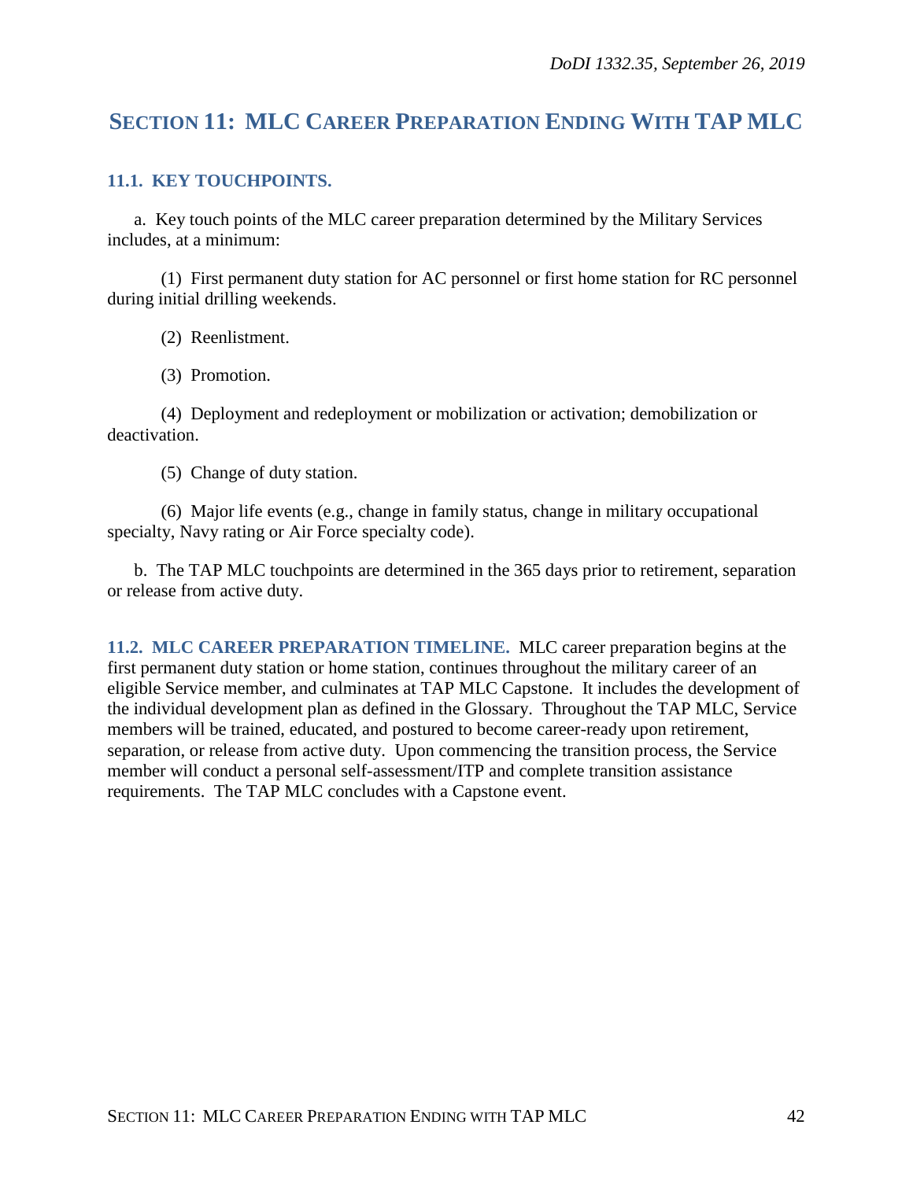# SECTION 11: MLC CAREER PREPARATION ENDING WITH TAP MLC

## 11.1. KEY TOUCHPOINTS.

a. Key touch points of the MLC career preparation determined by the Military Services includes, at a minimum:

(1) First permanent duty station for AC personnel or first home station for RC personnel during initial drilling weekends.

(2) Reenlistment.

(3) Promotion.

(4) Deployment and redeployment or mobilization or activation; demobilization or deactivation.

(5) Change of duty station.

(6) Major life events (e.g., change in family status, change in military occupational specialty, Navy rating or Air Force specialty code).

b. The TAP MLC touchpoints are determined in the 365 days prior to retirement, separation or release from active duty.

**11.2. MLC CAREER PREPARATION TIMELINE.** MLC career preparation begins at the first permanent duty station or home station, continues throughout the military career of an eligible Service member, and culminates at TAP MLC Capstone. It includes the development of the individual development plan as defined in the Glossary. Throughout the TAP MLC, Service members will be trained, educated, and postured to become career-ready upon retirement, separation, or release from active duty. Upon commencing the transition process, the Service member will conduct a personal self-assessment/ITP and complete transition assistance requirements. The TAP MLC concludes with a Capstone event.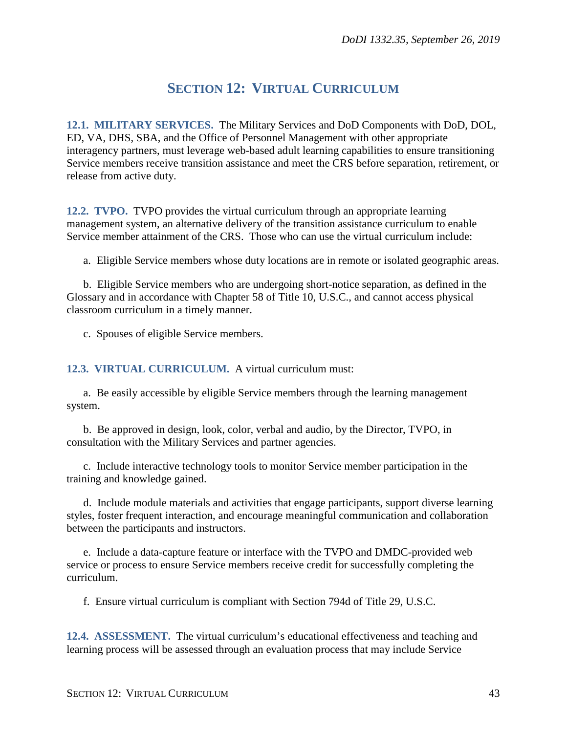# SECTION 12: VIRTUAL CURRICULUM

**12.1. MILITARY SERVICES.** The Military Services and DoD Components with DoD, DOL, ED, VA, DHS, SBA, and the Office of Personnel Management with other appropriate interagency partners, must leverage web-based adult learning capabilities to ensure transitioning Service members receive transition assistance and meet the CRS before separation, retirement, or release from active duty.

**12.2. TVPO.** TVPO provides the virtual curriculum through an appropriate learning management system, an alternative delivery of the transition assistance curriculum to enable Service member attainment of the CRS. Those who can use the virtual curriculum include:

a. Eligible Service members whose duty locations are in remote or isolated geographic areas.

b. Eligible Service members who are undergoing short-notice separation, as defined in the Glossary and in accordance with Chapter 58 of Title 10, U.S.C., and cannot access physical classroom curriculum in a timely manner.

c. Spouses of eligible Service members.

**12.3. VIRTUAL CURRICULUM.** A virtual curriculum must:

a. Be easily accessible by eligible Service members through the learning management system.

b. Be approved in design, look, color, verbal and audio, by the Director, TVPO, in consultation with the Military Services and partner agencies.

c. Include interactive technology tools to monitor Service member participation in the training and knowledge gained.

d. Include module materials and activities that engage participants, support diverse learning styles, foster frequent interaction, and encourage meaningful communication and collaboration between the participants and instructors.

e. Include a data-capture feature or interface with the TVPO and DMDC-provided web service or process to ensure Service members receive credit for successfully completing the curriculum.

f. Ensure virtual curriculum is compliant with Section 794d of Title 29, U.S.C.

**12.4. ASSESSMENT.** The virtual curriculum's educational effectiveness and teaching and learning process will be assessed through an evaluation process that may include Service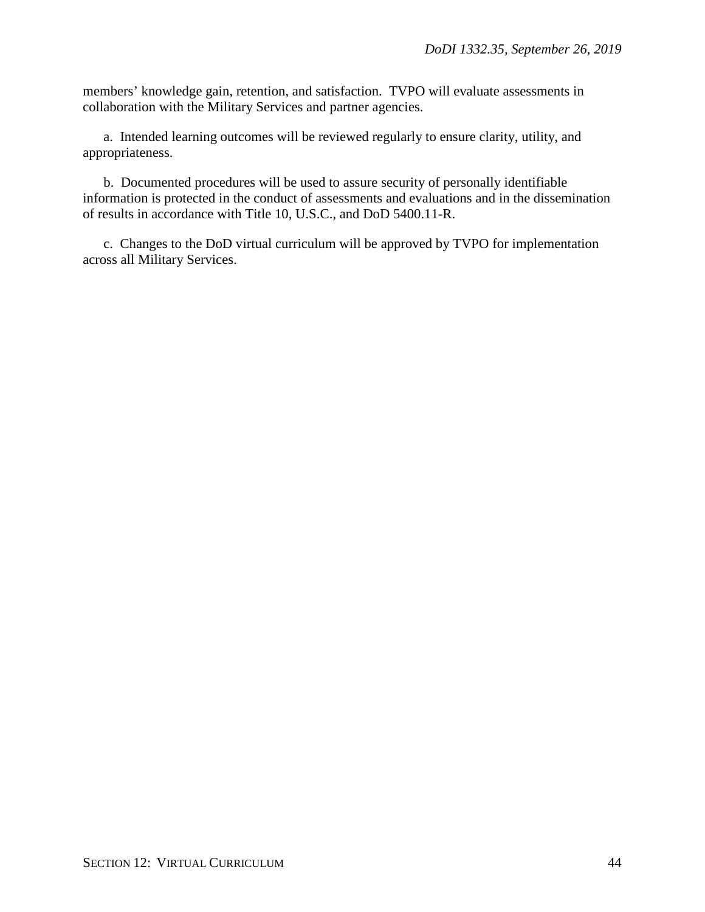members' knowledge gain, retention, and satisfaction. TVPO will evaluate assessments in collaboration with the Military Services and partner agencies.

a. Intended learning outcomes will be reviewed regularly to ensure clarity, utility, and appropriateness.

b. Documented procedures will be used to assure security of personally identifiable information is protected in the conduct of assessments and evaluations and in the dissemination of results in accordance with Title 10, U.S.C., and DoD 5400.11-R.

c. Changes to the DoD virtual curriculum will be approved by TVPO for implementation across all Military Services.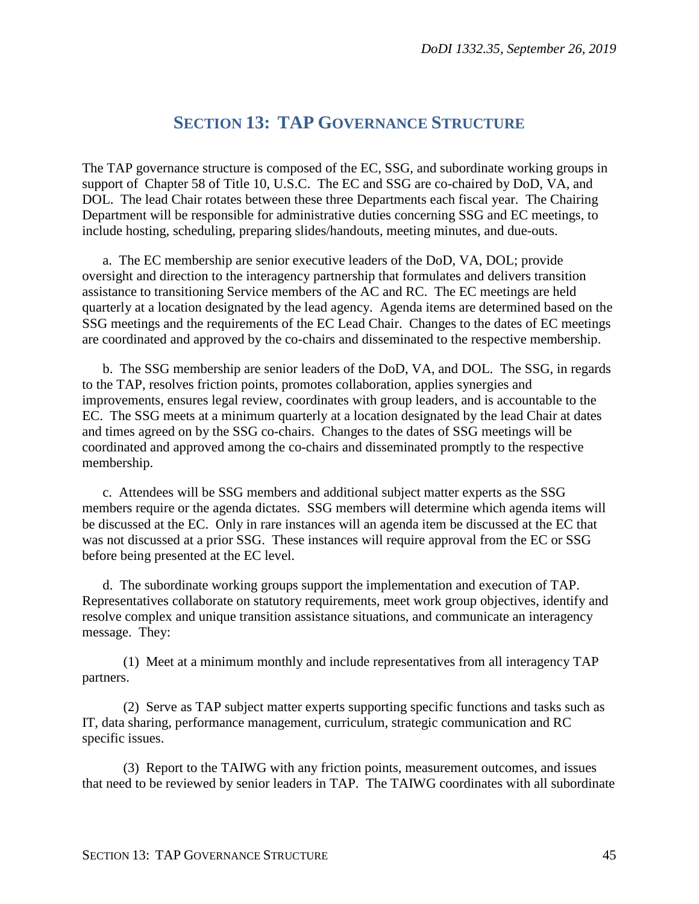# SECTION 13: TAP GOVERNANCE STRUCTURE

The TAP governance structure is composed of the EC, SSG, and subordinate working groups in support of Chapter 58 of Title 10, U.S.C. The EC and SSG are co-chaired by DoD, VA, and DOL. The lead Chair rotates between these three Departments each fiscal year. The Chairing Department will be responsible for administrative duties concerning SSG and EC meetings, to include hosting, scheduling, preparing slides/handouts, meeting minutes, and due-outs.

a. The EC membership are senior executive leaders of the DoD, VA, DOL; provide oversight and direction to the interagency partnership that formulates and delivers transition assistance to transitioning Service members of the AC and RC. The EC meetings are held quarterly at a location designated by the lead agency. Agenda items are determined based on the SSG meetings and the requirements of the EC Lead Chair. Changes to the dates of EC meetings are coordinated and approved by the co-chairs and disseminated to the respective membership.

b. The SSG membership are senior leaders of the DoD, VA, and DOL. The SSG, in regards to the TAP, resolves friction points, promotes collaboration, applies synergies and improvements, ensures legal review, coordinates with group leaders, and is accountable to the EC. The SSG meets at a minimum quarterly at a location designated by the lead Chair at dates and times agreed on by the SSG co-chairs. Changes to the dates of SSG meetings will be coordinated and approved among the co-chairs and disseminated promptly to the respective membership.

c. Attendees will be SSG members and additional subject matter experts as the SSG members require or the agenda dictates. SSG members will determine which agenda items will be discussed at the EC. Only in rare instances will an agenda item be discussed at the EC that was not discussed at a prior SSG. These instances will require approval from the EC or SSG before being presented at the EC level.

d. The subordinate working groups support the implementation and execution of TAP. Representatives collaborate on statutory requirements, meet work group objectives, identify and resolve complex and unique transition assistance situations, and communicate an interagency message. They:

(1) Meet at a minimum monthly and include representatives from all interagency TAP partners.

(2) Serve as TAP subject matter experts supporting specific functions and tasks such as IT, data sharing, performance management, curriculum, strategic communication and RC specific issues.

(3) Report to the TAIWG with any friction points, measurement outcomes, and issues that need to be reviewed by senior leaders in TAP. The TAIWG coordinates with all subordinate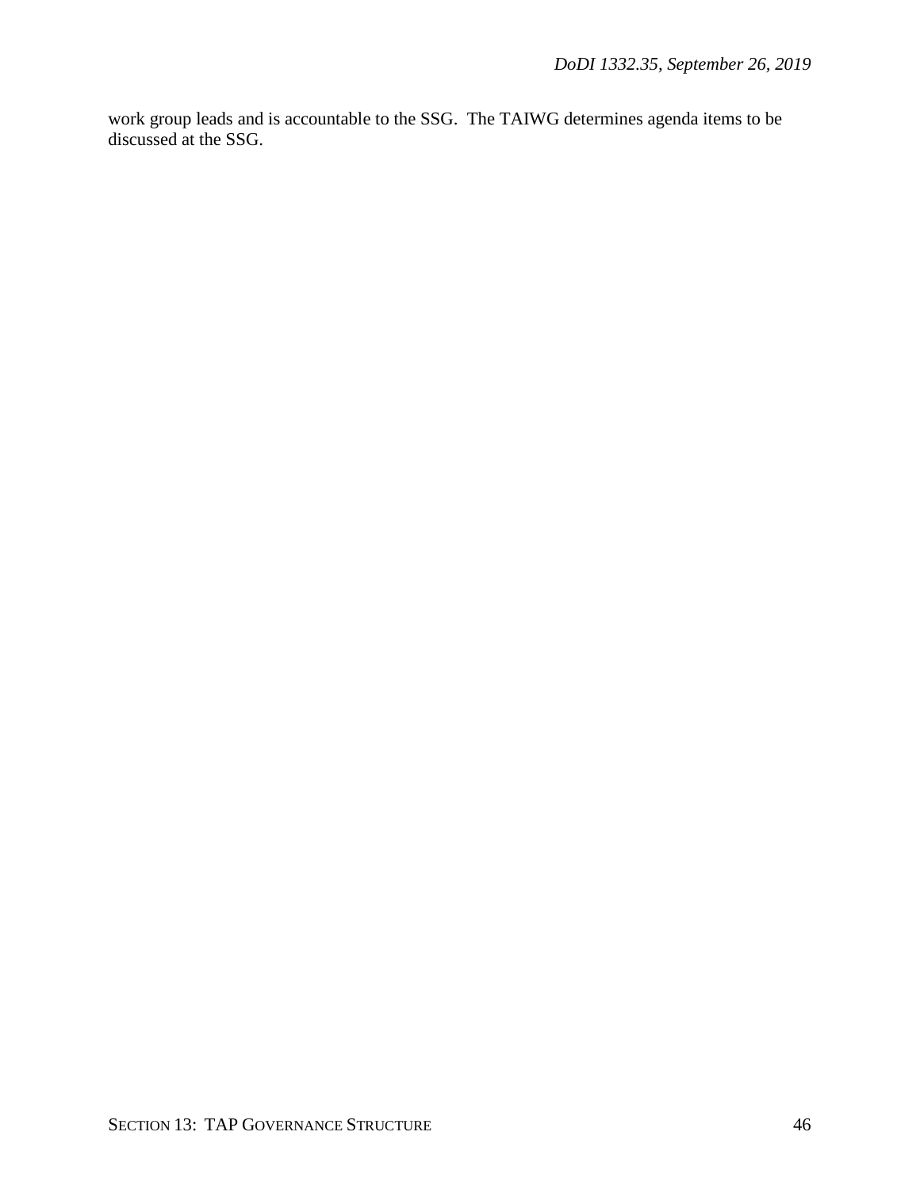work group leads and is accountable to the SSG. The TAIWG determines agenda items to be discussed at the SSG.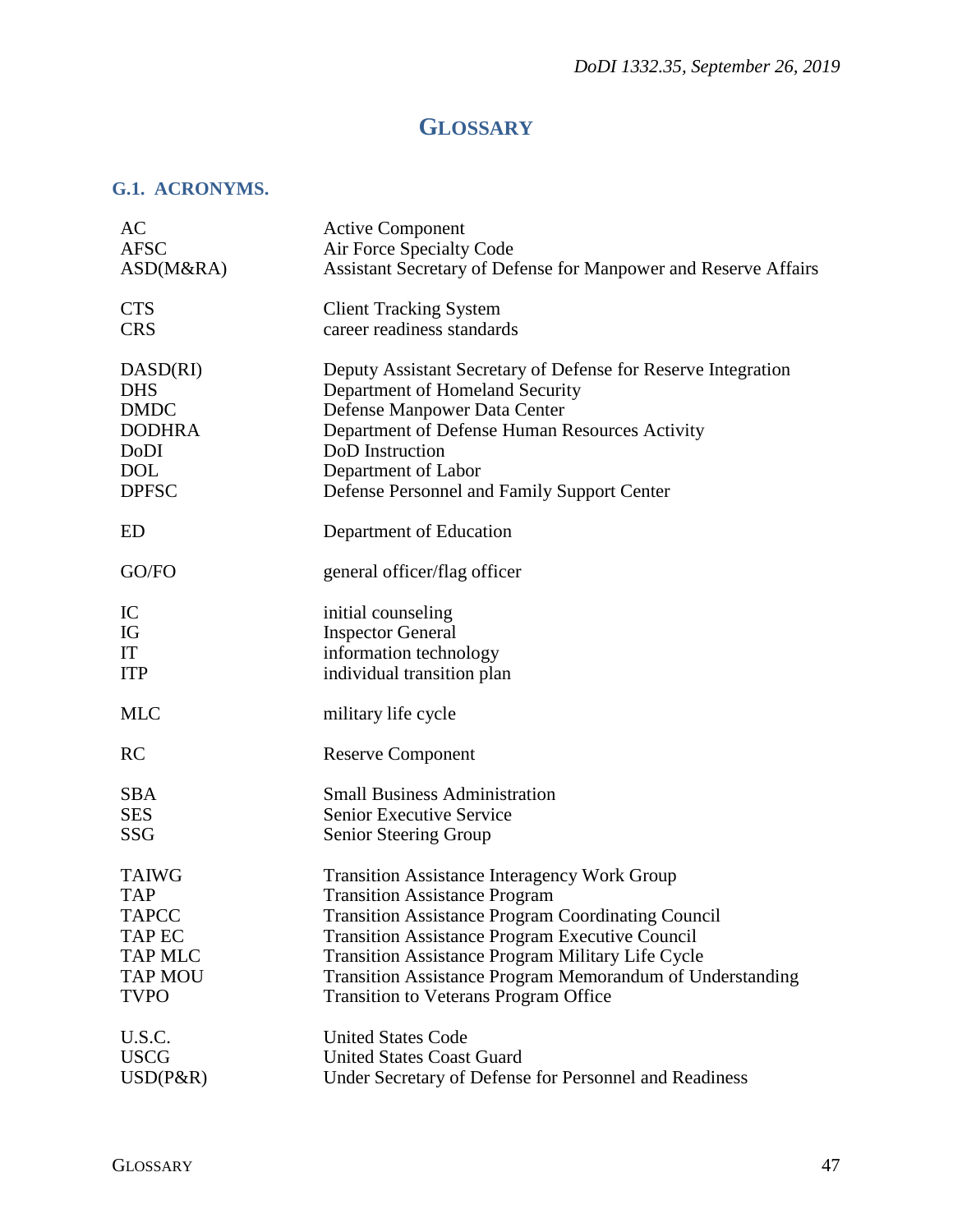# GLOSSARY

## G.1. ACRONYMS.

| | |
|---|---|
| AC | Active Component |
| AFSC | Air Force Specialty Code |
| ASD(M&RA) | Assistant Secretary of Defense for Manpower and Reserve Affairs |
| CTS | Client Tracking System |
| CRS | career readiness standards |
| DASD(RI) | Deputy Assistant Secretary of Defense for Reserve Integration |
| DHS | Department of Homeland Security |
| DMDC | Defense Manpower Data Center |
| DODHRA | Department of Defense Human Resources Activity |
| DoDI | DoD Instruction |
| DOL | Department of Labor |
| DPFSC | Defense Personnel and Family Support Center |
| ED | Department of Education |
| GO/FO | general officer/flag officer |
| IC | initial counseling |
| IG | Inspector General |
| IT | information technology |
| ITP | individual transition plan |
| MLC | military life cycle |
| RC | Reserve Component |
| SBA | Small Business Administration |
| SES | Senior Executive Service |
| SSG | Senior Steering Group |
| TAIWG | Transition Assistance Interagency Work Group |
| TAP | Transition Assistance Program |
| TAPCC | Transition Assistance Program Coordinating Council |
| TAP EC | Transition Assistance Program Executive Council |
| TAP MLC | Transition Assistance Program Military Life Cycle |
| TAP MOU | Transition Assistance Program Memorandum of Understanding |
| TVPO | Transition to Veterans Program Office |
| U.S.C. | United States Code |
| USCG | United States Coast Guard |
| USD(P&R) | Under Secretary of Defense for Personnel and Readiness |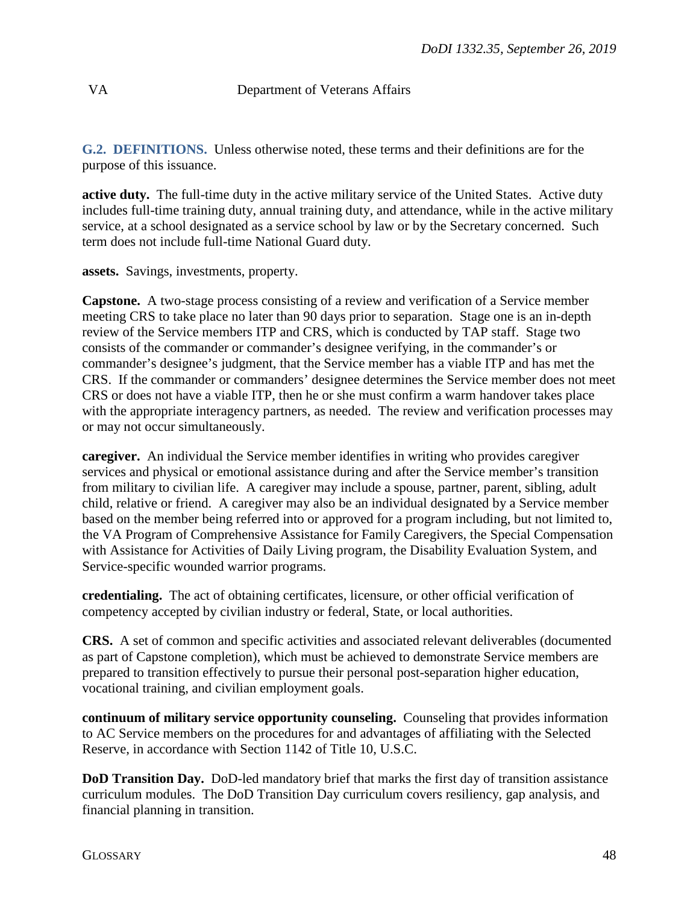| | |
|---|---|
| VA | Department of Veterans Affairs |

**G.2. DEFINITIONS.** Unless otherwise noted, these terms and their definitions are for the purpose of this issuance.

**active duty.** The full-time duty in the active military service of the United States. Active duty includes full-time training duty, annual training duty, and attendance, while in the active military service, at a school designated as a service school by law or by the Secretary concerned. Such term does not include full-time National Guard duty.

**assets.** Savings, investments, property.

**Capstone.** A two-stage process consisting of a review and verification of a Service member meeting CRS to take place no later than 90 days prior to separation. Stage one is an in-depth review of the Service members ITP and CRS, which is conducted by TAP staff. Stage two consists of the commander or commander's designee verifying, in the commander's or commander's designee's judgment, that the Service member has a viable ITP and has met the CRS. If the commander or commanders' designee determines the Service member does not meet CRS or does not have a viable ITP, then he or she must confirm a warm handover takes place with the appropriate interagency partners, as needed. The review and verification processes may or may not occur simultaneously.

**caregiver.** An individual the Service member identifies in writing who provides caregiver services and physical or emotional assistance during and after the Service member's transition from military to civilian life. A caregiver may include a spouse, partner, parent, sibling, adult child, relative or friend. A caregiver may also be an individual designated by a Service member based on the member being referred into or approved for a program including, but not limited to, the VA Program of Comprehensive Assistance for Family Caregivers, the Special Compensation with Assistance for Activities of Daily Living program, the Disability Evaluation System, and Service-specific wounded warrior programs.

**credentialing.** The act of obtaining certificates, licensure, or other official verification of competency accepted by civilian industry or federal, State, or local authorities.

**CRS.** A set of common and specific activities and associated relevant deliverables (documented as part of Capstone completion), which must be achieved to demonstrate Service members are prepared to transition effectively to pursue their personal post-separation higher education, vocational training, and civilian employment goals.

**continuum of military service opportunity counseling.** Counseling that provides information to AC Service members on the procedures for and advantages of affiliating with the Selected Reserve, in accordance with Section 1142 of Title 10, U.S.C.

**DoD Transition Day.** DoD-led mandatory brief that marks the first day of transition assistance curriculum modules. The DoD Transition Day curriculum covers resiliency, gap analysis, and financial planning in transition.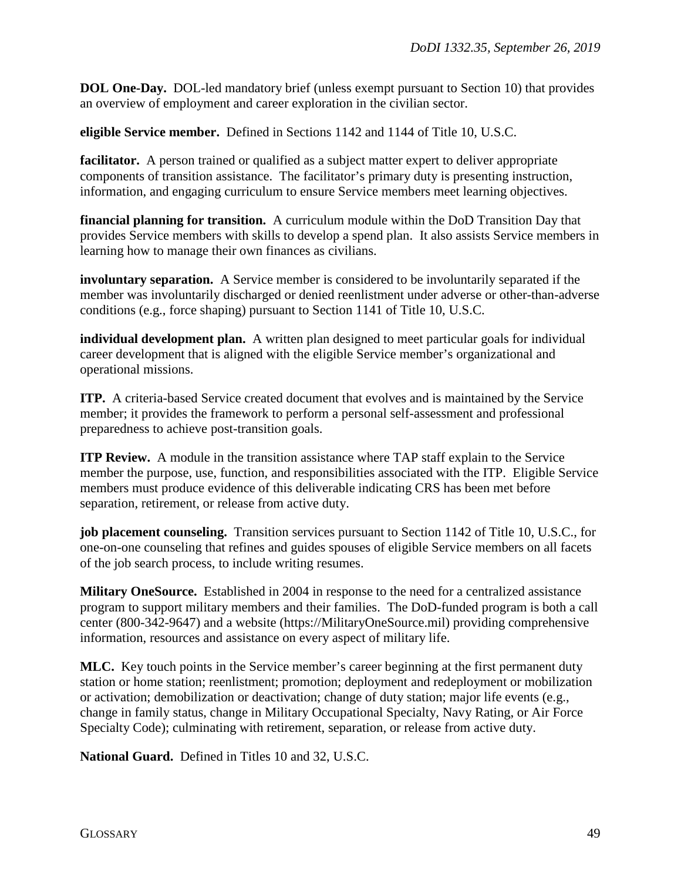**DOL One-Day.** DOL-led mandatory brief (unless exempt pursuant to Section 10) that provides an overview of employment and career exploration in the civilian sector.

**eligible Service member.** Defined in Sections 1142 and 1144 of Title 10, U.S.C.

**facilitator.** A person trained or qualified as a subject matter expert to deliver appropriate components of transition assistance. The facilitator's primary duty is presenting instruction, information, and engaging curriculum to ensure Service members meet learning objectives.

**financial planning for transition.** A curriculum module within the DoD Transition Day that provides Service members with skills to develop a spend plan. It also assists Service members in learning how to manage their own finances as civilians.

**involuntary separation.** A Service member is considered to be involuntarily separated if the member was involuntarily discharged or denied reenlistment under adverse or other-than-adverse conditions (e.g., force shaping) pursuant to Section 1141 of Title 10, U.S.C.

**individual development plan.** A written plan designed to meet particular goals for individual career development that is aligned with the eligible Service member's organizational and operational missions.

**ITP.** A criteria-based Service created document that evolves and is maintained by the Service member; it provides the framework to perform a personal self-assessment and professional preparedness to achieve post-transition goals.

**ITP Review.** A module in the transition assistance where TAP staff explain to the Service member the purpose, use, function, and responsibilities associated with the ITP. Eligible Service members must produce evidence of this deliverable indicating CRS has been met before separation, retirement, or release from active duty.

**job placement counseling.** Transition services pursuant to Section 1142 of Title 10, U.S.C., for one-on-one counseling that refines and guides spouses of eligible Service members on all facets of the job search process, to include writing resumes.

**Military OneSource.** Established in 2004 in response to the need for a centralized assistance program to support military members and their families. The DoD-funded program is both a call center (800-342-9647) and a website (https://MilitaryOneSource.mil) providing comprehensive information, resources and assistance on every aspect of military life.

**MLC.** Key touch points in the Service member's career beginning at the first permanent duty station or home station; reenlistment; promotion; deployment and redeployment or mobilization or activation; demobilization or deactivation; change of duty station; major life events (e.g., change in family status, change in Military Occupational Specialty, Navy Rating, or Air Force Specialty Code); culminating with retirement, separation, or release from active duty.

**National Guard.** Defined in Titles 10 and 32, U.S.C.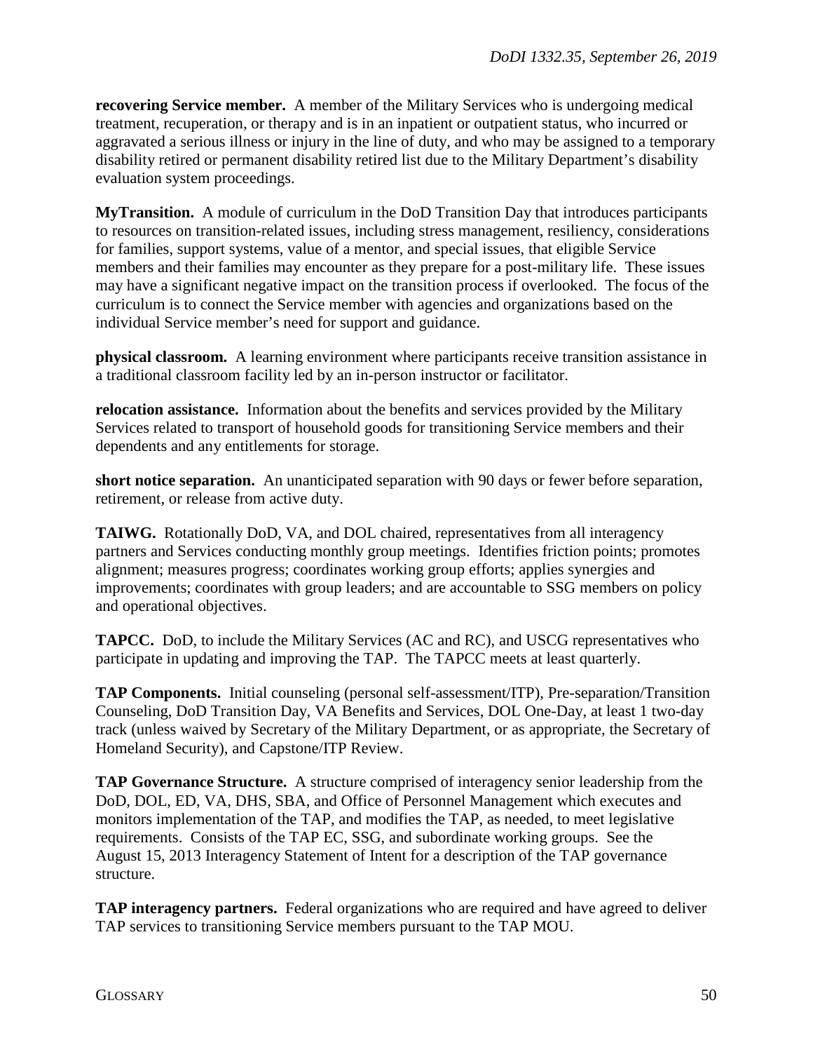**recovering Service member.** A member of the Military Services who is undergoing medical treatment, recuperation, or therapy and is in an inpatient or outpatient status, who incurred or aggravated a serious illness or injury in the line of duty, and who may be assigned to a temporary disability retired or permanent disability retired list due to the Military Department's disability evaluation system proceedings.

**MyTransition.** A module of curriculum in the DoD Transition Day that introduces participants to resources on transition-related issues, including stress management, resiliency, considerations for families, support systems, value of a mentor, and special issues, that eligible Service members and their families may encounter as they prepare for a post-military life. These issues may have a significant negative impact on the transition process if overlooked. The focus of the curriculum is to connect the Service member with agencies and organizations based on the individual Service member's need for support and guidance.

**physical classroom.** A learning environment where participants receive transition assistance in a traditional classroom facility led by an in-person instructor or facilitator.

**relocation assistance.** Information about the benefits and services provided by the Military Services related to transport of household goods for transitioning Service members and their dependents and any entitlements for storage.

**short notice separation.** An unanticipated separation with 90 days or fewer before separation, retirement, or release from active duty.

**TAIWG.** Rotationally DoD, VA, and DOL chaired, representatives from all interagency partners and Services conducting monthly group meetings. Identifies friction points; promotes alignment; measures progress; coordinates working group efforts; applies synergies and improvements; coordinates with group leaders; and are accountable to SSG members on policy and operational objectives.

**TAPCC.** DoD, to include the Military Services (AC and RC), and USCG representatives who participate in updating and improving the TAP. The TAPCC meets at least quarterly.

**TAP Components.** Initial counseling (personal self-assessment/ITP), Pre-separation/Transition Counseling, DoD Transition Day, VA Benefits and Services, DOL One-Day, at least 1 two-day track (unless waived by Secretary of the Military Department, or as appropriate, the Secretary of Homeland Security), and Capstone/ITP Review.

**TAP Governance Structure.** A structure comprised of interagency senior leadership from the DoD, DOL, ED, VA, DHS, SBA, and Office of Personnel Management which executes and monitors implementation of the TAP, and modifies the TAP, as needed, to meet legislative requirements. Consists of the TAP EC, SSG, and subordinate working groups. See the August 15, 2013 Interagency Statement of Intent for a description of the TAP governance structure.

**TAP interagency partners.** Federal organizations who are required and have agreed to deliver TAP services to transitioning Service members pursuant to the TAP MOU.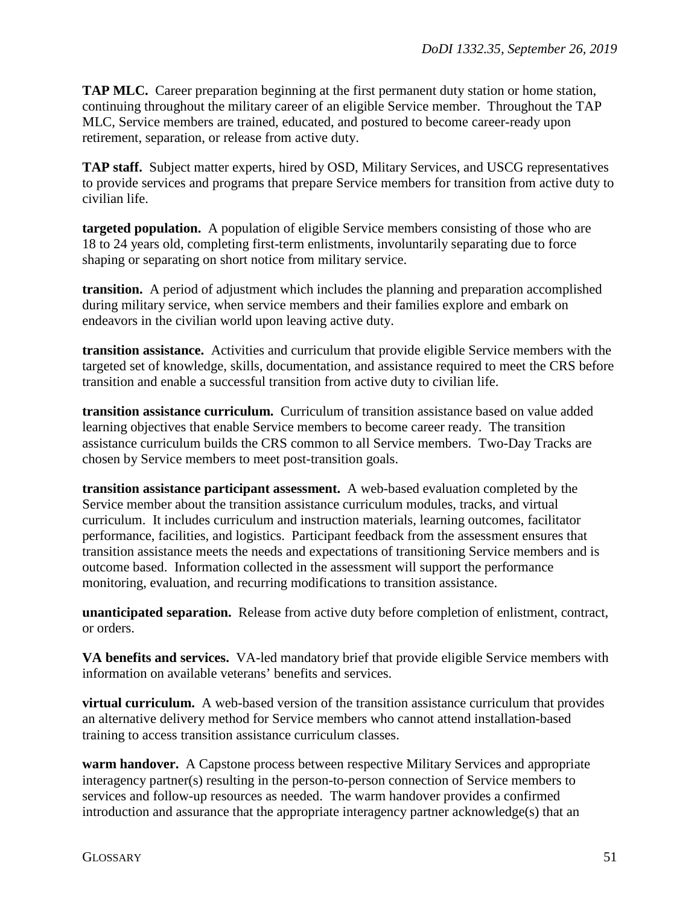**TAP MLC.** Career preparation beginning at the first permanent duty station or home station, continuing throughout the military career of an eligible Service member. Throughout the TAP MLC, Service members are trained, educated, and postured to become career-ready upon retirement, separation, or release from active duty.

**TAP staff.** Subject matter experts, hired by OSD, Military Services, and USCG representatives to provide services and programs that prepare Service members for transition from active duty to civilian life.

**targeted population.** A population of eligible Service members consisting of those who are 18 to 24 years old, completing first-term enlistments, involuntarily separating due to force shaping or separating on short notice from military service.

**transition.** A period of adjustment which includes the planning and preparation accomplished during military service, when service members and their families explore and embark on endeavors in the civilian world upon leaving active duty.

**transition assistance.** Activities and curriculum that provide eligible Service members with the targeted set of knowledge, skills, documentation, and assistance required to meet the CRS before transition and enable a successful transition from active duty to civilian life.

**transition assistance curriculum.** Curriculum of transition assistance based on value added learning objectives that enable Service members to become career ready. The transition assistance curriculum builds the CRS common to all Service members. Two-Day Tracks are chosen by Service members to meet post-transition goals.

**transition assistance participant assessment.** A web-based evaluation completed by the Service member about the transition assistance curriculum modules, tracks, and virtual curriculum. It includes curriculum and instruction materials, learning outcomes, facilitator performance, facilities, and logistics. Participant feedback from the assessment ensures that transition assistance meets the needs and expectations of transitioning Service members and is outcome based. Information collected in the assessment will support the performance monitoring, evaluation, and recurring modifications to transition assistance.

**unanticipated separation.** Release from active duty before completion of enlistment, contract, or orders.

**VA benefits and services.** VA-led mandatory brief that provide eligible Service members with information on available veterans' benefits and services.

**virtual curriculum.** A web-based version of the transition assistance curriculum that provides an alternative delivery method for Service members who cannot attend installation-based training to access transition assistance curriculum classes.

**warm handover.** A Capstone process between respective Military Services and appropriate interagency partner(s) resulting in the person-to-person connection of Service members to services and follow-up resources as needed. The warm handover provides a confirmed introduction and assurance that the appropriate interagency partner acknowledge(s) that an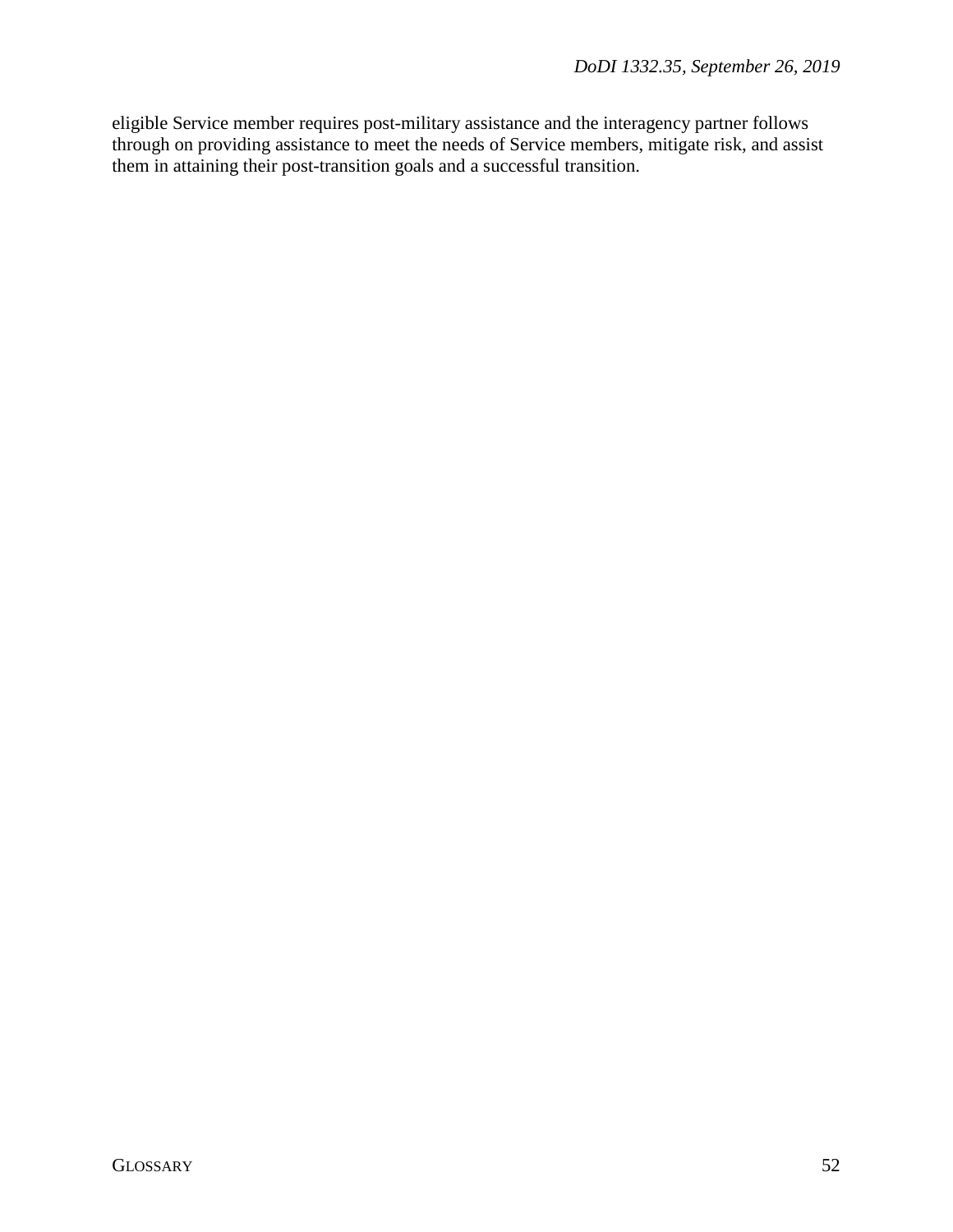eligible Service member requires post-military assistance and the interagency partner follows through on providing assistance to meet the needs of Service members, mitigate risk, and assist them in attaining their post-transition goals and a successful transition.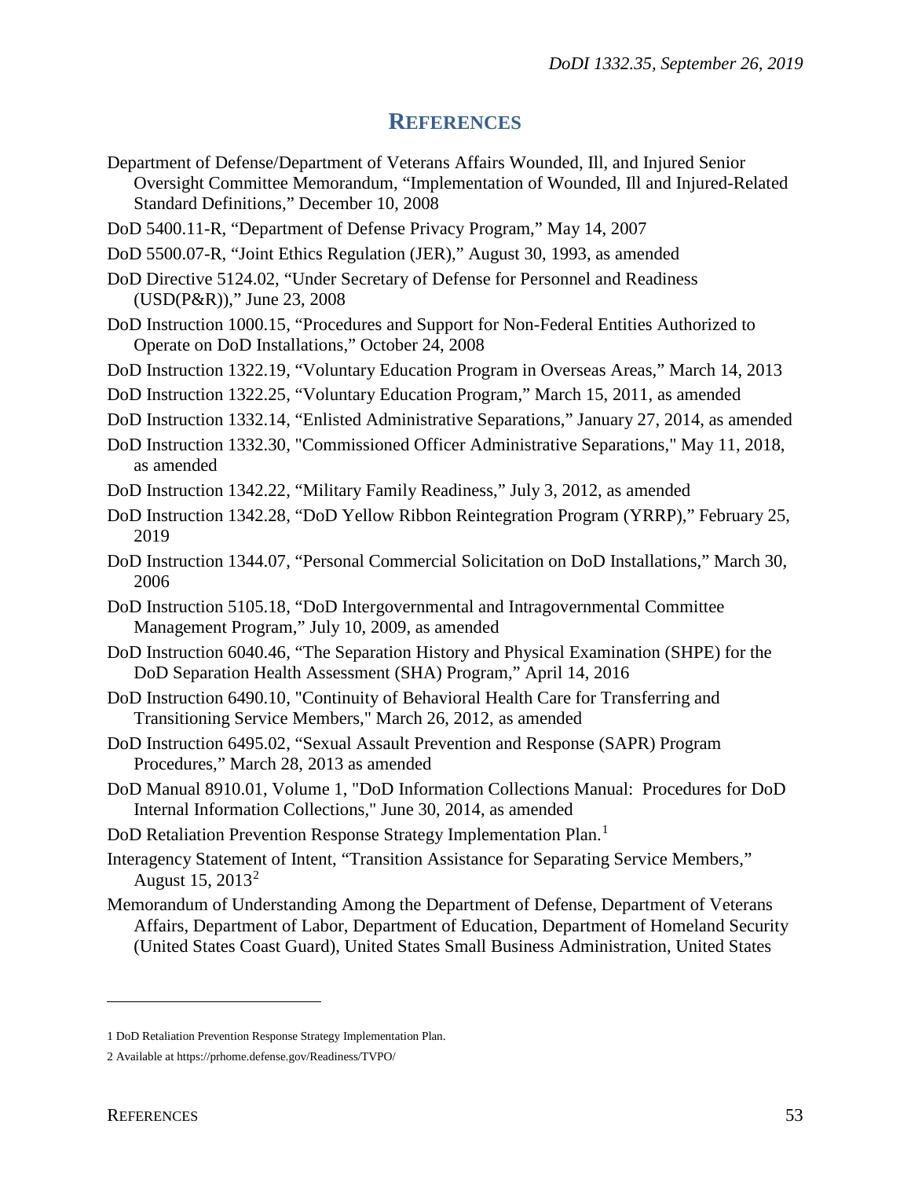# REFERENCES

Department of Defense/Department of Veterans Affairs Wounded, Ill, and Injured Senior Oversight Committee Memorandum, "Implementation of Wounded, Ill and Injured-Related Standard Definitions," December 10, 2008

DoD 5400.11-R, "Department of Defense Privacy Program," May 14, 2007

DoD 5500.07-R, "Joint Ethics Regulation (JER)," August 30, 1993, as amended

DoD Directive 5124.02, "Under Secretary of Defense for Personnel and Readiness (USD(P&R))," June 23, 2008

DoD Instruction 1000.15, "Procedures and Support for Non-Federal Entities Authorized to Operate on DoD Installations," October 24, 2008

DoD Instruction 1322.19, "Voluntary Education Program in Overseas Areas," March 14, 2013

DoD Instruction 1322.25, "Voluntary Education Program," March 15, 2011, as amended

DoD Instruction 1332.14, "Enlisted Administrative Separations," January 27, 2014, as amended

DoD Instruction 1332.30, "Commissioned Officer Administrative Separations," May 11, 2018, as amended

DoD Instruction 1342.22, "Military Family Readiness," July 3, 2012, as amended

DoD Instruction 1342.28, "DoD Yellow Ribbon Reintegration Program (YRRP)," February 25, 2019

DoD Instruction 1344.07, "Personal Commercial Solicitation on DoD Installations," March 30, 2006

DoD Instruction 5105.18, "DoD Intergovernmental and Intragovernmental Committee Management Program," July 10, 2009, as amended

DoD Instruction 6040.46, "The Separation History and Physical Examination (SHPE) for the DoD Separation Health Assessment (SHA) Program," April 14, 2016

DoD Instruction 6490.10, "Continuity of Behavioral Health Care for Transferring and Transitioning Service Members," March 26, 2012, as amended

DoD Instruction 6495.02, "Sexual Assault Prevention and Response (SAPR) Program Procedures," March 28, 2013 as amended

DoD Manual 8910.01, Volume 1, "DoD Information Collections Manual: Procedures for DoD Internal Information Collections," June 30, 2014, as amended

DoD Retaliation Prevention Response Strategy Implementation Plan.[1]

Interagency Statement of Intent, "Transition Assistance for Separating Service Members," August 15, 2013[2]

Memorandum of Understanding Among the Department of Defense, Department of Veterans Affairs, Department of Labor, Department of Education, Department of Homeland Security (United States Coast Guard), United States Small Business Administration, United States

---

1 DoD Retaliation Prevention Response Strategy Implementation Plan.

2 Available at https://prhome.defense.gov/Readiness/TVPO/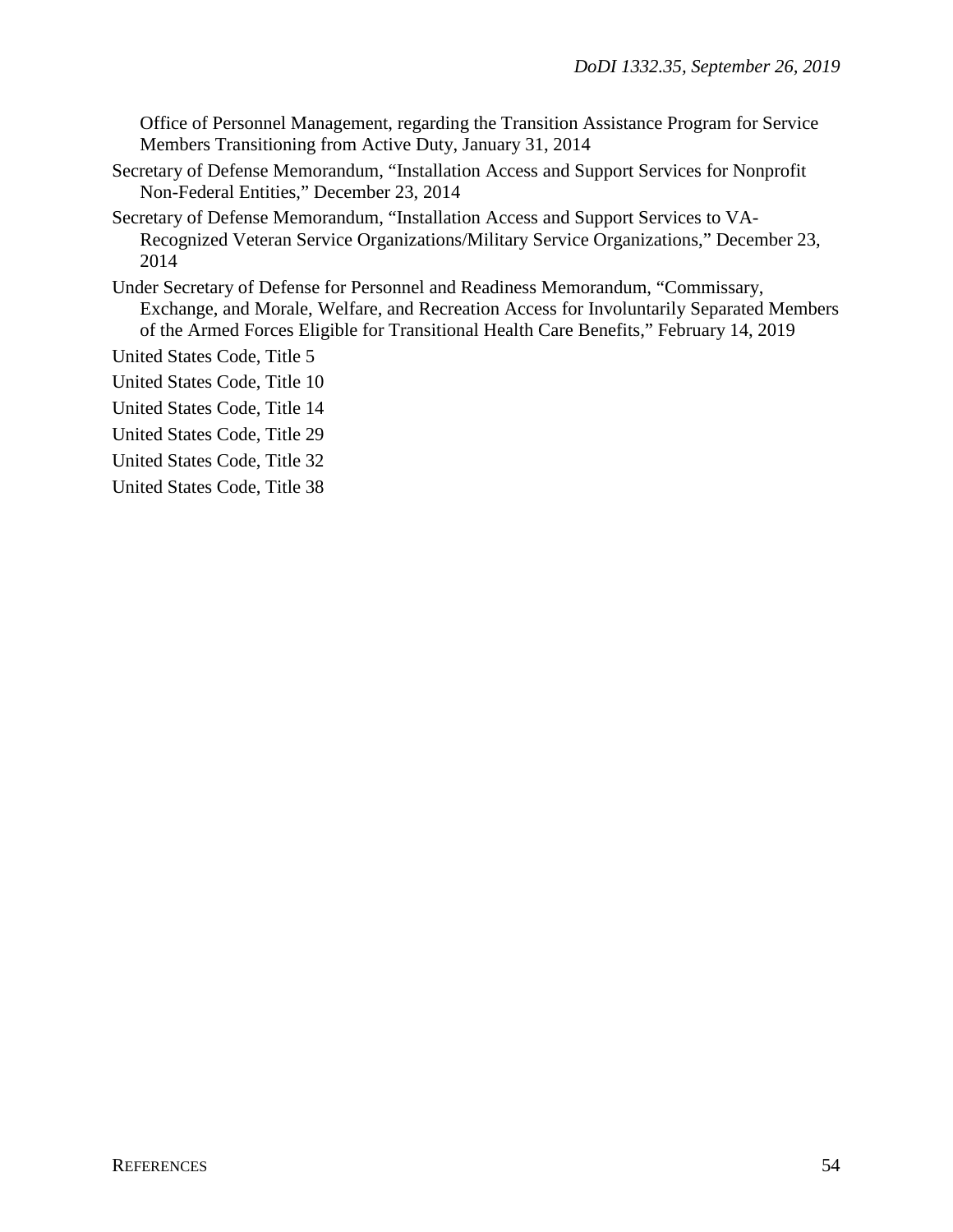Office of Personnel Management, regarding the Transition Assistance Program for Service Members Transitioning from Active Duty, January 31, 2014

Secretary of Defense Memorandum, "Installation Access and Support Services for Nonprofit Non-Federal Entities," December 23, 2014

Secretary of Defense Memorandum, "Installation Access and Support Services to VA-Recognized Veteran Service Organizations/Military Service Organizations," December 23, 2014

Under Secretary of Defense for Personnel and Readiness Memorandum, "Commissary, Exchange, and Morale, Welfare, and Recreation Access for Involuntarily Separated Members of the Armed Forces Eligible for Transitional Health Care Benefits," February 14, 2019

United States Code, Title 5

United States Code, Title 10

United States Code, Title 14

United States Code, Title 29

United States Code, Title 32

United States Code, Title 38